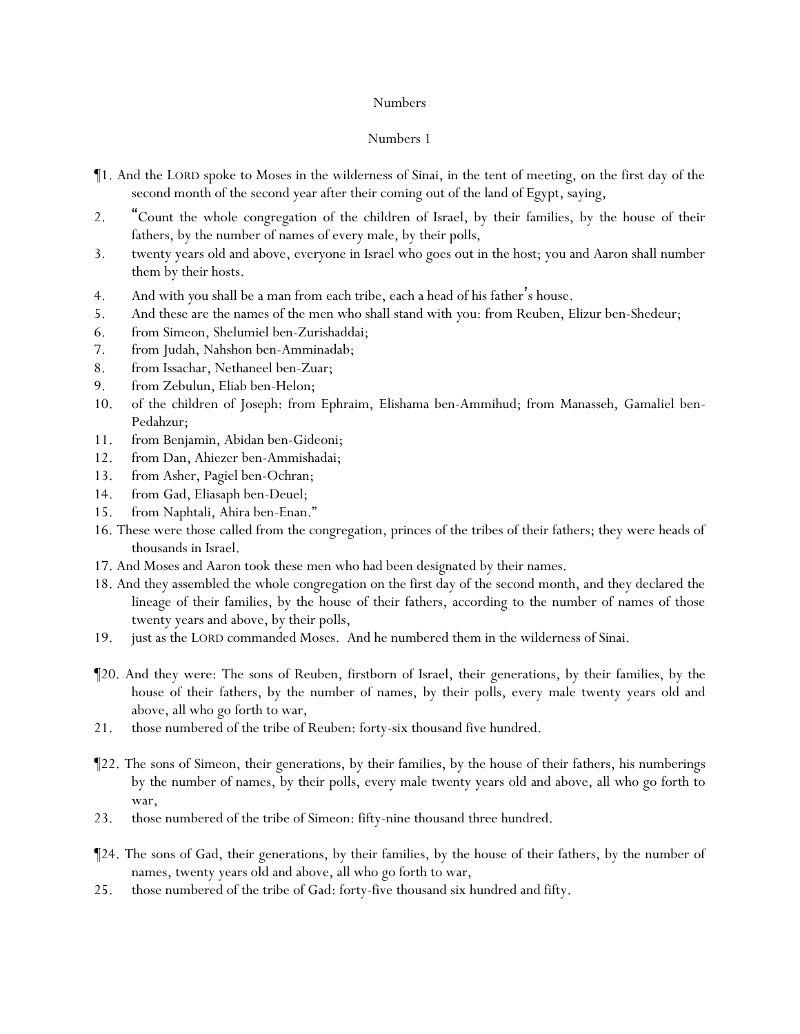# Numbers

## Numbers 1

¶1. And the LORD spoke to Moses in the wilderness of Sinai, in the tent of meeting, on the first day of the second month of the second year after their coming out of the land of Egypt, saying,

2. "Count the whole congregation of the children of Israel, by their families, by the house of their fathers, by the number of names of every male, by their polls,

3. twenty years old and above, everyone in Israel who goes out in the host; you and Aaron shall number them by their hosts.

4. And with you shall be a man from each tribe, each a head of his father's house.

5. And these are the names of the men who shall stand with you: from Reuben, Elizur ben-Shedeur;

6. from Simeon, Shelumiel ben-Zurishaddai;

7. from Judah, Nahshon ben-Amminadab;

8. from Issachar, Nethaneel ben-Zuar;

9. from Zebulun, Eliab ben-Helon;

10. of the children of Joseph: from Ephraim, Elishama ben-Ammihud; from Manasseh, Gamaliel ben-Pedahzur;

11. from Benjamin, Abidan ben-Gideoni;

12. from Dan, Ahiezer ben-Ammishadai;

13. from Asher, Pagiel ben-Ochran;

14. from Gad, Eliasaph ben-Deuel;

15. from Naphtali, Ahira ben-Enan."

16. These were those called from the congregation, princes of the tribes of their fathers; they were heads of thousands in Israel.

17. And Moses and Aaron took these men who had been designated by their names.

18. And they assembled the whole congregation on the first day of the second month, and they declared the lineage of their families, by the house of their fathers, according to the number of names of those twenty years and above, by their polls,

19. just as the LORD commanded Moses. And he numbered them in the wilderness of Sinai.

¶20. And they were: The sons of Reuben, firstborn of Israel, their generations, by their families, by the house of their fathers, by the number of names, by their polls, every male twenty years old and above, all who go forth to war,

21. those numbered of the tribe of Reuben: forty-six thousand five hundred.

¶22. The sons of Simeon, their generations, by their families, by the house of their fathers, his numberings by the number of names, by their polls, every male twenty years old and above, all who go forth to war,

23. those numbered of the tribe of Simeon: fifty-nine thousand three hundred.

¶24. The sons of Gad, their generations, by their families, by the house of their fathers, by the number of names, twenty years old and above, all who go forth to war,

25. those numbered of the tribe of Gad: forty-five thousand six hundred and fifty.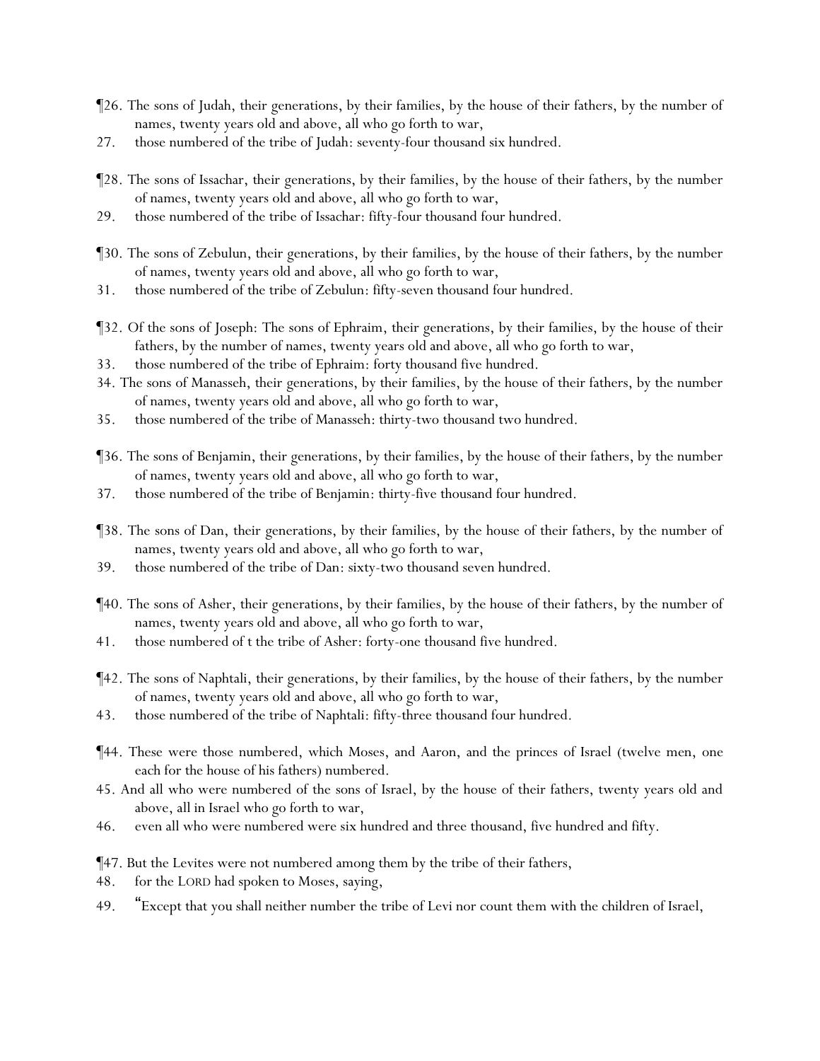¶26. The sons of Judah, their generations, by their families, by the house of their fathers, by the number of names, twenty years old and above, all who go forth to war,
27. those numbered of the tribe of Judah: seventy-four thousand six hundred.

¶28. The sons of Issachar, their generations, by their families, by the house of their fathers, by the number of names, twenty years old and above, all who go forth to war,
29. those numbered of the tribe of Issachar: fifty-four thousand four hundred.

¶30. The sons of Zebulun, their generations, by their families, by the house of their fathers, by the number of names, twenty years old and above, all who go forth to war,
31. those numbered of the tribe of Zebulun: fifty-seven thousand four hundred.

¶32. Of the sons of Joseph: The sons of Ephraim, their generations, by their families, by the house of their fathers, by the number of names, twenty years old and above, all who go forth to war,
33. those numbered of the tribe of Ephraim: forty thousand five hundred.
34. The sons of Manasseh, their generations, by their families, by the house of their fathers, by the number of names, twenty years old and above, all who go forth to war,
35. those numbered of the tribe of Manasseh: thirty-two thousand two hundred.

¶36. The sons of Benjamin, their generations, by their families, by the house of their fathers, by the number of names, twenty years old and above, all who go forth to war,
37. those numbered of the tribe of Benjamin: thirty-five thousand four hundred.

¶38. The sons of Dan, their generations, by their families, by the house of their fathers, by the number of names, twenty years old and above, all who go forth to war,
39. those numbered of the tribe of Dan: sixty-two thousand seven hundred.

¶40. The sons of Asher, their generations, by their families, by the house of their fathers, by the number of names, twenty years old and above, all who go forth to war,
41. those numbered of t the tribe of Asher: forty-one thousand five hundred.

¶42. The sons of Naphtali, their generations, by their families, by the house of their fathers, by the number of names, twenty years old and above, all who go forth to war,
43. those numbered of the tribe of Naphtali: fifty-three thousand four hundred.

¶44. These were those numbered, which Moses, and Aaron, and the princes of Israel (twelve men, one each for the house of his fathers) numbered.
45. And all who were numbered of the sons of Israel, by the house of their fathers, twenty years old and above, all in Israel who go forth to war,
46. even all who were numbered were six hundred and three thousand, five hundred and fifty.

¶47. But the Levites were not numbered among them by the tribe of their fathers,
48. for the LORD had spoken to Moses, saying,
49. "Except that you shall neither number the tribe of Levi nor count them with the children of Israel,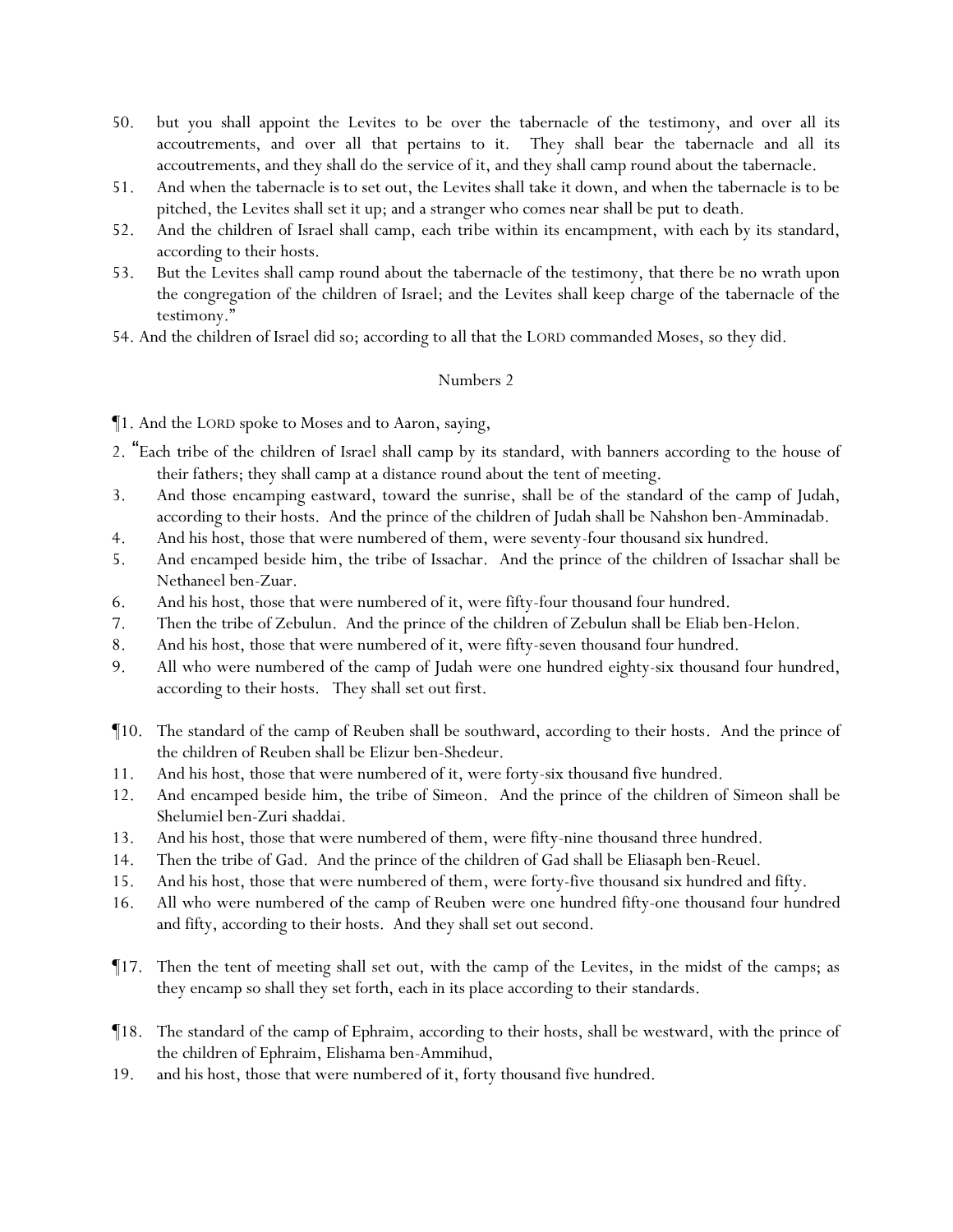50. but you shall appoint the Levites to be over the tabernacle of the testimony, and over all its accoutrements, and over all that pertains to it. They shall bear the tabernacle and all its accoutrements, and they shall do the service of it, and they shall camp round about the tabernacle.

51. And when the tabernacle is to set out, the Levites shall take it down, and when the tabernacle is to be pitched, the Levites shall set it up; and a stranger who comes near shall be put to death.

52. And the children of Israel shall camp, each tribe within its encampment, with each by its standard, according to their hosts.

53. But the Levites shall camp round about the tabernacle of the testimony, that there be no wrath upon the congregation of the children of Israel; and the Levites shall keep charge of the tabernacle of the testimony."

54. And the children of Israel did so; according to all that the LORD commanded Moses, so they did.

## Numbers 2

¶1. And the LORD spoke to Moses and to Aaron, saying,

2. "Each tribe of the children of Israel shall camp by its standard, with banners according to the house of their fathers; they shall camp at a distance round about the tent of meeting.

3. And those encamping eastward, toward the sunrise, shall be of the standard of the camp of Judah, according to their hosts. And the prince of the children of Judah shall be Nahshon ben-Amminadab.

4. And his host, those that were numbered of them, were seventy-four thousand six hundred.

5. And encamped beside him, the tribe of Issachar. And the prince of the children of Issachar shall be Nethaneel ben-Zuar.

6. And his host, those that were numbered of it, were fifty-four thousand four hundred.

7. Then the tribe of Zebulun. And the prince of the children of Zebulun shall be Eliab ben-Helon.

8. And his host, those that were numbered of it, were fifty-seven thousand four hundred.

9. All who were numbered of the camp of Judah were one hundred eighty-six thousand four hundred, according to their hosts. They shall set out first.

¶10. The standard of the camp of Reuben shall be southward, according to their hosts. And the prince of the children of Reuben shall be Elizur ben-Shedeur.

11. And his host, those that were numbered of it, were forty-six thousand five hundred.

12. And encamped beside him, the tribe of Simeon. And the prince of the children of Simeon shall be Shelumiel ben-Zuri shaddai.

13. And his host, those that were numbered of them, were fifty-nine thousand three hundred.

14. Then the tribe of Gad. And the prince of the children of Gad shall be Eliasaph ben-Reuel.

15. And his host, those that were numbered of them, were forty-five thousand six hundred and fifty.

16. All who were numbered of the camp of Reuben were one hundred fifty-one thousand four hundred and fifty, according to their hosts. And they shall set out second.

¶17. Then the tent of meeting shall set out, with the camp of the Levites, in the midst of the camps; as they encamp so shall they set forth, each in its place according to their standards.

¶18. The standard of the camp of Ephraim, according to their hosts, shall be westward, with the prince of the children of Ephraim, Elishama ben-Ammihud,

19. and his host, those that were numbered of it, forty thousand five hundred.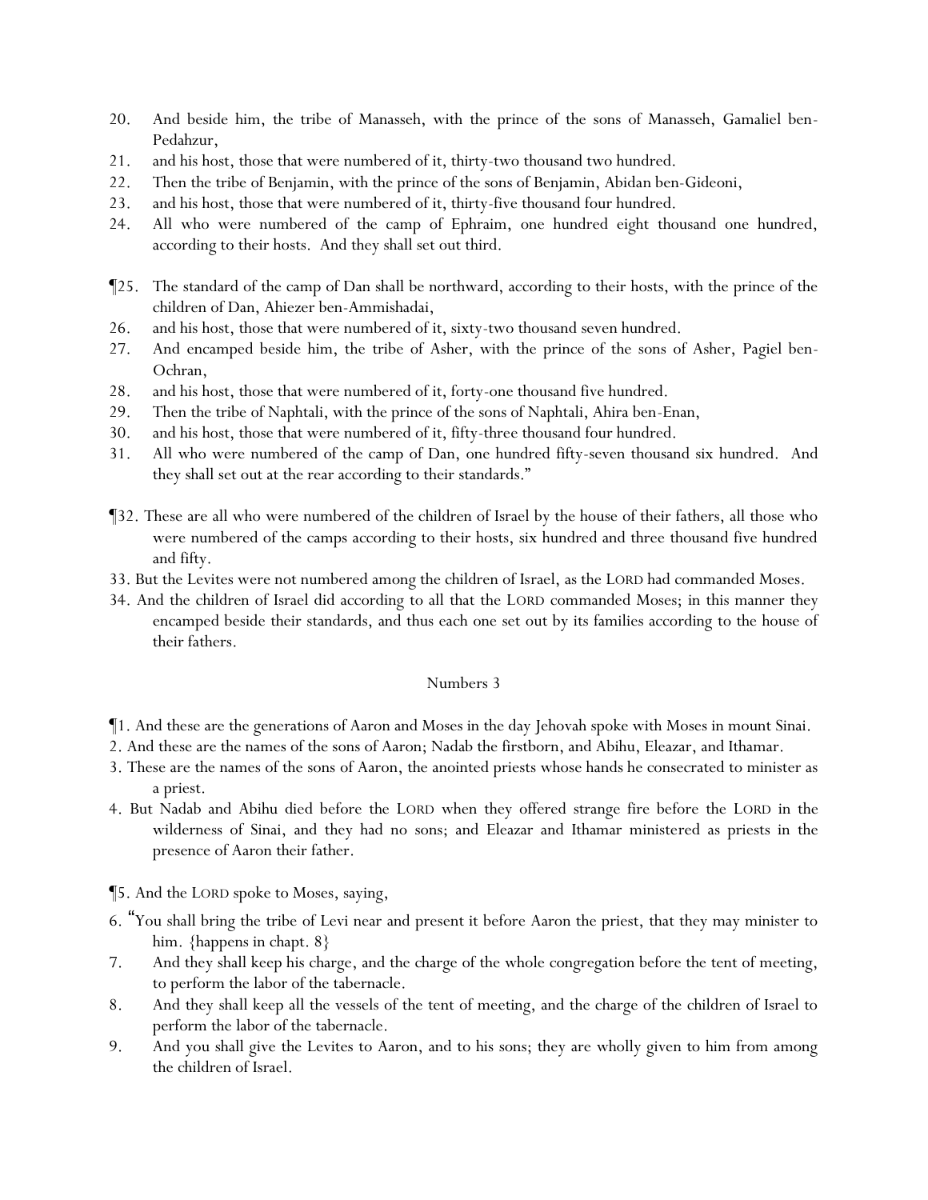20. And beside him, the tribe of Manasseh, with the prince of the sons of Manasseh, Gamaliel ben-Pedahzur,
21. and his host, those that were numbered of it, thirty-two thousand two hundred.
22. Then the tribe of Benjamin, with the prince of the sons of Benjamin, Abidan ben-Gideoni,
23. and his host, those that were numbered of it, thirty-five thousand four hundred.
24. All who were numbered of the camp of Ephraim, one hundred eight thousand one hundred, according to their hosts. And they shall set out third.

¶25. The standard of the camp of Dan shall be northward, according to their hosts, with the prince of the children of Dan, Ahiezer ben-Ammishadai,
26. and his host, those that were numbered of it, sixty-two thousand seven hundred.
27. And encamped beside him, the tribe of Asher, with the prince of the sons of Asher, Pagiel ben-Ochran,
28. and his host, those that were numbered of it, forty-one thousand five hundred.
29. Then the tribe of Naphtali, with the prince of the sons of Naphtali, Ahira ben-Enan,
30. and his host, those that were numbered of it, fifty-three thousand four hundred.
31. All who were numbered of the camp of Dan, one hundred fifty-seven thousand six hundred. And they shall set out at the rear according to their standards."

¶32. These are all who were numbered of the children of Israel by the house of their fathers, all those who were numbered of the camps according to their hosts, six hundred and three thousand five hundred and fifty.
33. But the Levites were not numbered among the children of Israel, as the LORD had commanded Moses.
34. And the children of Israel did according to all that the LORD commanded Moses; in this manner they encamped beside their standards, and thus each one set out by its families according to the house of their fathers.

## Numbers 3

¶1. And these are the generations of Aaron and Moses in the day Jehovah spoke with Moses in mount Sinai.
2. And these are the names of the sons of Aaron; Nadab the firstborn, and Abihu, Eleazar, and Ithamar.
3. These are the names of the sons of Aaron, the anointed priests whose hands he consecrated to minister as a priest.
4. But Nadab and Abihu died before the LORD when they offered strange fire before the LORD in the wilderness of Sinai, and they had no sons; and Eleazar and Ithamar ministered as priests in the presence of Aaron their father.

¶5. And the LORD spoke to Moses, saying,
6. "You shall bring the tribe of Levi near and present it before Aaron the priest, that they may minister to him. {happens in chapt. 8}
7. And they shall keep his charge, and the charge of the whole congregation before the tent of meeting, to perform the labor of the tabernacle.
8. And they shall keep all the vessels of the tent of meeting, and the charge of the children of Israel to perform the labor of the tabernacle.
9. And you shall give the Levites to Aaron, and to his sons; they are wholly given to him from among the children of Israel.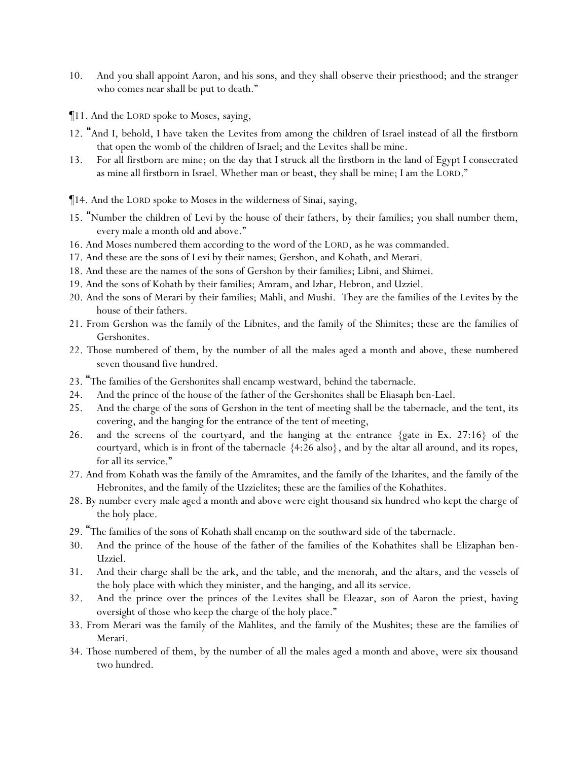10. And you shall appoint Aaron, and his sons, and they shall observe their priesthood; and the stranger who comes near shall be put to death."

¶11. And the LORD spoke to Moses, saying,

12. "And I, behold, I have taken the Levites from among the children of Israel instead of all the firstborn that open the womb of the children of Israel; and the Levites shall be mine.

13. For all firstborn are mine; on the day that I struck all the firstborn in the land of Egypt I consecrated as mine all firstborn in Israel. Whether man or beast, they shall be mine; I am the LORD."

¶14. And the LORD spoke to Moses in the wilderness of Sinai, saying,

15. "Number the children of Levi by the house of their fathers, by their families; you shall number them, every male a month old and above."

16. And Moses numbered them according to the word of the LORD, as he was commanded.

17. And these are the sons of Levi by their names; Gershon, and Kohath, and Merari.

18. And these are the names of the sons of Gershon by their families; Libni, and Shimei.

19. And the sons of Kohath by their families; Amram, and Izhar, Hebron, and Uzziel.

20. And the sons of Merari by their families; Mahli, and Mushi. They are the families of the Levites by the house of their fathers.

21. From Gershon was the family of the Libnites, and the family of the Shimites; these are the families of Gershonites.

22. Those numbered of them, by the number of all the males aged a month and above, these numbered seven thousand five hundred.

23. "The families of the Gershonites shall encamp westward, behind the tabernacle.

24. And the prince of the house of the father of the Gershonites shall be Eliasaph ben-Lael.

25. And the charge of the sons of Gershon in the tent of meeting shall be the tabernacle, and the tent, its covering, and the hanging for the entrance of the tent of meeting,

26. and the screens of the courtyard, and the hanging at the entrance {gate in Ex. 27:16} of the courtyard, which is in front of the tabernacle {4:26 also}, and by the altar all around, and its ropes, for all its service."

27. And from Kohath was the family of the Amramites, and the family of the Izharites, and the family of the Hebronites, and the family of the Uzzielites; these are the families of the Kohathites.

28. By number every male aged a month and above were eight thousand six hundred who kept the charge of the holy place.

29. "The families of the sons of Kohath shall encamp on the southward side of the tabernacle.

30. And the prince of the house of the father of the families of the Kohathites shall be Elizaphan ben-Uzziel.

31. And their charge shall be the ark, and the table, and the menorah, and the altars, and the vessels of the holy place with which they minister, and the hanging, and all its service.

32. And the prince over the princes of the Levites shall be Eleazar, son of Aaron the priest, having oversight of those who keep the charge of the holy place."

33. From Merari was the family of the Mahlites, and the family of the Mushites; these are the families of Merari.

34. Those numbered of them, by the number of all the males aged a month and above, were six thousand two hundred.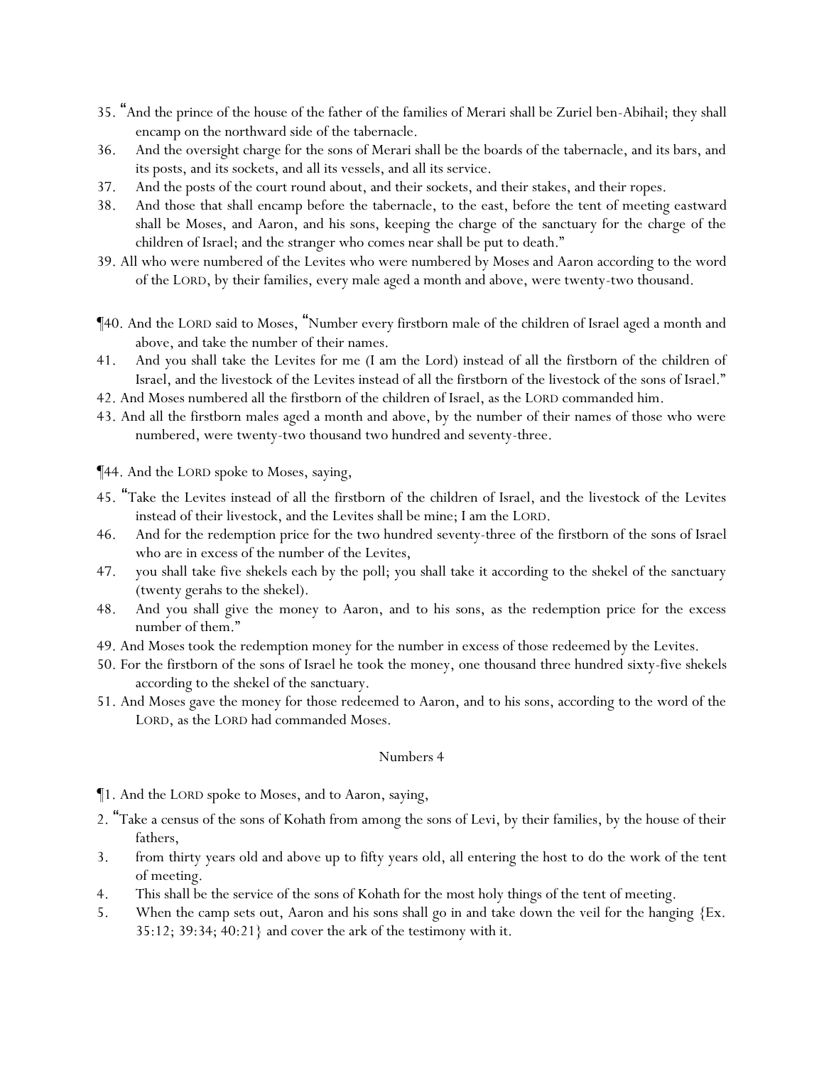35. "And the prince of the house of the father of the families of Merari shall be Zuriel ben-Abihail; they shall encamp on the northward side of the tabernacle.
36. And the oversight charge for the sons of Merari shall be the boards of the tabernacle, and its bars, and its posts, and its sockets, and all its vessels, and all its service.
37. And the posts of the court round about, and their sockets, and their stakes, and their ropes.
38. And those that shall encamp before the tabernacle, to the east, before the tent of meeting eastward shall be Moses, and Aaron, and his sons, keeping the charge of the sanctuary for the charge of the children of Israel; and the stranger who comes near shall be put to death."
39. All who were numbered of the Levites who were numbered by Moses and Aaron according to the word of the LORD, by their families, every male aged a month and above, were twenty-two thousand.

¶40. And the LORD said to Moses, "Number every firstborn male of the children of Israel aged a month and above, and take the number of their names.
41. And you shall take the Levites for me (I am the Lord) instead of all the firstborn of the children of Israel, and the livestock of the Levites instead of all the firstborn of the livestock of the sons of Israel."
42. And Moses numbered all the firstborn of the children of Israel, as the LORD commanded him.
43. And all the firstborn males aged a month and above, by the number of their names of those who were numbered, were twenty-two thousand two hundred and seventy-three.

¶44. And the LORD spoke to Moses, saying,
45. "Take the Levites instead of all the firstborn of the children of Israel, and the livestock of the Levites instead of their livestock, and the Levites shall be mine; I am the LORD.
46. And for the redemption price for the two hundred seventy-three of the firstborn of the sons of Israel who are in excess of the number of the Levites,
47. you shall take five shekels each by the poll; you shall take it according to the shekel of the sanctuary (twenty gerahs to the shekel).
48. And you shall give the money to Aaron, and to his sons, as the redemption price for the excess number of them."
49. And Moses took the redemption money for the number in excess of those redeemed by the Levites.
50. For the firstborn of the sons of Israel he took the money, one thousand three hundred sixty-five shekels according to the shekel of the sanctuary.
51. And Moses gave the money for those redeemed to Aaron, and to his sons, according to the word of the LORD, as the LORD had commanded Moses.

## Numbers 4

¶1. And the LORD spoke to Moses, and to Aaron, saying,
2. "Take a census of the sons of Kohath from among the sons of Levi, by their families, by the house of their fathers,
3. from thirty years old and above up to fifty years old, all entering the host to do the work of the tent of meeting.
4. This shall be the service of the sons of Kohath for the most holy things of the tent of meeting.
5. When the camp sets out, Aaron and his sons shall go in and take down the veil for the hanging {Ex. 35:12; 39:34; 40:21} and cover the ark of the testimony with it.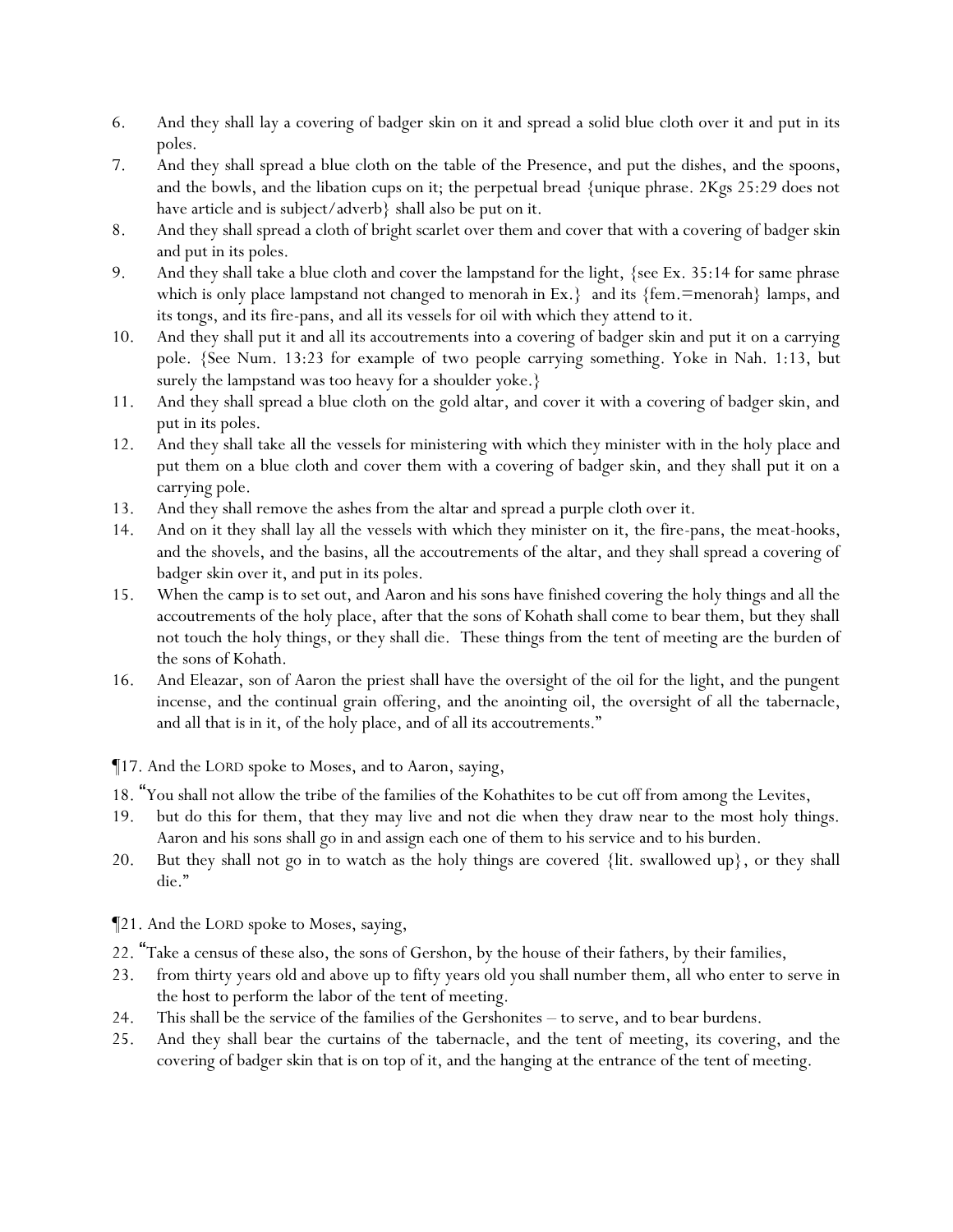6. And they shall lay a covering of badger skin on it and spread a solid blue cloth over it and put in its poles.
7. And they shall spread a blue cloth on the table of the Presence, and put the dishes, and the spoons, and the bowls, and the libation cups on it; the perpetual bread {unique phrase. 2Kgs 25:29 does not have article and is subject/adverb} shall also be put on it.
8. And they shall spread a cloth of bright scarlet over them and cover that with a covering of badger skin and put in its poles.
9. And they shall take a blue cloth and cover the lampstand for the light, {see Ex. 35:14 for same phrase which is only place lampstand not changed to menorah in Ex.} and its {fem.=menorah} lamps, and its tongs, and its fire-pans, and all its vessels for oil with which they attend to it.
10. And they shall put it and all its accoutrements into a covering of badger skin and put it on a carrying pole. {See Num. 13:23 for example of two people carrying something. Yoke in Nah. 1:13, but surely the lampstand was too heavy for a shoulder yoke.}
11. And they shall spread a blue cloth on the gold altar, and cover it with a covering of badger skin, and put in its poles.
12. And they shall take all the vessels for ministering with which they minister with in the holy place and put them on a blue cloth and cover them with a covering of badger skin, and they shall put it on a carrying pole.
13. And they shall remove the ashes from the altar and spread a purple cloth over it.
14. And on it they shall lay all the vessels with which they minister on it, the fire-pans, the meat-hooks, and the shovels, and the basins, all the accoutrements of the altar, and they shall spread a covering of badger skin over it, and put in its poles.
15. When the camp is to set out, and Aaron and his sons have finished covering the holy things and all the accoutrements of the holy place, after that the sons of Kohath shall come to bear them, but they shall not touch the holy things, or they shall die. These things from the tent of meeting are the burden of the sons of Kohath.
16. And Eleazar, son of Aaron the priest shall have the oversight of the oil for the light, and the pungent incense, and the continual grain offering, and the anointing oil, the oversight of all the tabernacle, and all that is in it, of the holy place, and of all its accoutrements."

¶17. And the LORD spoke to Moses, and to Aaron, saying,

18. "You shall not allow the tribe of the families of the Kohathites to be cut off from among the Levites,
19. but do this for them, that they may live and not die when they draw near to the most holy things. Aaron and his sons shall go in and assign each one of them to his service and to his burden.
20. But they shall not go in to watch as the holy things are covered {lit. swallowed up}, or they shall die."

¶21. And the LORD spoke to Moses, saying,

22. "Take a census of these also, the sons of Gershon, by the house of their fathers, by their families,
23. from thirty years old and above up to fifty years old you shall number them, all who enter to serve in the host to perform the labor of the tent of meeting.
24. This shall be the service of the families of the Gershonites – to serve, and to bear burdens.
25. And they shall bear the curtains of the tabernacle, and the tent of meeting, its covering, and the covering of badger skin that is on top of it, and the hanging at the entrance of the tent of meeting.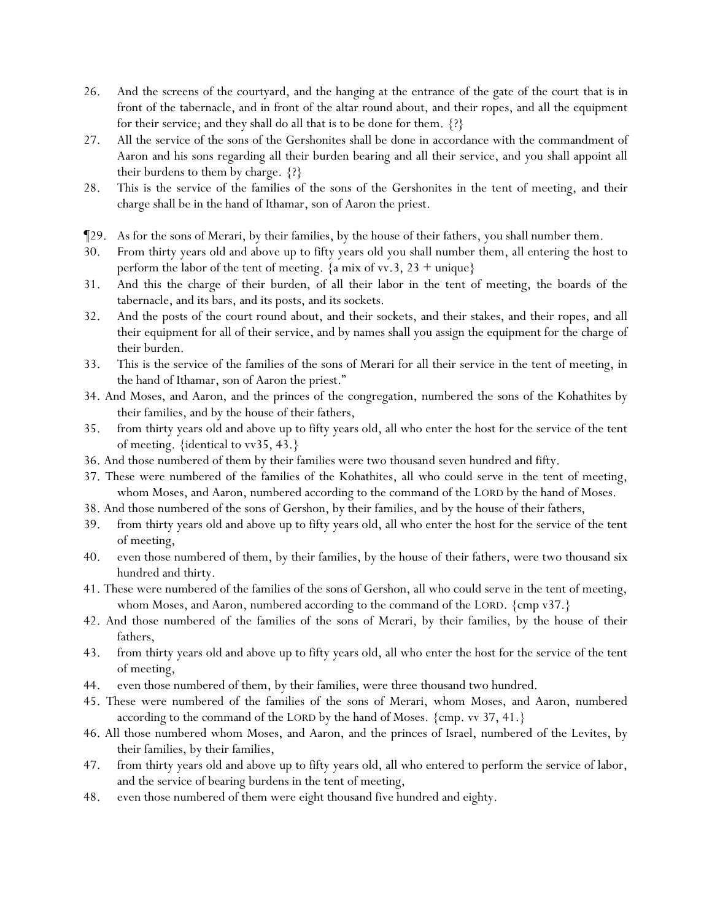26. And the screens of the courtyard, and the hanging at the entrance of the gate of the court that is in front of the tabernacle, and in front of the altar round about, and their ropes, and all the equipment for their service; and they shall do all that is to be done for them. {?}

27. All the service of the sons of the Gershonites shall be done in accordance with the commandment of Aaron and his sons regarding all their burden bearing and all their service, and you shall appoint all their burdens to them by charge. {?}

28. This is the service of the families of the sons of the Gershonites in the tent of meeting, and their charge shall be in the hand of Ithamar, son of Aaron the priest.

¶29. As for the sons of Merari, by their families, by the house of their fathers, you shall number them.

30. From thirty years old and above up to fifty years old you shall number them, all entering the host to perform the labor of the tent of meeting. {a mix of vv.3, 23 + unique}

31. And this the charge of their burden, of all their labor in the tent of meeting, the boards of the tabernacle, and its bars, and its posts, and its sockets.

32. And the posts of the court round about, and their sockets, and their stakes, and their ropes, and all their equipment for all of their service, and by names shall you assign the equipment for the charge of their burden.

33. This is the service of the families of the sons of Merari for all their service in the tent of meeting, in the hand of Ithamar, son of Aaron the priest."

34. And Moses, and Aaron, and the princes of the congregation, numbered the sons of the Kohathites by their families, and by the house of their fathers,

35. from thirty years old and above up to fifty years old, all who enter the host for the service of the tent of meeting. {identical to vv35, 43.}

36. And those numbered of them by their families were two thousand seven hundred and fifty.

37. These were numbered of the families of the Kohathites, all who could serve in the tent of meeting, whom Moses, and Aaron, numbered according to the command of the LORD by the hand of Moses.

38. And those numbered of the sons of Gershon, by their families, and by the house of their fathers,

39. from thirty years old and above up to fifty years old, all who enter the host for the service of the tent of meeting,

40. even those numbered of them, by their families, by the house of their fathers, were two thousand six hundred and thirty.

41. These were numbered of the families of the sons of Gershon, all who could serve in the tent of meeting, whom Moses, and Aaron, numbered according to the command of the LORD. {cmp v37.}

42. And those numbered of the families of the sons of Merari, by their families, by the house of their fathers,

43. from thirty years old and above up to fifty years old, all who enter the host for the service of the tent of meeting,

44. even those numbered of them, by their families, were three thousand two hundred.

45. These were numbered of the families of the sons of Merari, whom Moses, and Aaron, numbered according to the command of the LORD by the hand of Moses. {cmp. vv 37, 41.}

46. All those numbered whom Moses, and Aaron, and the princes of Israel, numbered of the Levites, by their families, by their families,

47. from thirty years old and above up to fifty years old, all who entered to perform the service of labor, and the service of bearing burdens in the tent of meeting,

48. even those numbered of them were eight thousand five hundred and eighty.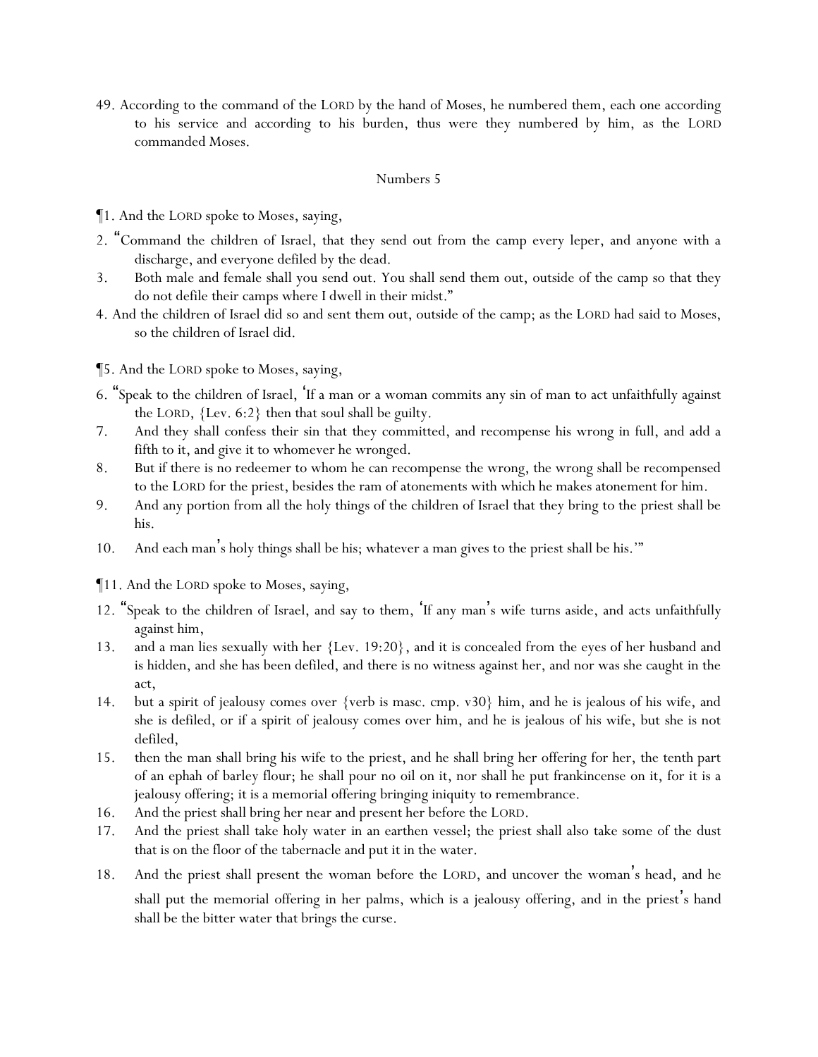49. According to the command of the LORD by the hand of Moses, he numbered them, each one according to his service and according to his burden, thus were they numbered by him, as the LORD commanded Moses.

## Numbers 5

¶1. And the LORD spoke to Moses, saying,

2. "Command the children of Israel, that they send out from the camp every leper, and anyone with a discharge, and everyone defiled by the dead.
3. Both male and female shall you send out. You shall send them out, outside of the camp so that they do not defile their camps where I dwell in their midst."
4. And the children of Israel did so and sent them out, outside of the camp; as the LORD had said to Moses, so the children of Israel did.

¶5. And the LORD spoke to Moses, saying,

6. "Speak to the children of Israel, 'If a man or a woman commits any sin of man to act unfaithfully against the LORD, {Lev. 6:2} then that soul shall be guilty.
7. And they shall confess their sin that they committed, and recompense his wrong in full, and add a fifth to it, and give it to whomever he wronged.
8. But if there is no redeemer to whom he can recompense the wrong, the wrong shall be recompensed to the LORD for the priest, besides the ram of atonements with which he makes atonement for him.
9. And any portion from all the holy things of the children of Israel that they bring to the priest shall be his.
10. And each man's holy things shall be his; whatever a man gives to the priest shall be his.'"

¶11. And the LORD spoke to Moses, saying,

12. "Speak to the children of Israel, and say to them, 'If any man's wife turns aside, and acts unfaithfully against him,
13. and a man lies sexually with her {Lev. 19:20}, and it is concealed from the eyes of her husband and is hidden, and she has been defiled, and there is no witness against her, and nor was she caught in the act,
14. but a spirit of jealousy comes over {verb is masc. cmp. v30} him, and he is jealous of his wife, and she is defiled, or if a spirit of jealousy comes over him, and he is jealous of his wife, but she is not defiled,
15. then the man shall bring his wife to the priest, and he shall bring her offering for her, the tenth part of an ephah of barley flour; he shall pour no oil on it, nor shall he put frankincense on it, for it is a jealousy offering; it is a memorial offering bringing iniquity to remembrance.
16. And the priest shall bring her near and present her before the LORD.
17. And the priest shall take holy water in an earthen vessel; the priest shall also take some of the dust that is on the floor of the tabernacle and put it in the water.
18. And the priest shall present the woman before the LORD, and uncover the woman's head, and he shall put the memorial offering in her palms, which is a jealousy offering, and in the priest's hand shall be the bitter water that brings the curse.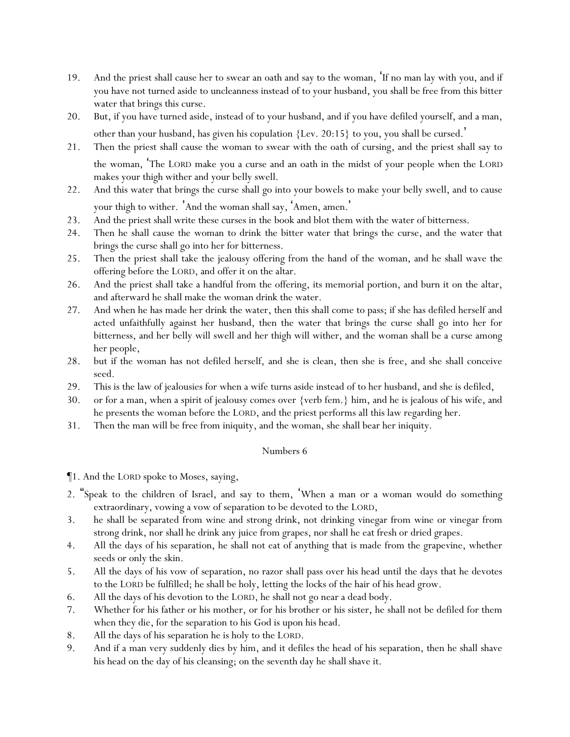19. And the priest shall cause her to swear an oath and say to the woman, 'If no man lay with you, and if you have not turned aside to uncleanness instead of to your husband, you shall be free from this bitter water that brings this curse.

20. But, if you have turned aside, instead of to your husband, and if you have defiled yourself, and a man, other than your husband, has given his copulation {Lev. 20:15} to you, you shall be cursed.'

21. Then the priest shall cause the woman to swear with the oath of cursing, and the priest shall say to the woman, 'The LORD make you a curse and an oath in the midst of your people when the LORD makes your thigh wither and your belly swell.

22. And this water that brings the curse shall go into your bowels to make your belly swell, and to cause your thigh to wither. 'And the woman shall say, 'Amen, amen.'

23. And the priest shall write these curses in the book and blot them with the water of bitterness.

24. Then he shall cause the woman to drink the bitter water that brings the curse, and the water that brings the curse shall go into her for bitterness.

25. Then the priest shall take the jealousy offering from the hand of the woman, and he shall wave the offering before the LORD, and offer it on the altar.

26. And the priest shall take a handful from the offering, its memorial portion, and burn it on the altar, and afterward he shall make the woman drink the water.

27. And when he has made her drink the water, then this shall come to pass; if she has defiled herself and acted unfaithfully against her husband, then the water that brings the curse shall go into her for bitterness, and her belly will swell and her thigh will wither, and the woman shall be a curse among her people,

28. but if the woman has not defiled herself, and she is clean, then she is free, and she shall conceive seed.

29. This is the law of jealousies for when a wife turns aside instead of to her husband, and she is defiled,

30. or for a man, when a spirit of jealousy comes over {verb fem.} him, and he is jealous of his wife, and he presents the woman before the LORD, and the priest performs all this law regarding her.

31. Then the man will be free from iniquity, and the woman, she shall bear her iniquity.

## Numbers 6

¶1. And the LORD spoke to Moses, saying,

2. "Speak to the children of Israel, and say to them, 'When a man or a woman would do something extraordinary, vowing a vow of separation to be devoted to the LORD,

3. he shall be separated from wine and strong drink, not drinking vinegar from wine or vinegar from strong drink, nor shall he drink any juice from grapes, nor shall he eat fresh or dried grapes.

4. All the days of his separation, he shall not eat of anything that is made from the grapevine, whether seeds or only the skin.

5. All the days of his vow of separation, no razor shall pass over his head until the days that he devotes to the LORD be fulfilled; he shall be holy, letting the locks of the hair of his head grow.

6. All the days of his devotion to the LORD, he shall not go near a dead body.

7. Whether for his father or his mother, or for his brother or his sister, he shall not be defiled for them when they die, for the separation to his God is upon his head.

8. All the days of his separation he is holy to the LORD.

9. And if a man very suddenly dies by him, and it defiles the head of his separation, then he shall shave his head on the day of his cleansing; on the seventh day he shall shave it.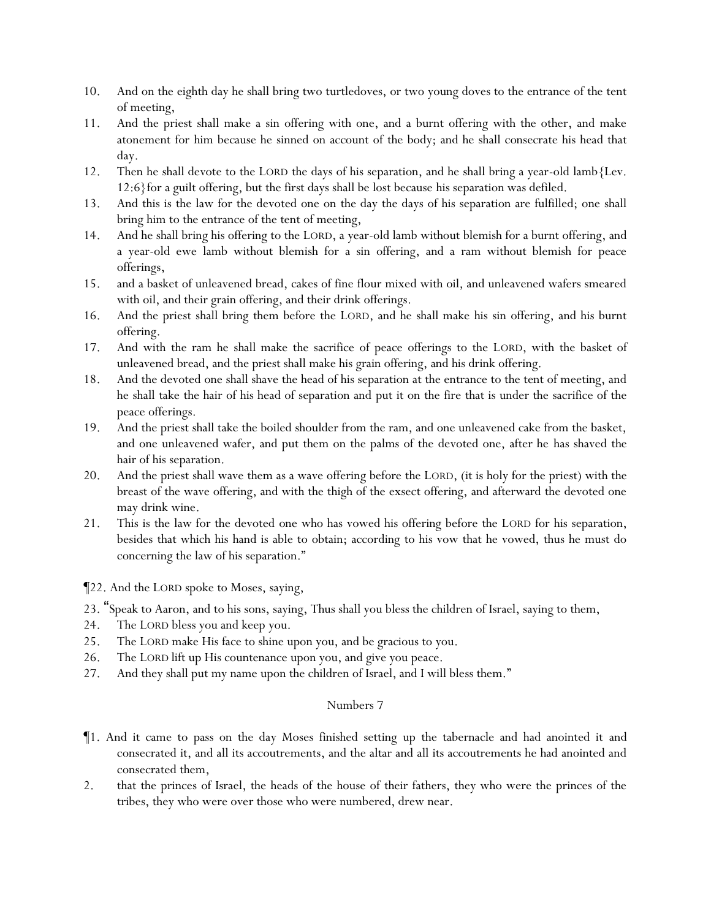10. And on the eighth day he shall bring two turtledoves, or two young doves to the entrance of the tent of meeting,
11. And the priest shall make a sin offering with one, and a burnt offering with the other, and make atonement for him because he sinned on account of the body; and he shall consecrate his head that day.
12. Then he shall devote to the LORD the days of his separation, and he shall bring a year-old lamb{Lev. 12:6}for a guilt offering, but the first days shall be lost because his separation was defiled.
13. And this is the law for the devoted one on the day the days of his separation are fulfilled; one shall bring him to the entrance of the tent of meeting,
14. And he shall bring his offering to the LORD, a year-old lamb without blemish for a burnt offering, and a year-old ewe lamb without blemish for a sin offering, and a ram without blemish for peace offerings,
15. and a basket of unleavened bread, cakes of fine flour mixed with oil, and unleavened wafers smeared with oil, and their grain offering, and their drink offerings.
16. And the priest shall bring them before the LORD, and he shall make his sin offering, and his burnt offering.
17. And with the ram he shall make the sacrifice of peace offerings to the LORD, with the basket of unleavened bread, and the priest shall make his grain offering, and his drink offering.
18. And the devoted one shall shave the head of his separation at the entrance to the tent of meeting, and he shall take the hair of his head of separation and put it on the fire that is under the sacrifice of the peace offerings.
19. And the priest shall take the boiled shoulder from the ram, and one unleavened cake from the basket, and one unleavened wafer, and put them on the palms of the devoted one, after he has shaved the hair of his separation.
20. And the priest shall wave them as a wave offering before the LORD, (it is holy for the priest) with the breast of the wave offering, and with the thigh of the exsect offering, and afterward the devoted one may drink wine.
21. This is the law for the devoted one who has vowed his offering before the LORD for his separation, besides that which his hand is able to obtain; according to his vow that he vowed, thus he must do concerning the law of his separation."

¶22. And the LORD spoke to Moses, saying,

23. "Speak to Aaron, and to his sons, saying, Thus shall you bless the children of Israel, saying to them,
24. The LORD bless you and keep you.
25. The LORD make His face to shine upon you, and be gracious to you.
26. The LORD lift up His countenance upon you, and give you peace.
27. And they shall put my name upon the children of Israel, and I will bless them."

## Numbers 7

¶1. And it came to pass on the day Moses finished setting up the tabernacle and had anointed it and consecrated it, and all its accoutrements, and the altar and all its accoutrements he had anointed and consecrated them,
2. that the princes of Israel, the heads of the house of their fathers, they who were the princes of the tribes, they who were over those who were numbered, drew near.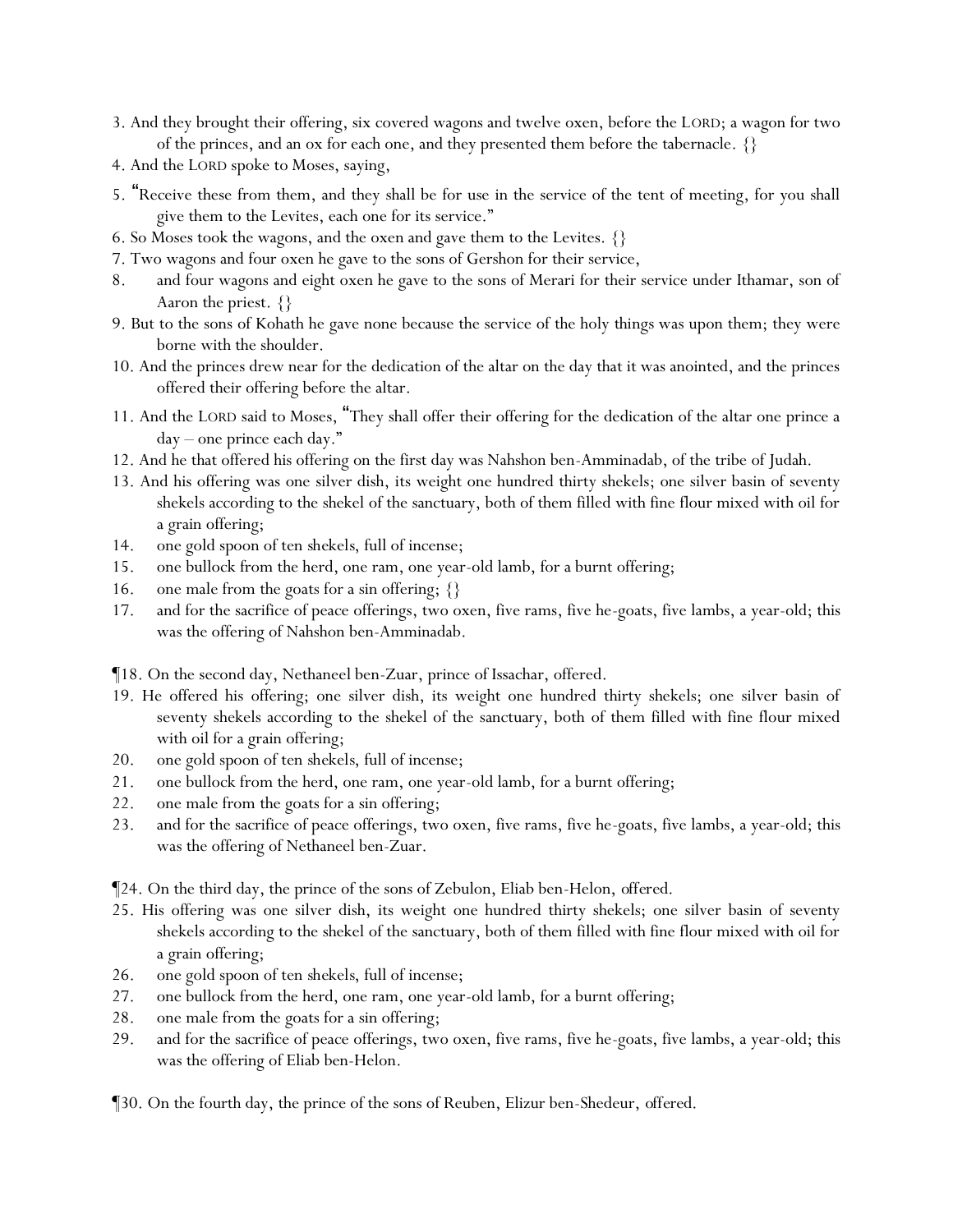3. And they brought their offering, six covered wagons and twelve oxen, before the LORD; a wagon for two of the princes, and an ox for each one, and they presented them before the tabernacle. {}

4. And the LORD spoke to Moses, saying,

5. "Receive these from them, and they shall be for use in the service of the tent of meeting, for you shall give them to the Levites, each one for its service."

6. So Moses took the wagons, and the oxen and gave them to the Levites. {}

7. Two wagons and four oxen he gave to the sons of Gershon for their service,

8. and four wagons and eight oxen he gave to the sons of Merari for their service under Ithamar, son of Aaron the priest. {}

9. But to the sons of Kohath he gave none because the service of the holy things was upon them; they were borne with the shoulder.

10. And the princes drew near for the dedication of the altar on the day that it was anointed, and the princes offered their offering before the altar.

11. And the LORD said to Moses, "They shall offer their offering for the dedication of the altar one prince a day – one prince each day."

12. And he that offered his offering on the first day was Nahshon ben-Amminadab, of the tribe of Judah.

13. And his offering was one silver dish, its weight one hundred thirty shekels; one silver basin of seventy shekels according to the shekel of the sanctuary, both of them filled with fine flour mixed with oil for a grain offering;

14. one gold spoon of ten shekels, full of incense;

15. one bullock from the herd, one ram, one year-old lamb, for a burnt offering;

16. one male from the goats for a sin offering; {}

17. and for the sacrifice of peace offerings, two oxen, five rams, five he-goats, five lambs, a year-old; this was the offering of Nahshon ben-Amminadab.

¶18. On the second day, Nethaneel ben-Zuar, prince of Issachar, offered.

19. He offered his offering; one silver dish, its weight one hundred thirty shekels; one silver basin of seventy shekels according to the shekel of the sanctuary, both of them filled with fine flour mixed with oil for a grain offering;

20. one gold spoon of ten shekels, full of incense;

21. one bullock from the herd, one ram, one year-old lamb, for a burnt offering;

22. one male from the goats for a sin offering;

23. and for the sacrifice of peace offerings, two oxen, five rams, five he-goats, five lambs, a year-old; this was the offering of Nethaneel ben-Zuar.

¶24. On the third day, the prince of the sons of Zebulon, Eliab ben-Helon, offered.

25. His offering was one silver dish, its weight one hundred thirty shekels; one silver basin of seventy shekels according to the shekel of the sanctuary, both of them filled with fine flour mixed with oil for a grain offering;

26. one gold spoon of ten shekels, full of incense;

27. one bullock from the herd, one ram, one year-old lamb, for a burnt offering;

28. one male from the goats for a sin offering;

29. and for the sacrifice of peace offerings, two oxen, five rams, five he-goats, five lambs, a year-old; this was the offering of Eliab ben-Helon.

¶30. On the fourth day, the prince of the sons of Reuben, Elizur ben-Shedeur, offered.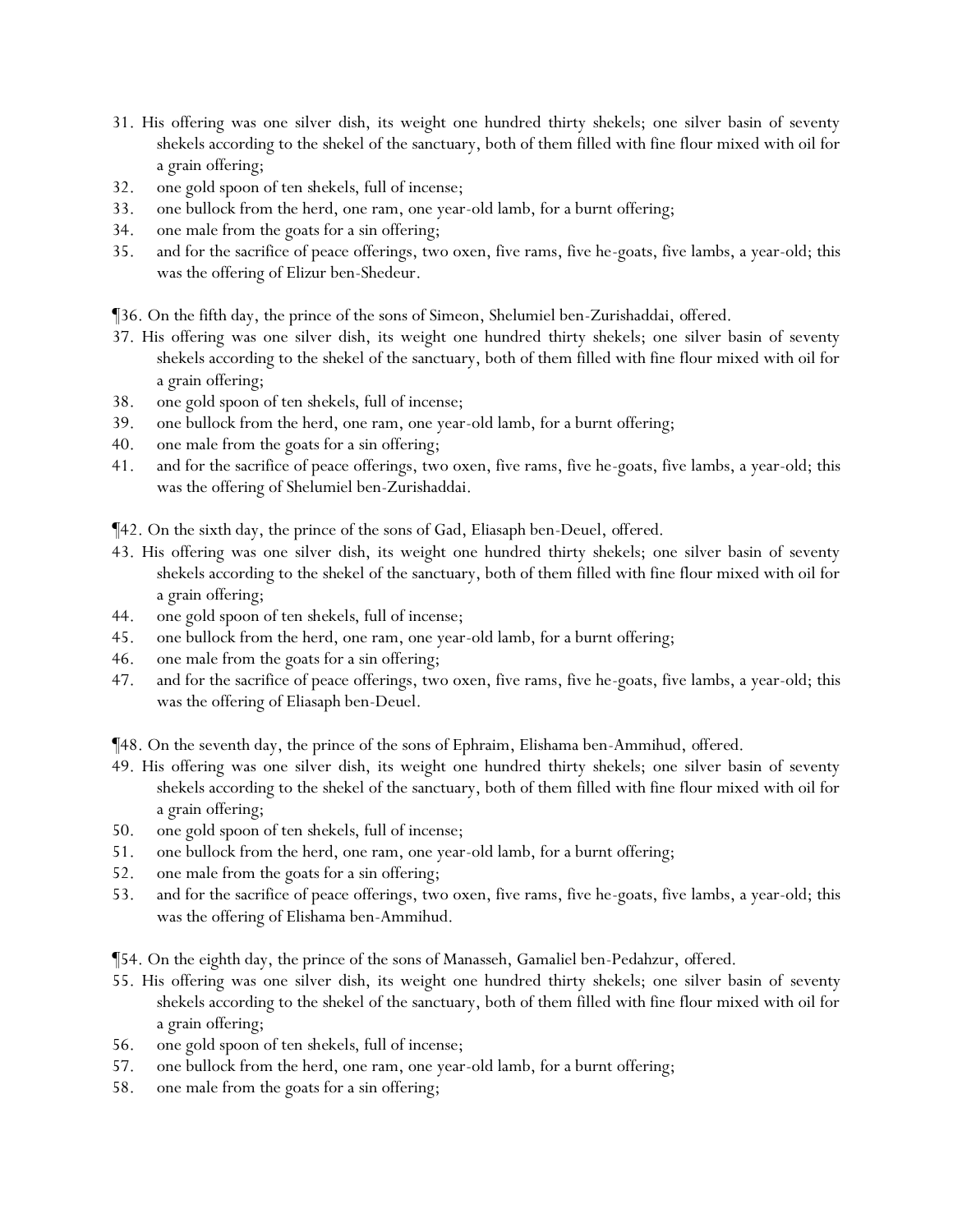31. His offering was one silver dish, its weight one hundred thirty shekels; one silver basin of seventy shekels according to the shekel of the sanctuary, both of them filled with fine flour mixed with oil for a grain offering;
32. one gold spoon of ten shekels, full of incense;
33. one bullock from the herd, one ram, one year-old lamb, for a burnt offering;
34. one male from the goats for a sin offering;
35. and for the sacrifice of peace offerings, two oxen, five rams, five he-goats, five lambs, a year-old; this was the offering of Elizur ben-Shedeur.

¶36. On the fifth day, the prince of the sons of Simeon, Shelumiel ben-Zurishaddai, offered.
37. His offering was one silver dish, its weight one hundred thirty shekels; one silver basin of seventy shekels according to the shekel of the sanctuary, both of them filled with fine flour mixed with oil for a grain offering;
38. one gold spoon of ten shekels, full of incense;
39. one bullock from the herd, one ram, one year-old lamb, for a burnt offering;
40. one male from the goats for a sin offering;
41. and for the sacrifice of peace offerings, two oxen, five rams, five he-goats, five lambs, a year-old; this was the offering of Shelumiel ben-Zurishaddai.

¶42. On the sixth day, the prince of the sons of Gad, Eliasaph ben-Deuel, offered.
43. His offering was one silver dish, its weight one hundred thirty shekels; one silver basin of seventy shekels according to the shekel of the sanctuary, both of them filled with fine flour mixed with oil for a grain offering;
44. one gold spoon of ten shekels, full of incense;
45. one bullock from the herd, one ram, one year-old lamb, for a burnt offering;
46. one male from the goats for a sin offering;
47. and for the sacrifice of peace offerings, two oxen, five rams, five he-goats, five lambs, a year-old; this was the offering of Eliasaph ben-Deuel.

¶48. On the seventh day, the prince of the sons of Ephraim, Elishama ben-Ammihud, offered.
49. His offering was one silver dish, its weight one hundred thirty shekels; one silver basin of seventy shekels according to the shekel of the sanctuary, both of them filled with fine flour mixed with oil for a grain offering;
50. one gold spoon of ten shekels, full of incense;
51. one bullock from the herd, one ram, one year-old lamb, for a burnt offering;
52. one male from the goats for a sin offering;
53. and for the sacrifice of peace offerings, two oxen, five rams, five he-goats, five lambs, a year-old; this was the offering of Elishama ben-Ammihud.

¶54. On the eighth day, the prince of the sons of Manasseh, Gamaliel ben-Pedahzur, offered.
55. His offering was one silver dish, its weight one hundred thirty shekels; one silver basin of seventy shekels according to the shekel of the sanctuary, both of them filled with fine flour mixed with oil for a grain offering;
56. one gold spoon of ten shekels, full of incense;
57. one bullock from the herd, one ram, one year-old lamb, for a burnt offering;
58. one male from the goats for a sin offering;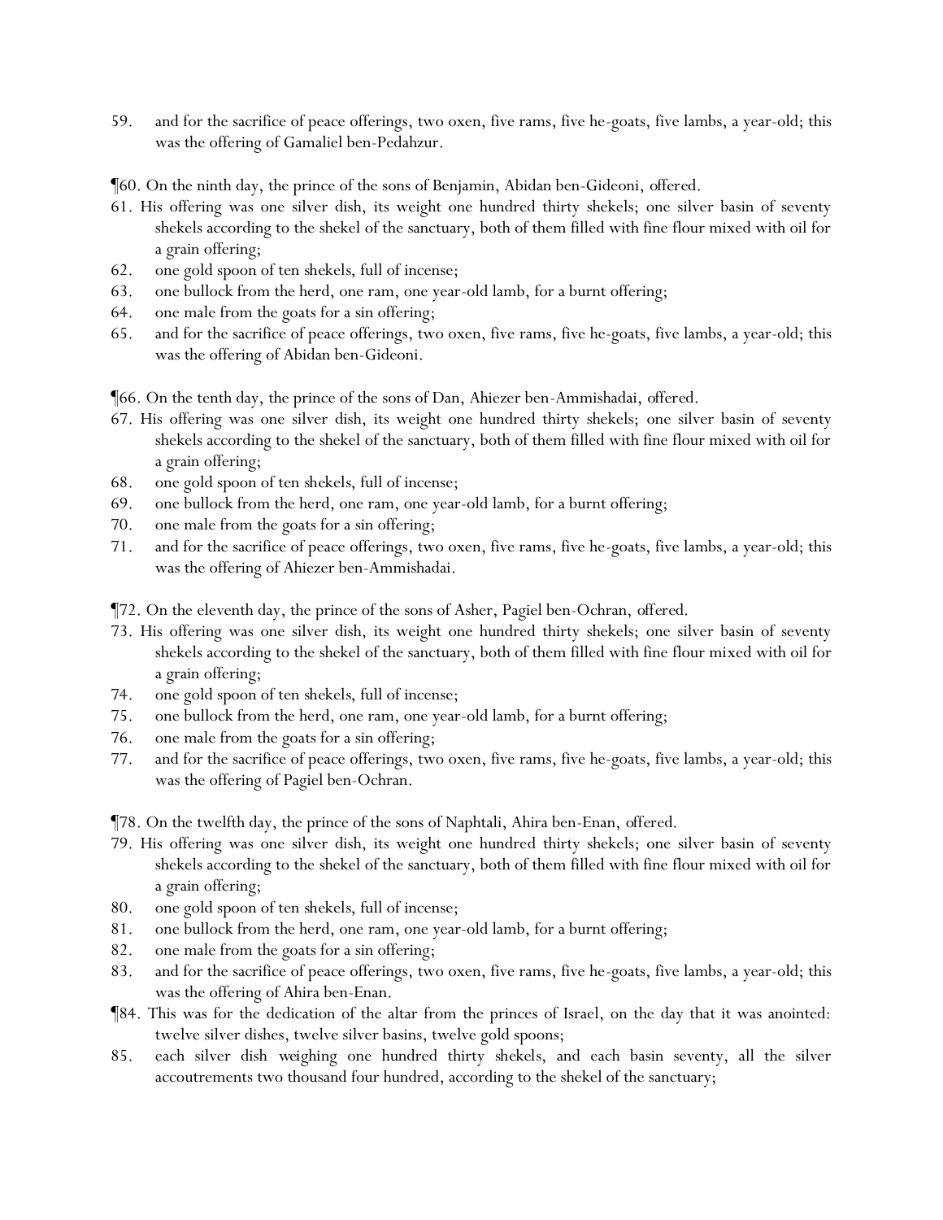59. and for the sacrifice of peace offerings, two oxen, five rams, five he-goats, five lambs, a year-old; this was the offering of Gamaliel ben-Pedahzur.

¶60. On the ninth day, the prince of the sons of Benjamin, Abidan ben-Gideoni, offered.
61. His offering was one silver dish, its weight one hundred thirty shekels; one silver basin of seventy shekels according to the shekel of the sanctuary, both of them filled with fine flour mixed with oil for a grain offering;
62. one gold spoon of ten shekels, full of incense;
63. one bullock from the herd, one ram, one year-old lamb, for a burnt offering;
64. one male from the goats for a sin offering;
65. and for the sacrifice of peace offerings, two oxen, five rams, five he-goats, five lambs, a year-old; this was the offering of Abidan ben-Gideoni.

¶66. On the tenth day, the prince of the sons of Dan, Ahiezer ben-Ammishadai, offered.
67. His offering was one silver dish, its weight one hundred thirty shekels; one silver basin of seventy shekels according to the shekel of the sanctuary, both of them filled with fine flour mixed with oil for a grain offering;
68. one gold spoon of ten shekels, full of incense;
69. one bullock from the herd, one ram, one year-old lamb, for a burnt offering;
70. one male from the goats for a sin offering;
71. and for the sacrifice of peace offerings, two oxen, five rams, five he-goats, five lambs, a year-old; this was the offering of Ahiezer ben-Ammishadai.

¶72. On the eleventh day, the prince of the sons of Asher, Pagiel ben-Ochran, offered.
73. His offering was one silver dish, its weight one hundred thirty shekels; one silver basin of seventy shekels according to the shekel of the sanctuary, both of them filled with fine flour mixed with oil for a grain offering;
74. one gold spoon of ten shekels, full of incense;
75. one bullock from the herd, one ram, one year-old lamb, for a burnt offering;
76. one male from the goats for a sin offering;
77. and for the sacrifice of peace offerings, two oxen, five rams, five he-goats, five lambs, a year-old; this was the offering of Pagiel ben-Ochran.

¶78. On the twelfth day, the prince of the sons of Naphtali, Ahira ben-Enan, offered.
79. His offering was one silver dish, its weight one hundred thirty shekels; one silver basin of seventy shekels according to the shekel of the sanctuary, both of them filled with fine flour mixed with oil for a grain offering;
80. one gold spoon of ten shekels, full of incense;
81. one bullock from the herd, one ram, one year-old lamb, for a burnt offering;
82. one male from the goats for a sin offering;
83. and for the sacrifice of peace offerings, two oxen, five rams, five he-goats, five lambs, a year-old; this was the offering of Ahira ben-Enan.

¶84. This was for the dedication of the altar from the princes of Israel, on the day that it was anointed: twelve silver dishes, twelve silver basins, twelve gold spoons;
85. each silver dish weighing one hundred thirty shekels, and each basin seventy, all the silver accoutrements two thousand four hundred, according to the shekel of the sanctuary;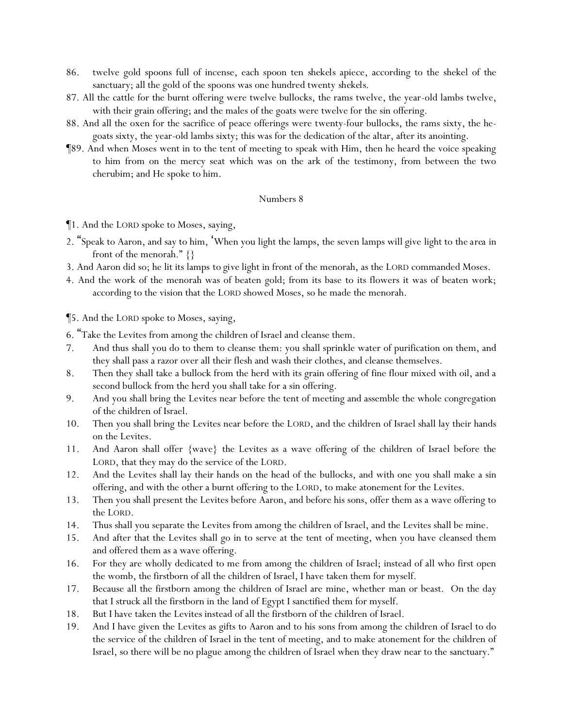86. twelve gold spoons full of incense, each spoon ten shekels apiece, according to the shekel of the sanctuary; all the gold of the spoons was one hundred twenty shekels.

87. All the cattle for the burnt offering were twelve bullocks, the rams twelve, the year-old lambs twelve, with their grain offering; and the males of the goats were twelve for the sin offering.

88. And all the oxen for the sacrifice of peace offerings were twenty-four bullocks, the rams sixty, the he-goats sixty, the year-old lambs sixty; this was for the dedication of the altar, after its anointing.

¶89. And when Moses went in to the tent of meeting to speak with Him, then he heard the voice speaking to him from on the mercy seat which was on the ark of the testimony, from between the two cherubim; and He spoke to him.

## Numbers 8

¶1. And the LORD spoke to Moses, saying,

2. "Speak to Aaron, and say to him, 'When you light the lamps, the seven lamps will give light to the *area* in front of the menorah." {}

3. And Aaron did so; he lit its lamps to give light in front of the menorah, as the LORD commanded Moses.

4. And the work of the menorah was of beaten gold; from its base to its flowers it was of beaten work; according to the vision that the LORD showed Moses, so he made the menorah.

¶5. And the LORD spoke to Moses, saying,

6. "Take the Levites from among the children of Israel and cleanse them.

7. And thus shall you do to them to cleanse them: you shall sprinkle water of purification on them, and they shall pass a razor over all their flesh and wash their clothes, and cleanse themselves.

8. Then they shall take a bullock from the herd with its grain offering of fine flour mixed with oil, and a second bullock from the herd you shall take for a sin offering.

9. And you shall bring the Levites near before the tent of meeting and assemble the whole congregation of the children of Israel.

10. Then you shall bring the Levites near before the LORD, and the children of Israel shall lay their hands on the Levites.

11. And Aaron shall offer {wave} the Levites as a wave offering of the children of Israel before the LORD, that they may do the service of the LORD.

12. And the Levites shall lay their hands on the head of the bullocks, and with one you shall make a sin offering, and with the other a burnt offering to the LORD, to make atonement for the Levites.

13. Then you shall present the Levites before Aaron, and before his sons, offer them as a wave offering to the LORD.

14. Thus shall you separate the Levites from among the children of Israel, and the Levites shall be mine.

15. And after that the Levites shall go in to serve at the tent of meeting, when you have cleansed them and offered them as a wave offering.

16. For they are wholly dedicated to me from among the children of Israel; instead of all who first open the womb, the firstborn of all the children of Israel, I have taken them for myself.

17. Because all the firstborn among the children of Israel are mine, whether man or beast. On the day that I struck all the firstborn in the land of Egypt I sanctified them for myself.

18. But I have taken the Levites instead of all the firstborn of the children of Israel.

19. And I have given the Levites as gifts to Aaron and to his sons from among the children of Israel to do the service of the children of Israel in the tent of meeting, and to make atonement for the children of Israel, so there will be no plague among the children of Israel when they draw near to the sanctuary."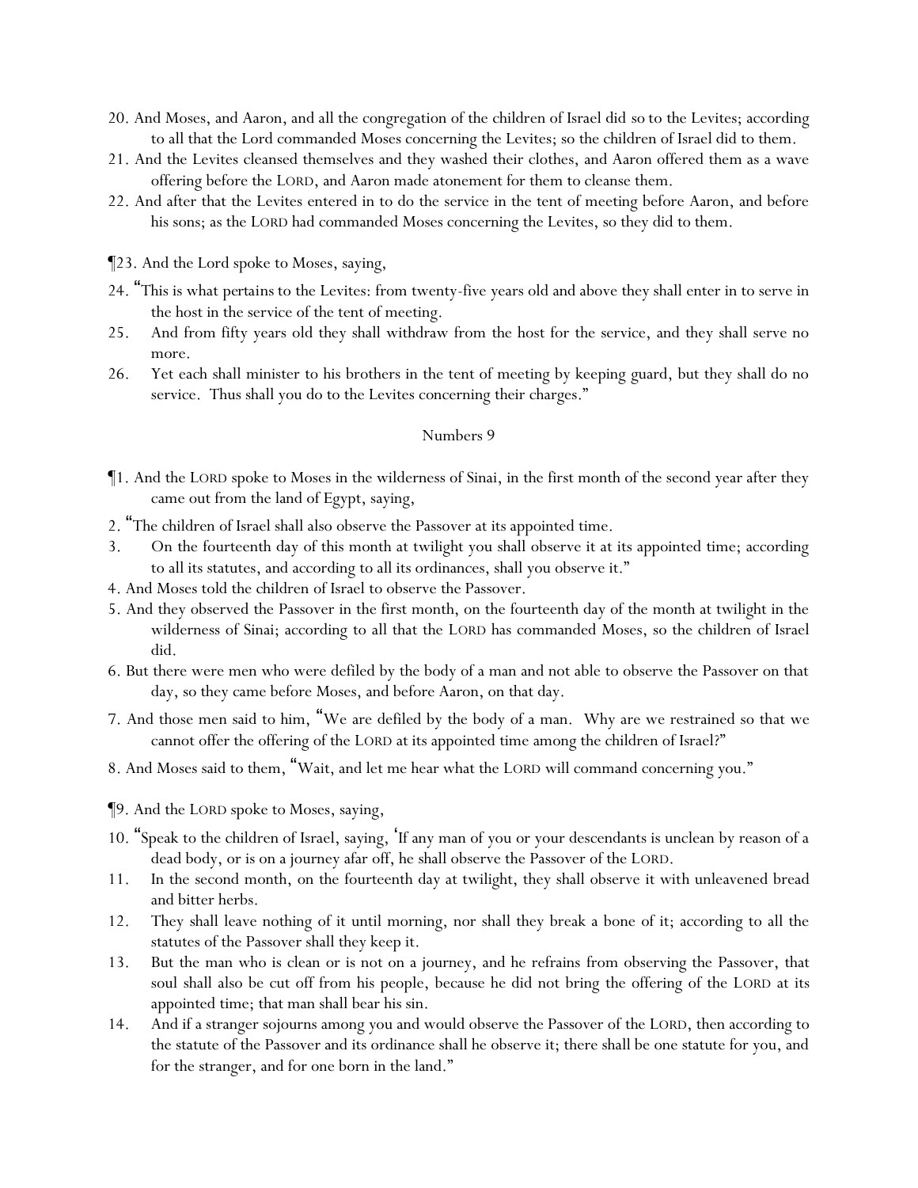20. And Moses, and Aaron, and all the congregation of the children of Israel did so to the Levites; according to all that the Lord commanded Moses concerning the Levites; so the children of Israel did to them.
21. And the Levites cleansed themselves and they washed their clothes, and Aaron offered them as a wave offering before the LORD, and Aaron made atonement for them to cleanse them.
22. And after that the Levites entered in to do the service in the tent of meeting before Aaron, and before his sons; as the LORD had commanded Moses concerning the Levites, so they did to them.

¶23. And the Lord spoke to Moses, saying,

24. "This is what pertains to the Levites: from twenty-five years old and above they shall enter in to serve in the host in the service of the tent of meeting.
25. And from fifty years old they shall withdraw from the host for the service, and they shall serve no more.
26. Yet each shall minister to his brothers in the tent of meeting by keeping guard, but they shall do no service. Thus shall you do to the Levites concerning their charges."

## Numbers 9

¶1. And the LORD spoke to Moses in the wilderness of Sinai, in the first month of the second year after they came out from the land of Egypt, saying,

2. "The children of Israel shall also observe the Passover at its appointed time.
3. On the fourteenth day of this month at twilight you shall observe it at its appointed time; according to all its statutes, and according to all its ordinances, shall you observe it."
4. And Moses told the children of Israel to observe the Passover.
5. And they observed the Passover in the first month, on the fourteenth day of the month at twilight in the wilderness of Sinai; according to all that the LORD has commanded Moses, so the children of Israel did.
6. But there were men who were defiled by the body of a man and not able to observe the Passover on that day, so they came before Moses, and before Aaron, on that day.
7. And those men said to him, "We are defiled by the body of a man. Why are we restrained so that we cannot offer the offering of the LORD at its appointed time among the children of Israel?"
8. And Moses said to them, "Wait, and let me hear what the LORD will command concerning you."

¶9. And the LORD spoke to Moses, saying,

10. "Speak to the children of Israel, saying, 'If any man of you or your descendants is unclean by reason of a dead body, or is on a journey afar off, he shall observe the Passover of the LORD.
11. In the second month, on the fourteenth day at twilight, they shall observe it with unleavened bread and bitter herbs.
12. They shall leave nothing of it until morning, nor shall they break a bone of it; according to all the statutes of the Passover shall they keep it.
13. But the man who is clean or is not on a journey, and he refrains from observing the Passover, that soul shall also be cut off from his people, because he did not bring the offering of the LORD at its appointed time; that man shall bear his sin.
14. And if a stranger sojourns among you and would observe the Passover of the LORD, then according to the statute of the Passover and its ordinance shall he observe it; there shall be one statute for you, and for the stranger, and for one born in the land."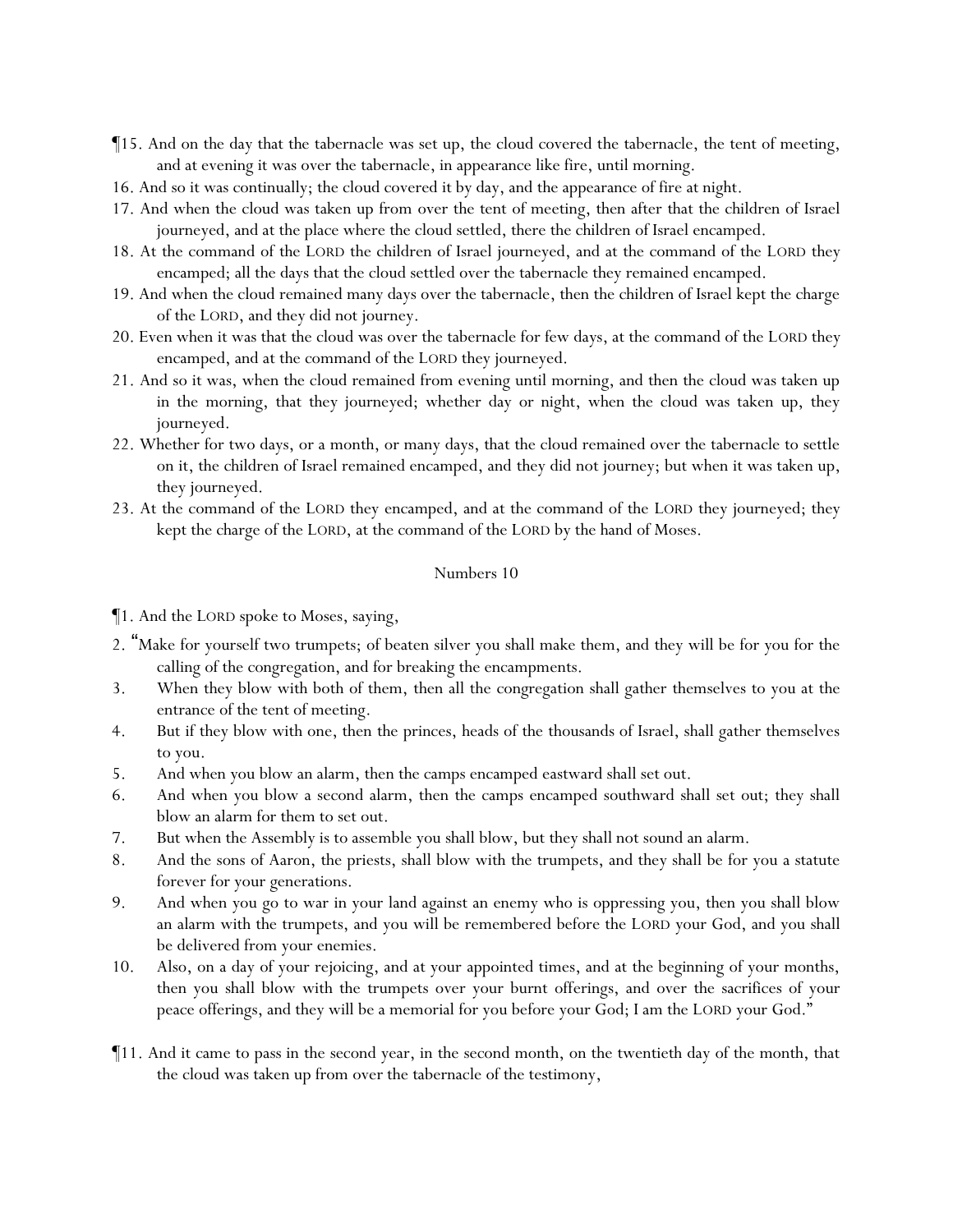¶15. And on the day that the tabernacle was set up, the cloud covered the tabernacle, the tent of meeting, and at evening it was over the tabernacle, in appearance like fire, until morning.

16. And so it was continually; the cloud covered it by day, and the appearance of fire at night.

17. And when the cloud was taken up from over the tent of meeting, then after that the children of Israel journeyed, and at the place where the cloud settled, there the children of Israel encamped.

18. At the command of the LORD the children of Israel journeyed, and at the command of the LORD they encamped; all the days that the cloud settled over the tabernacle they remained encamped.

19. And when the cloud remained many days over the tabernacle, then the children of Israel kept the charge of the LORD, and they did not journey.

20. Even when it was that the cloud was over the tabernacle for few days, at the command of the LORD they encamped, and at the command of the LORD they journeyed.

21. And so it was, when the cloud remained from evening until morning, and then the cloud was taken up in the morning, that they journeyed; whether day or night, when the cloud was taken up, they journeyed.

22. Whether for two days, or a month, or many days, that the cloud remained over the tabernacle to settle on it, the children of Israel remained encamped, and they did not journey; but when it was taken up, they journeyed.

23. At the command of the LORD they encamped, and at the command of the LORD they journeyed; they kept the charge of the LORD, at the command of the LORD by the hand of Moses.

## Numbers 10

¶1. And the LORD spoke to Moses, saying,

2. "Make for yourself two trumpets; of beaten silver you shall make them, and they will be for you for the calling of the congregation, and for breaking the encampments.

3. When they blow with both of them, then all the congregation shall gather themselves to you at the entrance of the tent of meeting.

4. But if they blow with one, then the princes, heads of the thousands of Israel, shall gather themselves to you.

5. And when you blow an alarm, then the camps encamped eastward shall set out.

6. And when you blow a second alarm, then the camps encamped southward shall set out; they shall blow an alarm for them to set out.

7. But when the Assembly is to assemble you shall blow, but they shall not sound an alarm.

8. And the sons of Aaron, the priests, shall blow with the trumpets, and they shall be for you a statute forever for your generations.

9. And when you go to war in your land against an enemy who is oppressing you, then you shall blow an alarm with the trumpets, and you will be remembered before the LORD your God, and you shall be delivered from your enemies.

10. Also, on a day of your rejoicing, and at your appointed times, and at the beginning of your months, then you shall blow with the trumpets over your burnt offerings, and over the sacrifices of your peace offerings, and they will be a memorial for you before your God; I am the LORD your God."

¶11. And it came to pass in the second year, in the second month, on the twentieth day of the month, that the cloud was taken up from over the tabernacle of the testimony,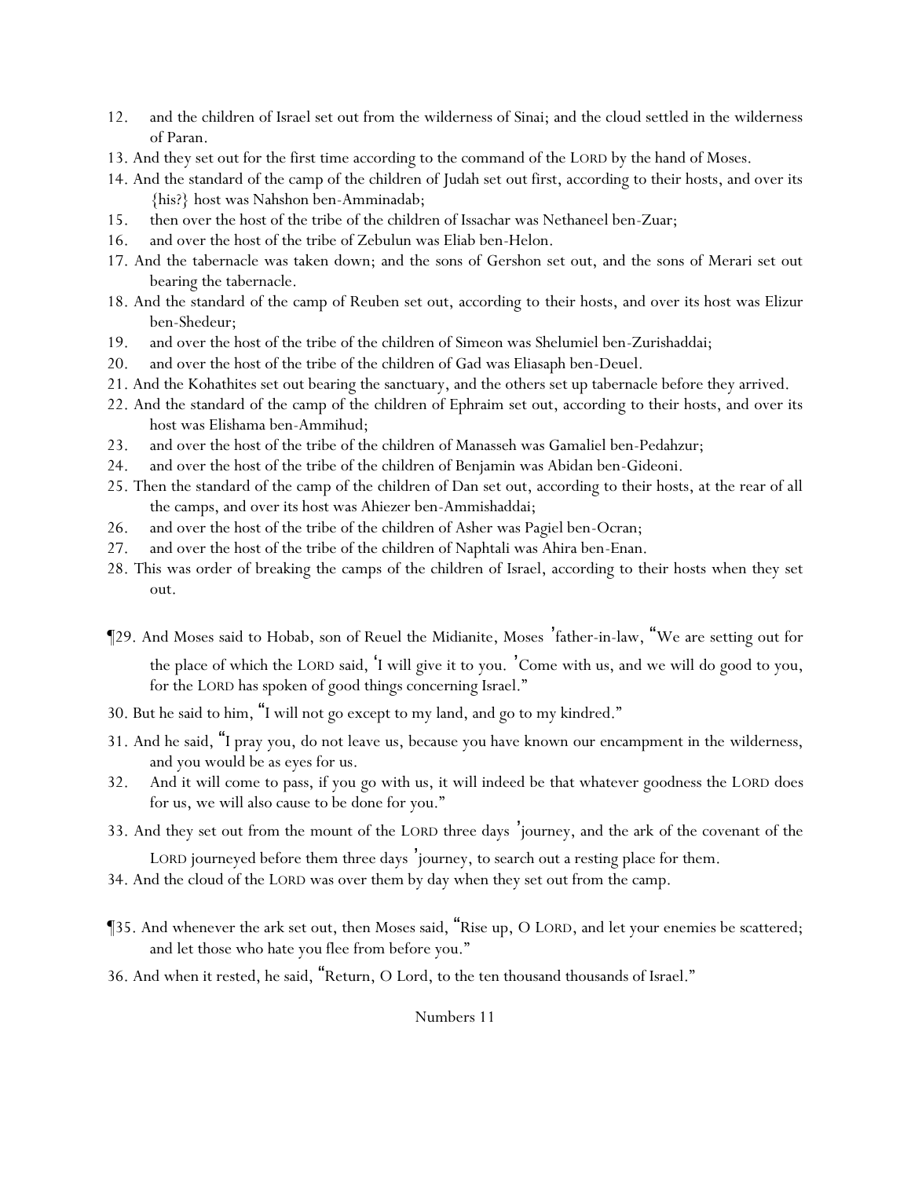12. and the children of Israel set out from the wilderness of Sinai; and the cloud settled in the wilderness of Paran.
13. And they set out for the first time according to the command of the LORD by the hand of Moses.
14. And the standard of the camp of the children of Judah set out first, according to their hosts, and over its {his?} host was Nahshon ben-Amminadab;
15. then over the host of the tribe of the children of Issachar was Nethaneel ben-Zuar;
16. and over the host of the tribe of Zebulun was Eliab ben-Helon.
17. And the tabernacle was taken down; and the sons of Gershon set out, and the sons of Merari set out bearing the tabernacle.
18. And the standard of the camp of Reuben set out, according to their hosts, and over its host was Elizur ben-Shedeur;
19. and over the host of the tribe of the children of Simeon was Shelumiel ben-Zurishaddai;
20. and over the host of the tribe of the children of Gad was Eliasaph ben-Deuel.
21. And the Kohathites set out bearing the sanctuary, and the others set up tabernacle before they arrived.
22. And the standard of the camp of the children of Ephraim set out, according to their hosts, and over its host was Elishama ben-Ammihud;
23. and over the host of the tribe of the children of Manasseh was Gamaliel ben-Pedahzur;
24. and over the host of the tribe of the children of Benjamin was Abidan ben-Gideoni.
25. Then the standard of the camp of the children of Dan set out, according to their hosts, at the rear of all the camps, and over its host was Ahiezer ben-Ammishaddai;
26. and over the host of the tribe of the children of Asher was Pagiel ben-Ocran;
27. and over the host of the tribe of the children of Naphtali was Ahira ben-Enan.
28. This was order of breaking the camps of the children of Israel, according to their hosts when they set out.

¶29. And Moses said to Hobab, son of Reuel the Midianite, Moses' father-in-law, "We are setting out for the place of which the LORD said, 'I will give it to you.' Come with us, and we will do good to you, for the LORD has spoken of good things concerning Israel."

30. But he said to him, "I will not go except to my land, and go to my kindred."

31. And he said, "I pray you, do not leave us, because you have known our encampment in the wilderness, and you would be as eyes for us.
32. And it will come to pass, if you go with us, it will indeed be that whatever goodness the LORD does for us, we will also cause to be done for you."

33. And they set out from the mount of the LORD three days' journey, and the ark of the covenant of the LORD journeyed before them three days' journey, to search out a resting place for them.
34. And the cloud of the LORD was over them by day when they set out from the camp.

¶35. And whenever the ark set out, then Moses said, "Rise up, O LORD, and let your enemies be scattered; and let those who hate you flee from before you."

36. And when it rested, he said, "Return, O Lord, to the ten thousand thousands of Israel."

Numbers 11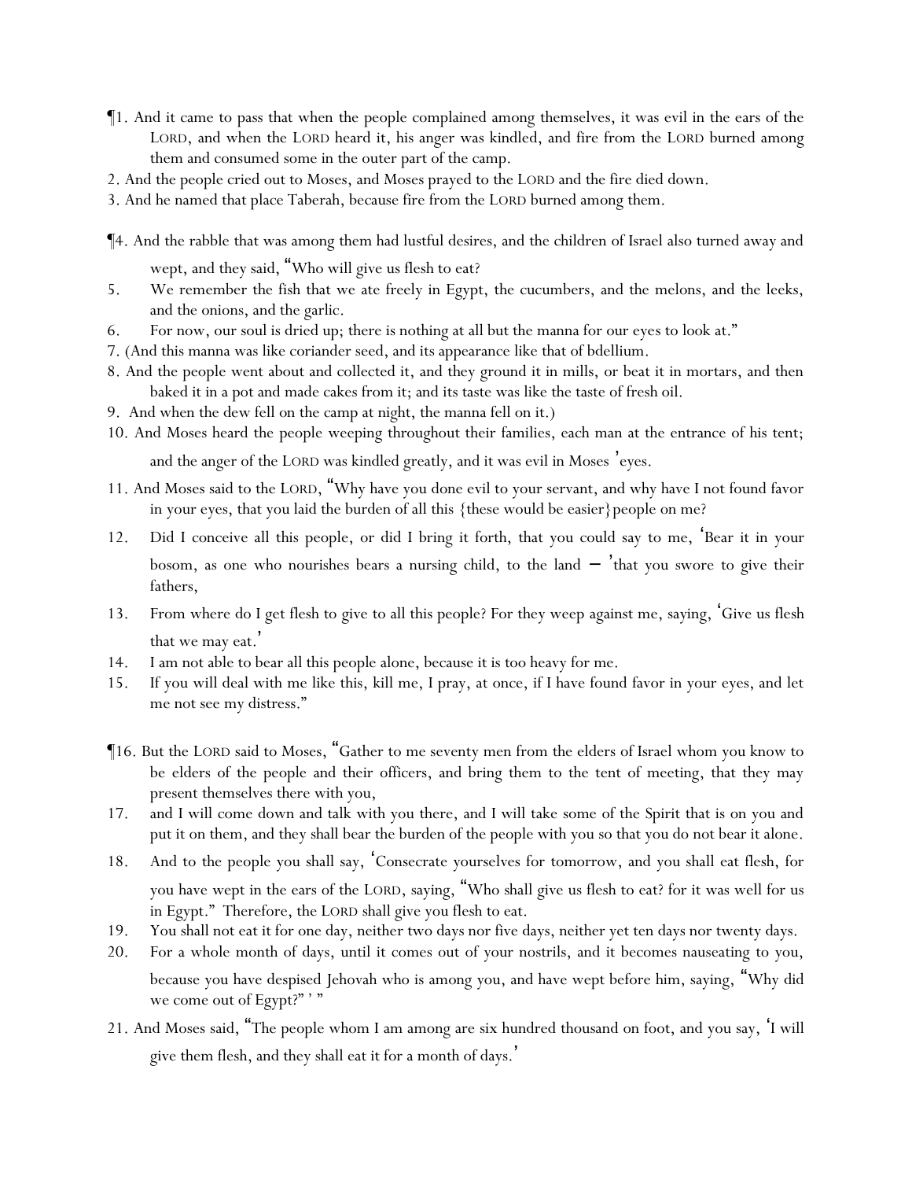¶1. And it came to pass that when the people complained among themselves, it was evil in the ears of the LORD, and when the LORD heard it, his anger was kindled, and fire from the LORD burned among them and consumed some in the outer part of the camp.

2. And the people cried out to Moses, and Moses prayed to the LORD and the fire died down.

3. And he named that place Taberah, because fire from the LORD burned among them.

¶4. And the rabble that was among them had lustful desires, and the children of Israel also turned away and wept, and they said, "Who will give us flesh to eat?

5. We remember the fish that we ate freely in Egypt, the cucumbers, and the melons, and the leeks, and the onions, and the garlic.

6. For now, our soul is dried up; there is nothing at all but the manna for our eyes to look at."

7. (And this manna was like coriander seed, and its appearance like that of bdellium.

8. And the people went about and collected it, and they ground it in mills, or beat it in mortars, and then baked it in a pot and made cakes from it; and its taste was like the taste of fresh oil.

9. And when the dew fell on the camp at night, the manna fell on it.)

10. And Moses heard the people weeping throughout their families, each man at the entrance of his tent; and the anger of the LORD was kindled greatly, and it was evil in Moses' eyes.

11. And Moses said to the LORD, "Why have you done evil to your servant, and why have I not found favor in your eyes, that you laid the burden of all this {these would be easier} people on me?

12. Did I conceive all this people, or did I bring it forth, that you could say to me, 'Bear it in your bosom, as one who nourishes bears a nursing child, to the land – 'that you swore to give their fathers,

13. From where do I get flesh to give to all this people? For they weep against me, saying, 'Give us flesh that we may eat.'

14. I am not able to bear all this people alone, because it is too heavy for me.

15. If you will deal with me like this, kill me, I pray, at once, if I have found favor in your eyes, and let me not see my distress."

¶16. But the LORD said to Moses, "Gather to me seventy men from the elders of Israel whom you know to be elders of the people and their officers, and bring them to the tent of meeting, that they may present themselves there with you,

17. and I will come down and talk with you there, and I will take some of the Spirit that is on you and put it on them, and they shall bear the burden of the people with you so that you do not bear it alone.

18. And to the people you shall say, 'Consecrate yourselves for tomorrow, and you shall eat flesh, for you have wept in the ears of the LORD, saying, "Who shall give us flesh to eat? for it was well for us in Egypt." Therefore, the LORD shall give you flesh to eat.

19. You shall not eat it for one day, neither two days nor five days, neither yet ten days nor twenty days.

20. For a whole month of days, until it comes out of your nostrils, and it becomes nauseating to you, because you have despised Jehovah who is among you, and have wept before him, saying, "Why did we come out of Egypt?" ' "

21. And Moses said, "The people whom I am among are six hundred thousand on foot, and you say, 'I will give them flesh, and they shall eat it for a month of days.'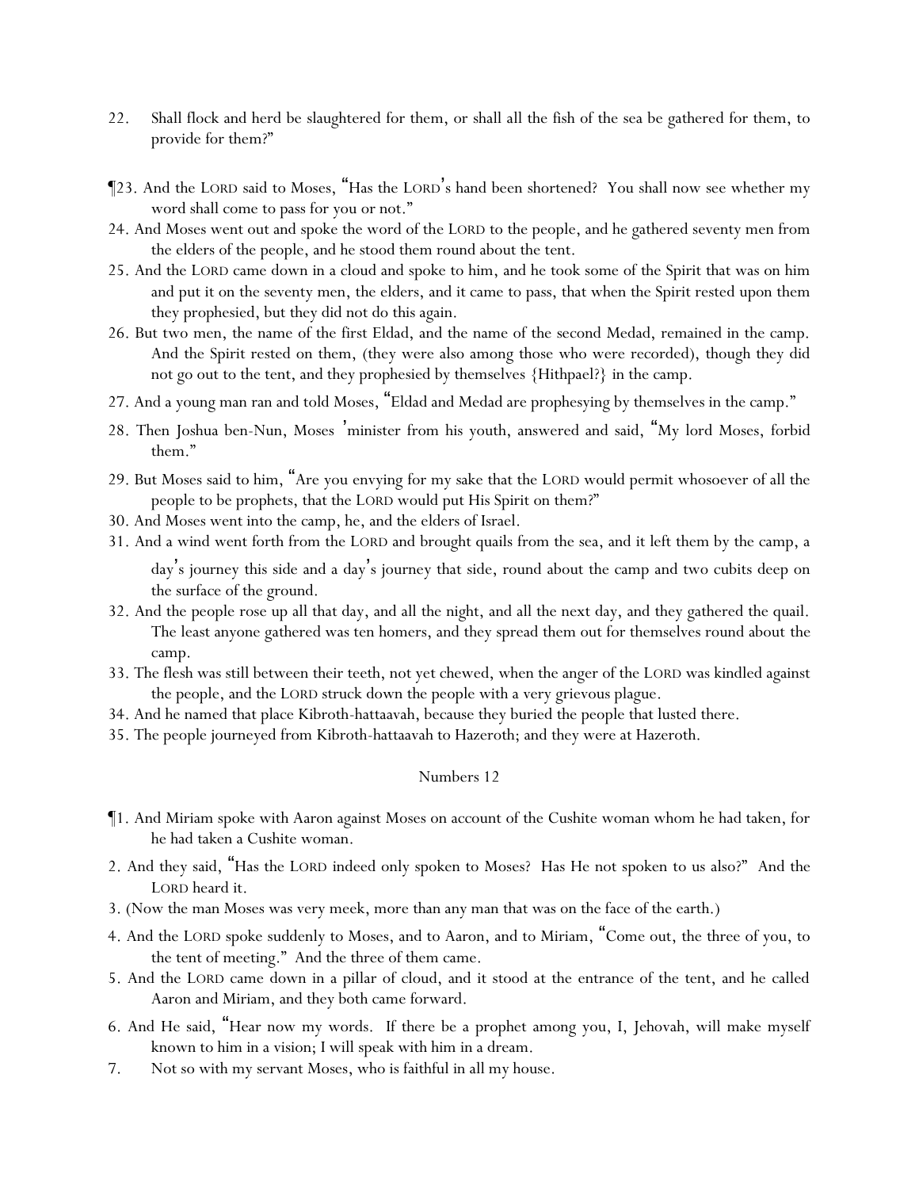22. Shall flock and herd be slaughtered for them, or shall all the fish of the sea be gathered for them, to provide for them?"

¶23. And the LORD said to Moses, "Has the LORD's hand been shortened? You shall now see whether my word shall come to pass for you or not."

24. And Moses went out and spoke the word of the LORD to the people, and he gathered seventy men from the elders of the people, and he stood them round about the tent.

25. And the LORD came down in a cloud and spoke to him, and he took some of the Spirit that was on him and put it on the seventy men, the elders, and it came to pass, that when the Spirit rested upon them they prophesied, but they did not do this again.

26. But two men, the name of the first Eldad, and the name of the second Medad, remained in the camp. And the Spirit rested on them, (they were also among those who were recorded), though they did not go out to the tent, and they prophesied by themselves {Hithpael?} in the camp.

27. And a young man ran and told Moses, "Eldad and Medad are prophesying by themselves in the camp."

28. Then Joshua ben-Nun, Moses' minister from his youth, answered and said, "My lord Moses, forbid them."

29. But Moses said to him, "Are you envying for my sake that the LORD would permit whosoever of all the people to be prophets, that the LORD would put His Spirit on them?"

30. And Moses went into the camp, he, and the elders of Israel.

31. And a wind went forth from the LORD and brought quails from the sea, and it left them by the camp, a day's journey this side and a day's journey that side, round about the camp and two cubits deep on the surface of the ground.

32. And the people rose up all that day, and all the night, and all the next day, and they gathered the quail. The least anyone gathered was ten homers, and they spread them out for themselves round about the camp.

33. The flesh was still between their teeth, not yet chewed, when the anger of the LORD was kindled against the people, and the LORD struck down the people with a very grievous plague.

34. And he named that place Kibroth-hattaavah, because they buried the people that lusted there.

35. The people journeyed from Kibroth-hattaavah to Hazeroth; and they were at Hazeroth.

## Numbers 12

¶1. And Miriam spoke with Aaron against Moses on account of the Cushite woman whom he had taken, for he had taken a Cushite woman.

2. And they said, "Has the LORD indeed only spoken to Moses? Has He not spoken to us also?" And the LORD heard it.

3. (Now the man Moses was very meek, more than any man that was on the face of the earth.)

4. And the LORD spoke suddenly to Moses, and to Aaron, and to Miriam, "Come out, the three of you, to the tent of meeting." And the three of them came.

5. And the LORD came down in a pillar of cloud, and it stood at the entrance of the tent, and he called Aaron and Miriam, and they both came forward.

6. And He said, "Hear now my words. If there be a prophet among you, I, Jehovah, will make myself known to him in a vision; I will speak with him in a dream.

7. Not so with my servant Moses, who is faithful in all my house.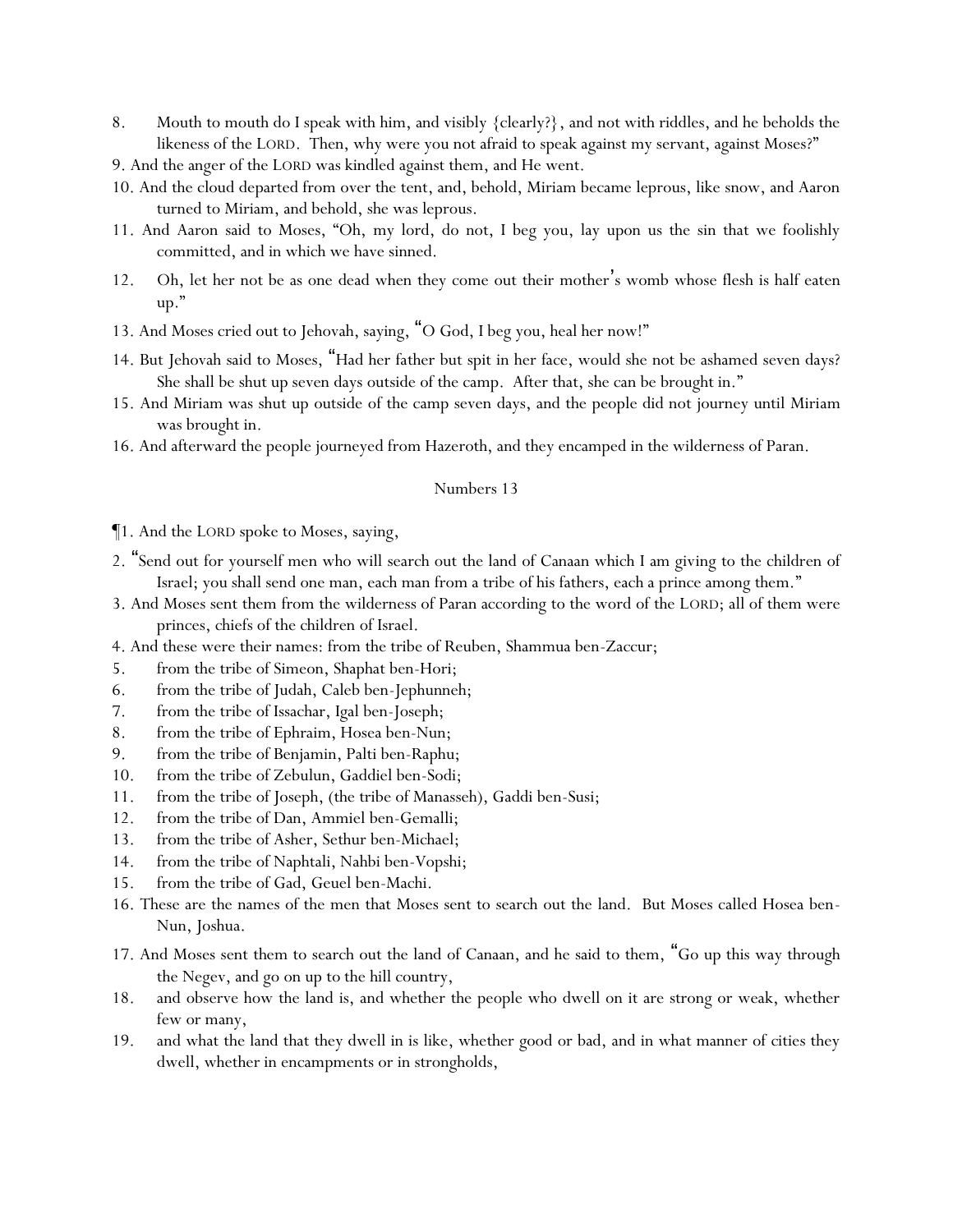8. Mouth to mouth do I speak with him, and visibly {clearly?}, and not with riddles, and he beholds the likeness of the LORD. Then, why were you not afraid to speak against my servant, against Moses?"

9. And the anger of the LORD was kindled against them, and He went.

10. And the cloud departed from over the tent, and, behold, Miriam became leprous, like snow, and Aaron turned to Miriam, and behold, she was leprous.

11. And Aaron said to Moses, "Oh, my lord, do not, I beg you, lay upon us the sin that we foolishly committed, and in which we have sinned.

12. Oh, let her not be as one dead when they come out their mother's womb whose flesh is half eaten up."

13. And Moses cried out to Jehovah, saying, "O God, I beg you, heal her now!"

14. But Jehovah said to Moses, "Had her father but spit in her face, would she not be ashamed seven days? She shall be shut up seven days outside of the camp. After that, she can be brought in."

15. And Miriam was shut up outside of the camp seven days, and the people did not journey until Miriam was brought in.

16. And afterward the people journeyed from Hazeroth, and they encamped in the wilderness of Paran.

## Numbers 13

¶1. And the LORD spoke to Moses, saying,

2. "Send out for yourself men who will search out the land of Canaan which I am giving to the children of Israel; you shall send one man, each man from a tribe of his fathers, each a prince among them."

3. And Moses sent them from the wilderness of Paran according to the word of the LORD; all of them were princes, chiefs of the children of Israel.

4. And these were their names: from the tribe of Reuben, Shammua ben-Zaccur;

5. from the tribe of Simeon, Shaphat ben-Hori;

6. from the tribe of Judah, Caleb ben-Jephunneh;

7. from the tribe of Issachar, Igal ben-Joseph;

8. from the tribe of Ephraim, Hosea ben-Nun;

9. from the tribe of Benjamin, Palti ben-Raphu;

10. from the tribe of Zebulun, Gaddiel ben-Sodi;

11. from the tribe of Joseph, (the tribe of Manasseh), Gaddi ben-Susi;

12. from the tribe of Dan, Ammiel ben-Gemalli;

13. from the tribe of Asher, Sethur ben-Michael;

14. from the tribe of Naphtali, Nahbi ben-Vopshi;

15. from the tribe of Gad, Geuel ben-Machi.

16. These are the names of the men that Moses sent to search out the land. But Moses called Hosea ben-Nun, Joshua.

17. And Moses sent them to search out the land of Canaan, and he said to them, "Go up this way through the Negev, and go on up to the hill country,

18. and observe how the land is, and whether the people who dwell on it are strong or weak, whether few or many,

19. and what the land that they dwell in is like, whether good or bad, and in what manner of cities they dwell, whether in encampments or in strongholds,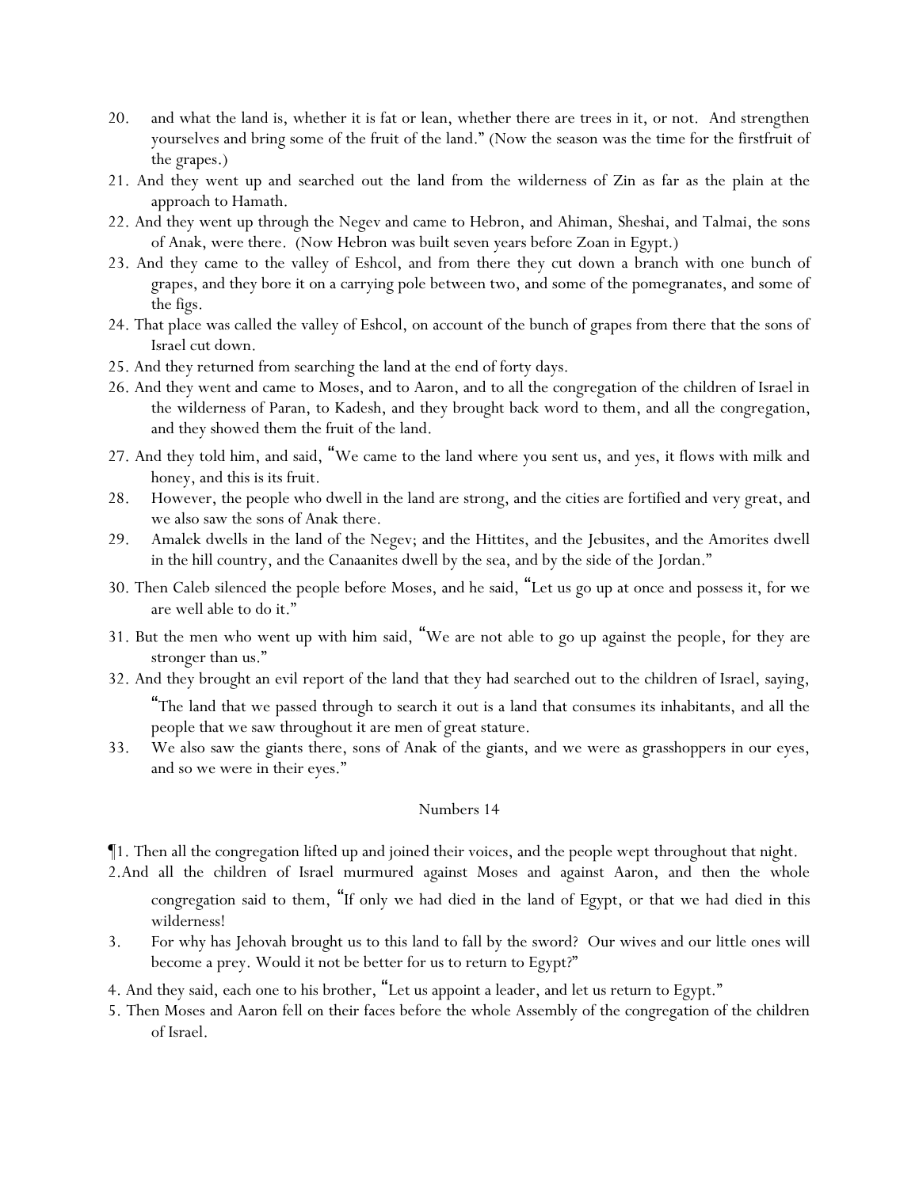20. and what the land is, whether it is fat or lean, whether there are trees in it, or not. And strengthen yourselves and bring some of the fruit of the land." (Now the season was the time for the firstfruit of the grapes.)

21. And they went up and searched out the land from the wilderness of Zin as far as the plain at the approach to Hamath.

22. And they went up through the Negev and came to Hebron, and Ahiman, Sheshai, and Talmai, the sons of Anak, were there. (Now Hebron was built seven years before Zoan in Egypt.)

23. And they came to the valley of Eshcol, and from there they cut down a branch with one bunch of grapes, and they bore it on a carrying pole between two, and some of the pomegranates, and some of the figs.

24. That place was called the valley of Eshcol, on account of the bunch of grapes from there that the sons of Israel cut down.

25. And they returned from searching the land at the end of forty days.

26. And they went and came to Moses, and to Aaron, and to all the congregation of the children of Israel in the wilderness of Paran, to Kadesh, and they brought back word to them, and all the congregation, and they showed them the fruit of the land.

27. And they told him, and said, "We came to the land where you sent us, and yes, it flows with milk and honey, and this is its fruit.

28. However, the people who dwell in the land are strong, and the cities are fortified and very great, and we also saw the sons of Anak there.

29. Amalek dwells in the land of the Negev; and the Hittites, and the Jebusites, and the Amorites dwell in the hill country, and the Canaanites dwell by the sea, and by the side of the Jordan."

30. Then Caleb silenced the people before Moses, and he said, "Let us go up at once and possess it, for we are well able to do it."

31. But the men who went up with him said, "We are not able to go up against the people, for they are stronger than us."

32. And they brought an evil report of the land that they had searched out to the children of Israel, saying, "The land that we passed through to search it out is a land that consumes its inhabitants, and all the people that we saw throughout it are men of great stature.

33. We also saw the giants there, sons of Anak of the giants, and we were as grasshoppers in our eyes, and so we were in their eyes."

## Numbers 14

¶1. Then all the congregation lifted up and joined their voices, and the people wept throughout that night.

2. And all the children of Israel murmured against Moses and against Aaron, and then the whole congregation said to them, "If only we had died in the land of Egypt, or that we had died in this wilderness!

3. For why has Jehovah brought us to this land to fall by the sword? Our wives and our little ones will become a prey. Would it not be better for us to return to Egypt?"

4. And they said, each one to his brother, "Let us appoint a leader, and let us return to Egypt."

5. Then Moses and Aaron fell on their faces before the whole Assembly of the congregation of the children of Israel.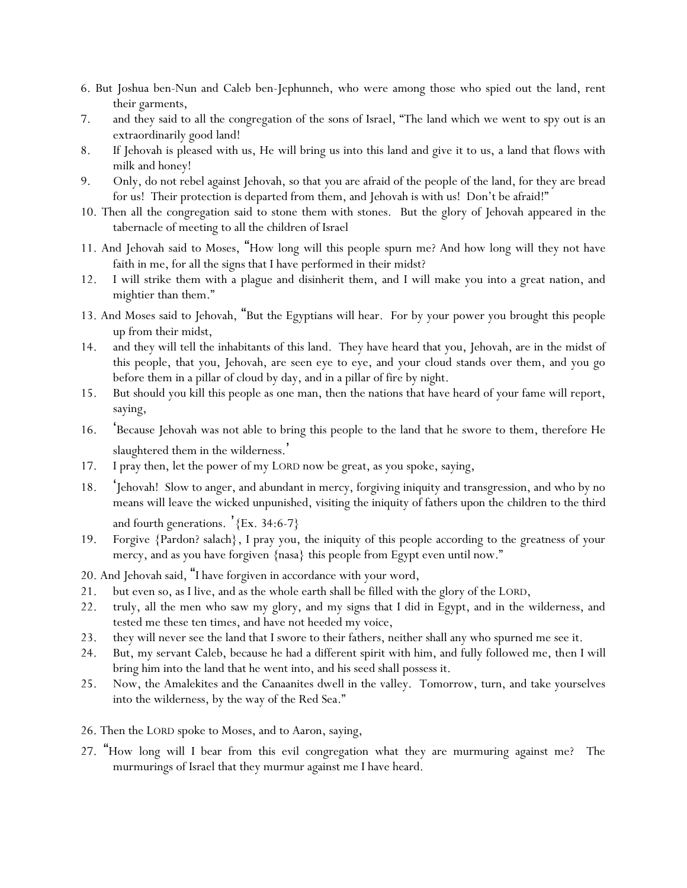6. But Joshua ben-Nun and Caleb ben-Jephunneh, who were among those who spied out the land, rent their garments,
7. and they said to all the congregation of the sons of Israel, "The land which we went to spy out is an extraordinarily good land!
8. If Jehovah is pleased with us, He will bring us into this land and give it to us, a land that flows with milk and honey!
9. Only, do not rebel against Jehovah, so that you are afraid of the people of the land, for they are bread for us! Their protection is departed from them, and Jehovah is with us! Don't be afraid!"
10. Then all the congregation said to stone them with stones. But the glory of Jehovah appeared in the tabernacle of meeting to all the children of Israel
11. And Jehovah said to Moses, "How long will this people spurn me? And how long will they not have faith in me, for all the signs that I have performed in their midst?
12. I will strike them with a plague and disinherit them, and I will make you into a great nation, and mightier than them."
13. And Moses said to Jehovah, "But the Egyptians will hear. For by your power you brought this people up from their midst,
14. and they will tell the inhabitants of this land. They have heard that you, Jehovah, are in the midst of this people, that you, Jehovah, are seen eye to eye, and your cloud stands over them, and you go before them in a pillar of cloud by day, and in a pillar of fire by night.
15. But should you kill this people as one man, then the nations that have heard of your fame will report, saying,
16. 'Because Jehovah was not able to bring this people to the land that he swore to them, therefore He slaughtered them in the wilderness.'
17. I pray then, let the power of my LORD now be great, as you spoke, saying,
18. 'Jehovah! Slow to anger, and abundant in mercy, forgiving iniquity and transgression, and who by no means will leave the wicked unpunished, visiting the iniquity of fathers upon the children to the third and fourth generations.' {Ex. 34:6-7}
19. Forgive {Pardon? salach}, I pray you, the iniquity of this people according to the greatness of your mercy, and as you have forgiven {nasa} this people from Egypt even until now."
20. And Jehovah said, "I have forgiven in accordance with your word,
21. but even so, as I live, and as the whole earth shall be filled with the glory of the LORD,
22. truly, all the men who saw my glory, and my signs that I did in Egypt, and in the wilderness, and tested me these ten times, and have not heeded my voice,
23. they will never see the land that I swore to their fathers, neither shall any who spurned me see it.
24. But, my servant Caleb, because he had a different spirit with him, and fully followed me, then I will bring him into the land that he went into, and his seed shall possess it.
25. Now, the Amalekites and the Canaanites dwell in the valley. Tomorrow, turn, and take yourselves into the wilderness, by the way of the Red Sea."

26. Then the LORD spoke to Moses, and to Aaron, saying,
27. "How long will I bear from this evil congregation what they are murmuring against me? The murmurings of Israel that they murmur against me I have heard.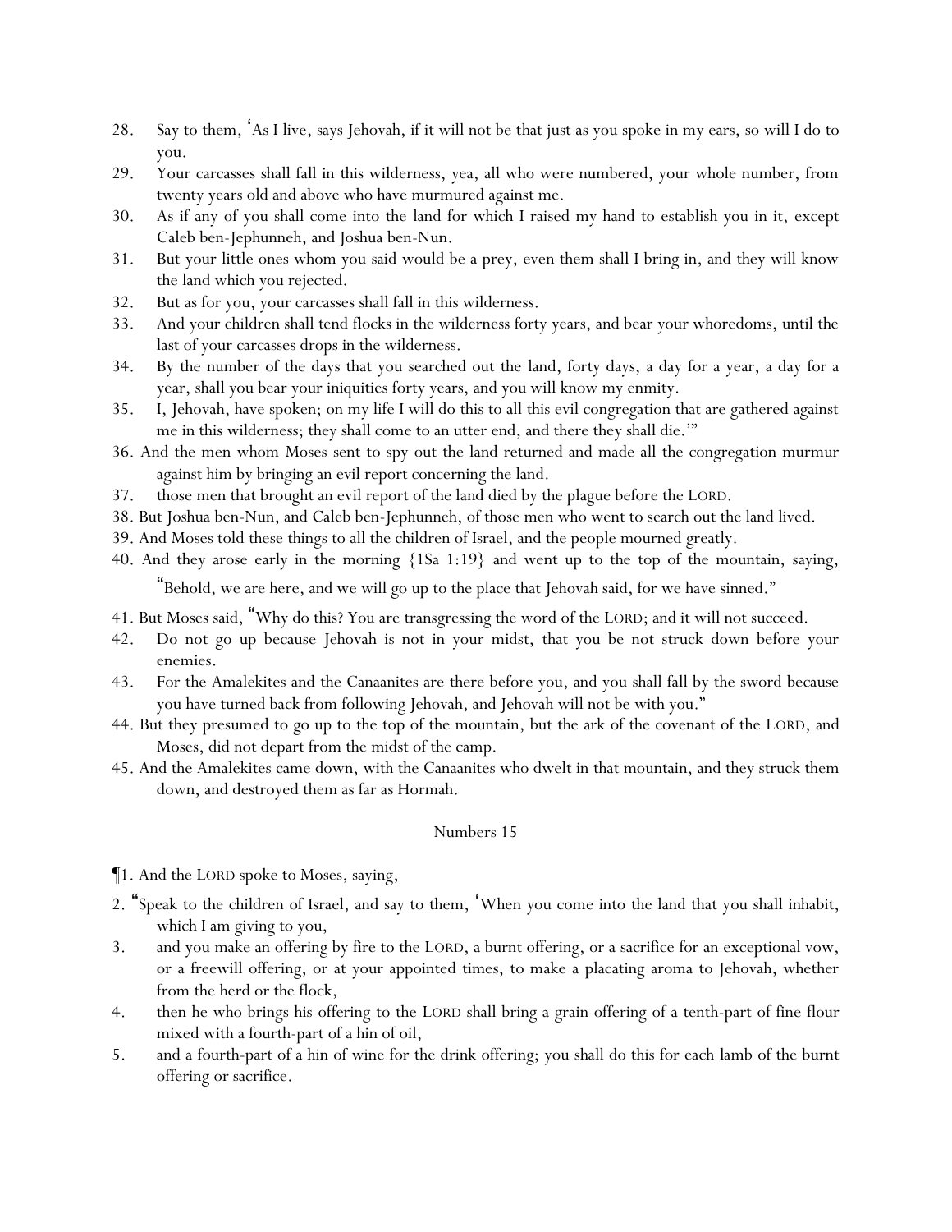28. Say to them, ʻAs I live, says Jehovah, if it will not be that just as you spoke in my ears, so will I do to you.
29. Your carcasses shall fall in this wilderness, yea, all who were numbered, your whole number, from twenty years old and above who have murmured against me.
30. As if any of you shall come into the land for which I raised my hand to establish you in it, except Caleb ben-Jephunneh, and Joshua ben-Nun.
31. But your little ones whom you said would be a prey, even them shall I bring in, and they will know the land which you rejected.
32. But as for you, your carcasses shall fall in this wilderness.
33. And your children shall tend flocks in the wilderness forty years, and bear your whoredoms, until the last of your carcasses drops in the wilderness.
34. By the number of the days that you searched out the land, forty days, a day for a year, a day for a year, shall you bear your iniquities forty years, and you will know my enmity.
35. I, Jehovah, have spoken; on my life I will do this to all this evil congregation that are gathered against me in this wilderness; they shall come to an utter end, and there they shall die.'"
36. And the men whom Moses sent to spy out the land returned and made all the congregation murmur against him by bringing an evil report concerning the land.
37. those men that brought an evil report of the land died by the plague before the LORD.
38. But Joshua ben-Nun, and Caleb ben-Jephunneh, of those men who went to search out the land lived.
39. And Moses told these things to all the children of Israel, and the people mourned greatly.
40. And they arose early in the morning {1Sa 1:19} and went up to the top of the mountain, saying, "Behold, we are here, and we will go up to the place that Jehovah said, for we have sinned."
41. But Moses said, "Why do this? You are transgressing the word of the LORD; and it will not succeed.
42. Do not go up because Jehovah is not in your midst, that you be not struck down before your enemies.
43. For the Amalekites and the Canaanites are there before you, and you shall fall by the sword because you have turned back from following Jehovah, and Jehovah will not be with you."
44. But they presumed to go up to the top of the mountain, but the ark of the covenant of the LORD, and Moses, did not depart from the midst of the camp.
45. And the Amalekites came down, with the Canaanites who dwelt in that mountain, and they struck them down, and destroyed them as far as Hormah.

## Numbers 15

¶1. And the LORD spoke to Moses, saying,
2. "Speak to the children of Israel, and say to them, ʻWhen you come into the land that you shall inhabit, which I am giving to you,
3. and you make an offering by fire to the LORD, a burnt offering, or a sacrifice for an exceptional vow, or a freewill offering, or at your appointed times, to make a placating aroma to Jehovah, whether from the herd or the flock,
4. then he who brings his offering to the LORD shall bring a grain offering of a tenth-part of fine flour mixed with a fourth-part of a hin of oil,
5. and a fourth-part of a hin of wine for the drink offering; you shall do this for each lamb of the burnt offering or sacrifice.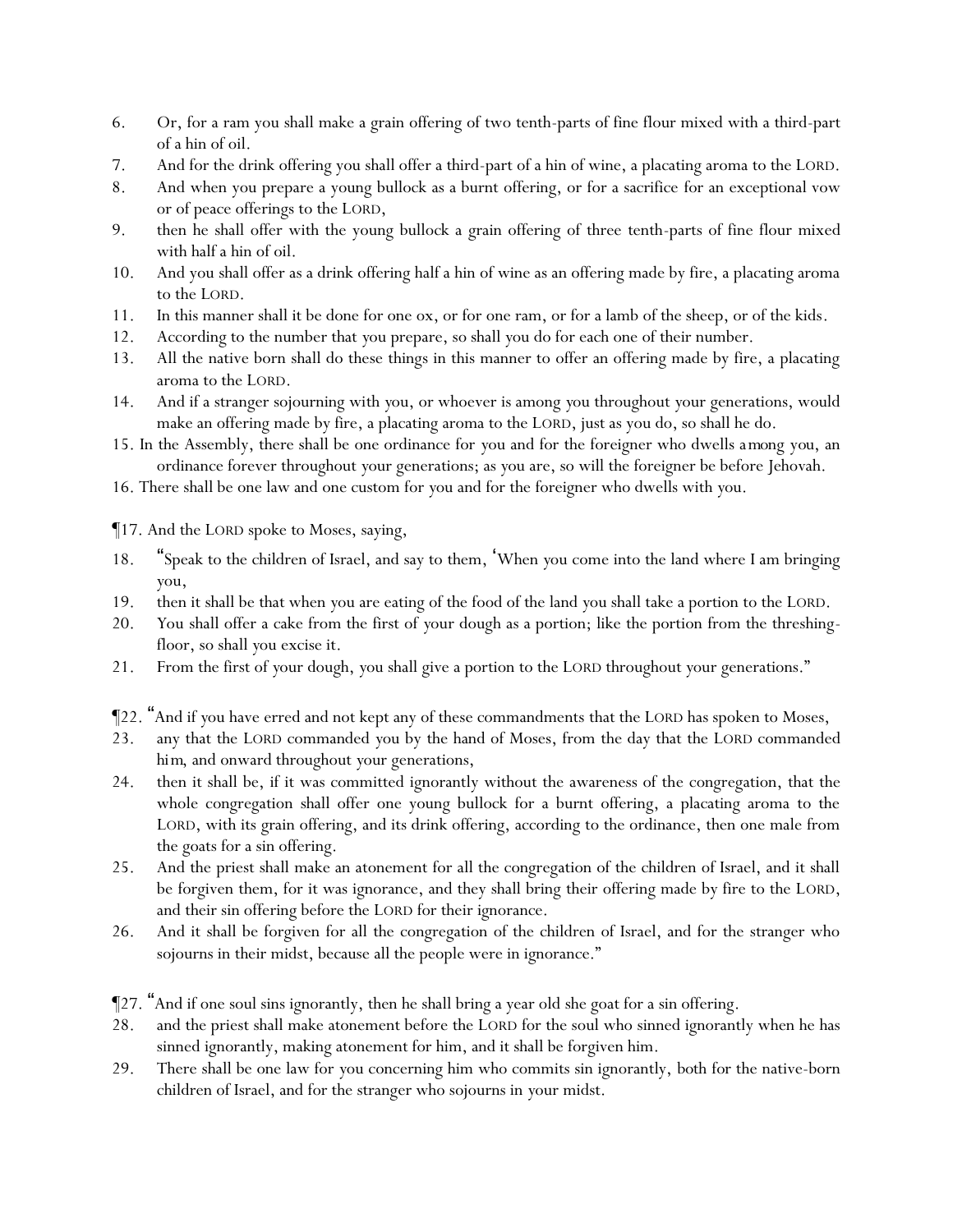6. Or, for a ram you shall make a grain offering of two tenth-parts of fine flour mixed with a third-part of a hin of oil.
7. And for the drink offering you shall offer a third-part of a hin of wine, a placating aroma to the LORD.
8. And when you prepare a young bullock as a burnt offering, or for a sacrifice for an exceptional vow or of peace offerings to the LORD,
9. then he shall offer with the young bullock a grain offering of three tenth-parts of fine flour mixed with half a hin of oil.
10. And you shall offer as a drink offering half a hin of wine as an offering made by fire, a placating aroma to the LORD.
11. In this manner shall it be done for one ox, or for one ram, or for a lamb of the sheep, or of the kids.
12. According to the number that you prepare, so shall you do for each one of their number.
13. All the native born shall do these things in this manner to offer an offering made by fire, a placating aroma to the LORD.
14. And if a stranger sojourning with you, or whoever is among you throughout your generations, would make an offering made by fire, a placating aroma to the LORD, just as you do, so shall he do.
15. In the Assembly, there shall be one ordinance for you and for the foreigner who dwells among you, an ordinance forever throughout your generations; as you are, so will the foreigner be before Jehovah.
16. There shall be one law and one custom for you and for the foreigner who dwells with you.

¶17. And the LORD spoke to Moses, saying,

18. "Speak to the children of Israel, and say to them, 'When you come into the land where I am bringing you,
19. then it shall be that when you are eating of the food of the land you shall take a portion to the LORD.
20. You shall offer a cake from the first of your dough as a portion; like the portion from the threshing-floor, so shall you excise it.
21. From the first of your dough, you shall give a portion to the LORD throughout your generations."

¶22. "And if you have erred and not kept any of these commandments that the LORD has spoken to Moses,
23. any that the LORD commanded you by the hand of Moses, from the day that the LORD commanded him, and onward throughout your generations,
24. then it shall be, if it was committed ignorantly without the awareness of the congregation, that the whole congregation shall offer one young bullock for a burnt offering, a placating aroma to the LORD, with its grain offering, and its drink offering, according to the ordinance, then one male from the goats for a sin offering.
25. And the priest shall make an atonement for all the congregation of the children of Israel, and it shall be forgiven them, for it was ignorance, and they shall bring their offering made by fire to the LORD, and their sin offering before the LORD for their ignorance.
26. And it shall be forgiven for all the congregation of the children of Israel, and for the stranger who sojourns in their midst, because all the people were in ignorance."

¶27. "And if one soul sins ignorantly, then he shall bring a year old she goat for a sin offering.
28. and the priest shall make atonement before the LORD for the soul who sinned ignorantly when he has sinned ignorantly, making atonement for him, and it shall be forgiven him.
29. There shall be one law for you concerning him who commits sin ignorantly, both for the native-born children of Israel, and for the stranger who sojourns in your midst.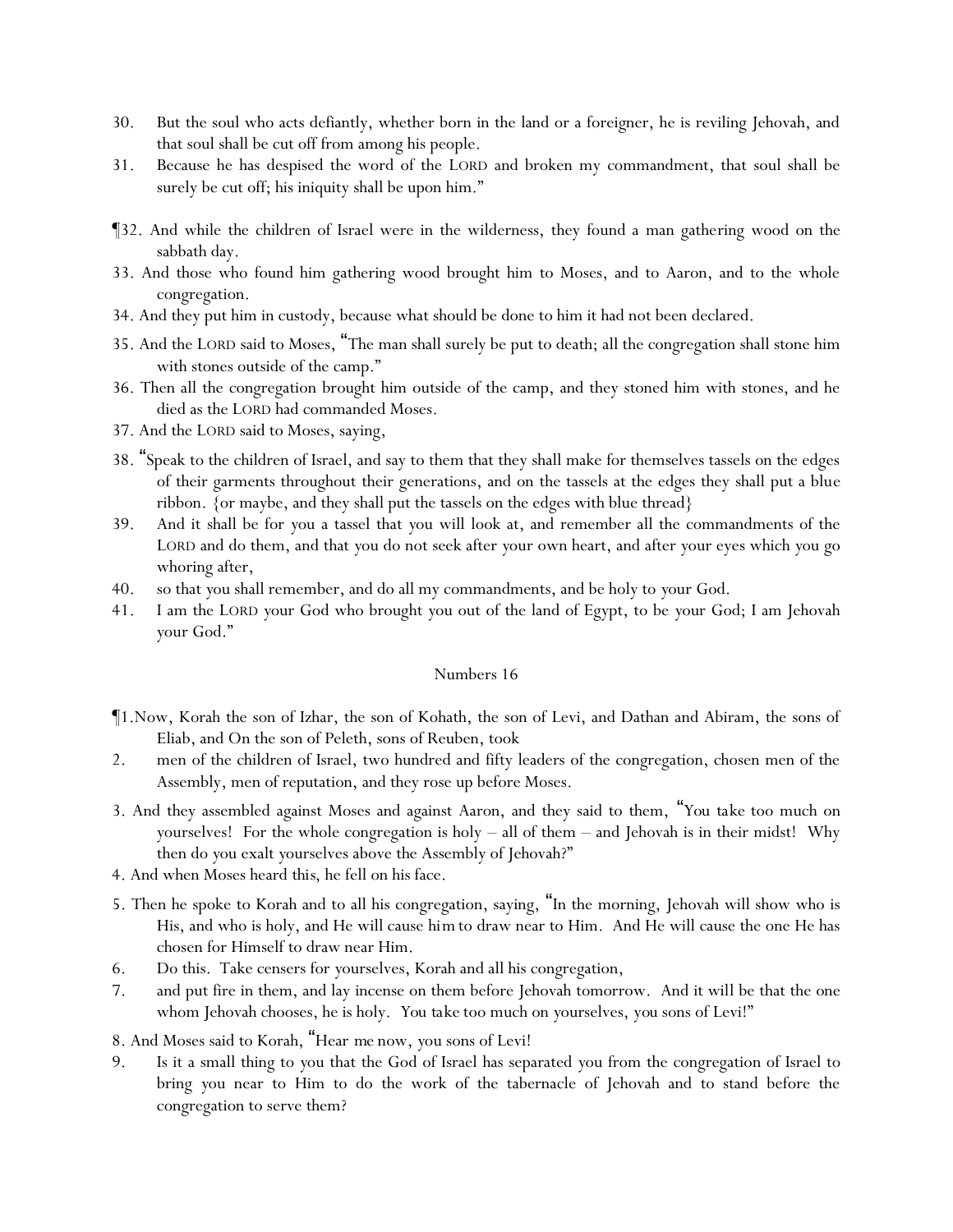30. But the soul who acts defiantly, whether born in the land or a foreigner, he is reviling Jehovah, and that soul shall be cut off from among his people.
31. Because he has despised the word of the LORD and broken my commandment, that soul shall be surely be cut off; his iniquity shall be upon him."

¶32. And while the children of Israel were in the wilderness, they found a man gathering wood on the sabbath day.
33. And those who found him gathering wood brought him to Moses, and to Aaron, and to the whole congregation.
34. And they put him in custody, because what should be done to him it had not been declared.
35. And the LORD said to Moses, "The man shall surely be put to death; all the congregation shall stone him with stones outside of the camp."
36. Then all the congregation brought him outside of the camp, and they stoned him with stones, and he died as the LORD had commanded Moses.
37. And the LORD said to Moses, saying,
38. "Speak to the children of Israel, and say to them that they shall make for themselves tassels on the edges of their garments throughout their generations, and on the tassels at the edges they shall put a blue ribbon. {or maybe, and they shall put the tassels on the edges with blue thread}
39. And it shall be for you a tassel that you will look at, and remember all the commandments of the LORD and do them, and that you do not seek after your own heart, and after your eyes which you go whoring after,
40. so that you shall remember, and do all my commandments, and be holy to your God.
41. I am the LORD your God who brought you out of the land of Egypt, to be your God; I am Jehovah your God."

## Numbers 16

¶1. Now, Korah the son of Izhar, the son of Kohath, the son of Levi, and Dathan and Abiram, the sons of Eliab, and On the son of Peleth, sons of Reuben, took
2. men of the children of Israel, two hundred and fifty leaders of the congregation, chosen men of the Assembly, men of reputation, and they rose up before Moses.
3. And they assembled against Moses and against Aaron, and they said to them, "You take too much on yourselves! For the whole congregation is holy – all of them – and Jehovah is in their midst! Why then do you exalt yourselves above the Assembly of Jehovah?"
4. And when Moses heard this, he fell on his face.
5. Then he spoke to Korah and to all his congregation, saying, "In the morning, Jehovah will show who is His, and who is holy, and He will cause him to draw near to Him. And He will cause the one He has chosen for Himself to draw near Him.
6. Do this. Take censers for yourselves, Korah and all his congregation,
7. and put fire in them, and lay incense on them before Jehovah tomorrow. And it will be that the one whom Jehovah chooses, he is holy. You take too much on yourselves, you sons of Levi!"
8. And Moses said to Korah, "Hear me now, you sons of Levi!
9. Is it a small thing to you that the God of Israel has separated you from the congregation of Israel to bring you near to Him to do the work of the tabernacle of Jehovah and to stand before the congregation to serve them?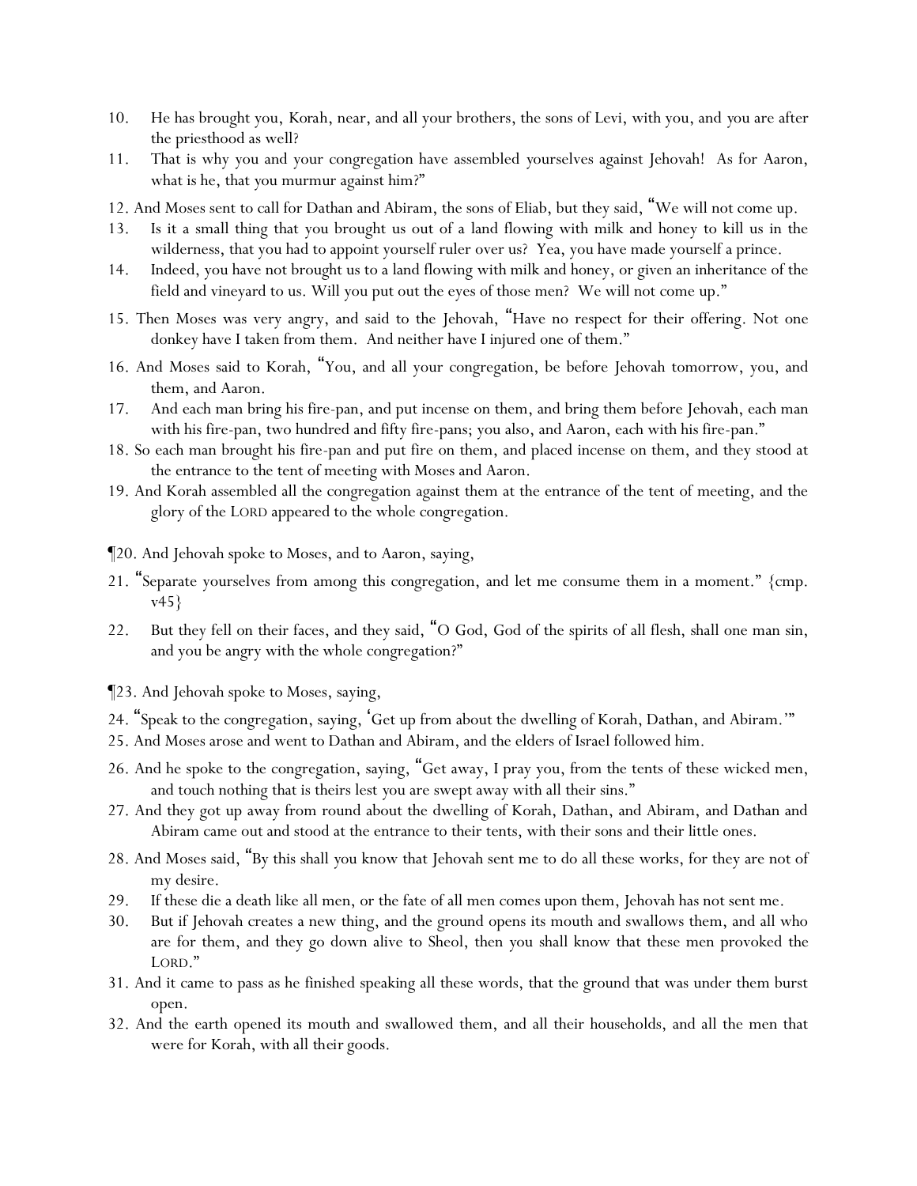10. He has brought you, Korah, near, and all your brothers, the sons of Levi, with you, and you are after the priesthood as well?
11. That is why you and your congregation have assembled yourselves against Jehovah! As for Aaron, what is he, that you murmur against him?"

12. And Moses sent to call for Dathan and Abiram, the sons of Eliab, but they said, "We will not come up.
13. Is it a small thing that you brought us out of a land flowing with milk and honey to kill us in the wilderness, that you had to appoint yourself ruler over us? Yea, you have made yourself a prince.
14. Indeed, you have not brought us to a land flowing with milk and honey, or given an inheritance of the field and vineyard to us. Will you put out the eyes of those men? We will not come up."

15. Then Moses was very angry, and said to the Jehovah, "Have no respect for their offering. Not one donkey have I taken from them. And neither have I injured one of them."

16. And Moses said to Korah, "You, and all your congregation, be before Jehovah tomorrow, you, and them, and Aaron.
17. And each man bring his fire-pan, and put incense on them, and bring them before Jehovah, each man with his fire-pan, two hundred and fifty fire-pans; you also, and Aaron, each with his fire-pan."

18. So each man brought his fire-pan and put fire on them, and placed incense on them, and they stood at the entrance to the tent of meeting with Moses and Aaron.

19. And Korah assembled all the congregation against them at the entrance of the tent of meeting, and the glory of the LORD appeared to the whole congregation.

¶20. And Jehovah spoke to Moses, and to Aaron, saying,

21. "Separate yourselves from among this congregation, and let me consume them in a moment." {cmp. v45}

22. But they fell on their faces, and they said, "O God, God of the spirits of all flesh, shall one man sin, and you be angry with the whole congregation?"

¶23. And Jehovah spoke to Moses, saying,

24. "Speak to the congregation, saying, 'Get up from about the dwelling of Korah, Dathan, and Abiram.'"

25. And Moses arose and went to Dathan and Abiram, and the elders of Israel followed him.

26. And he spoke to the congregation, saying, "Get away, I pray you, from the tents of these wicked men, and touch nothing that is theirs lest you are swept away with all their sins."

27. And they got up away from round about the dwelling of Korah, Dathan, and Abiram, and Dathan and Abiram came out and stood at the entrance to their tents, with their sons and their little ones.

28. And Moses said, "By this shall you know that Jehovah sent me to do all these works, for they are not of my desire.
29. If these die a death like all men, or the fate of all men comes upon them, Jehovah has not sent me.
30. But if Jehovah creates a new thing, and the ground opens its mouth and swallows them, and all who are for them, and they go down alive to Sheol, then you shall know that these men provoked the LORD."

31. And it came to pass as he finished speaking all these words, that the ground that was under them burst open.

32. And the earth opened its mouth and swallowed them, and all their households, and all the men that were for Korah, with all their goods.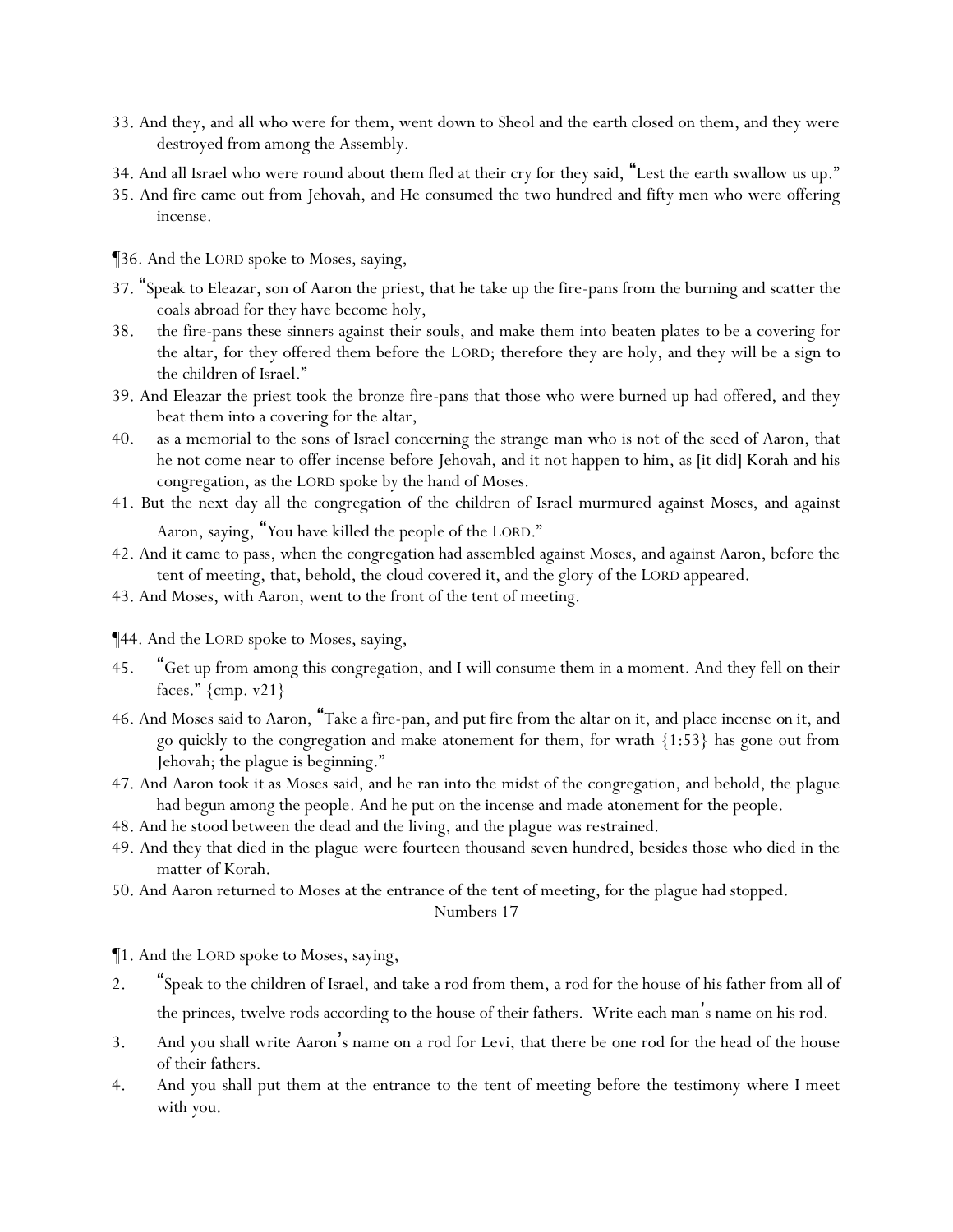33. And they, and all who were for them, went down to Sheol and the earth closed on them, and they were destroyed from among the Assembly.

34. And all Israel who were round about them fled at their cry for they said, "Lest the earth swallow us up."

35. And fire came out from Jehovah, and He consumed the two hundred and fifty men who were offering incense.

¶36. And the LORD spoke to Moses, saying,

37. "Speak to Eleazar, son of Aaron the priest, that he take up the fire-pans from the burning and scatter the coals abroad for they have become holy,

38. the fire-pans these sinners against their souls, and make them into beaten plates to be a covering for the altar, for they offered them before the LORD; therefore they are holy, and they will be a sign to the children of Israel."

39. And Eleazar the priest took the bronze fire-pans that those who were burned up had offered, and they beat them into a covering for the altar,

40. as a memorial to the sons of Israel concerning the strange man who is not of the seed of Aaron, that he not come near to offer incense before Jehovah, and it not happen to him, as [it did] Korah and his congregation, as the LORD spoke by the hand of Moses.

41. But the next day all the congregation of the children of Israel murmured against Moses, and against Aaron, saying, "You have killed the people of the LORD."

42. And it came to pass, when the congregation had assembled against Moses, and against Aaron, before the tent of meeting, that, behold, the cloud covered it, and the glory of the LORD appeared.

43. And Moses, with Aaron, went to the front of the tent of meeting.

¶44. And the LORD spoke to Moses, saying,

45. "Get up from among this congregation, and I will consume them in a moment. And they fell on their faces." {cmp. v21}

46. And Moses said to Aaron, "Take a fire-pan, and put fire from the altar on it, and place incense on it, and go quickly to the congregation and make atonement for them, for wrath {1:53} has gone out from Jehovah; the plague is beginning."

47. And Aaron took it as Moses said, and he ran into the midst of the congregation, and behold, the plague had begun among the people. And he put on the incense and made atonement for the people.

48. And he stood between the dead and the living, and the plague was restrained.

49. And they that died in the plague were fourteen thousand seven hundred, besides those who died in the matter of Korah.

50. And Aaron returned to Moses at the entrance of the tent of meeting, for the plague had stopped.

Numbers 17

¶1. And the LORD spoke to Moses, saying,

2. "Speak to the children of Israel, and take a rod from them, a rod for the house of his father from all of the princes, twelve rods according to the house of their fathers. Write each man's name on his rod.

3. And you shall write Aaron's name on a rod for Levi, that there be one rod for the head of the house of their fathers.

4. And you shall put them at the entrance to the tent of meeting before the testimony where I meet with you.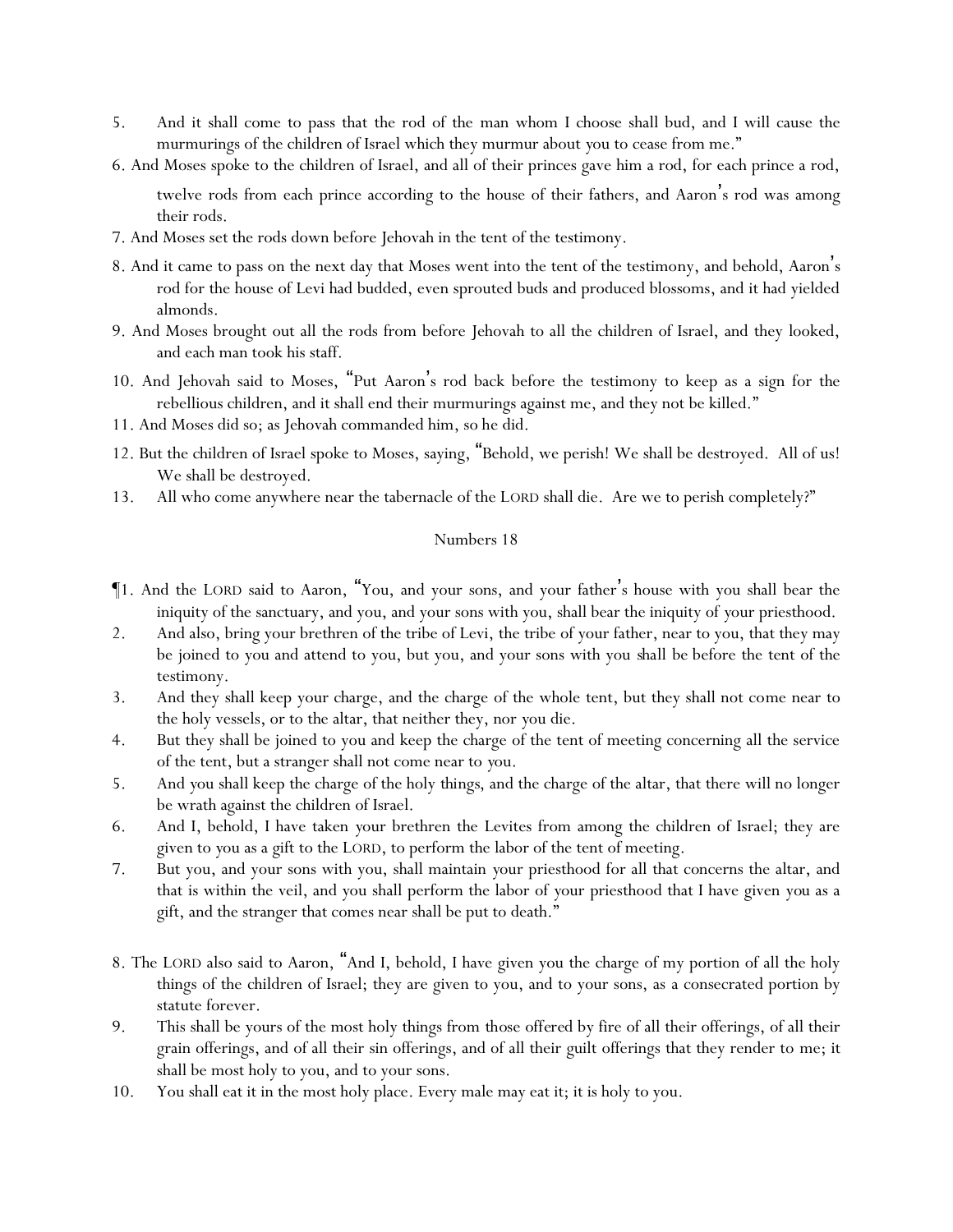5. And it shall come to pass that the rod of the man whom I choose shall bud, and I will cause the murmurings of the children of Israel which they murmur about you to cease from me."

6. And Moses spoke to the children of Israel, and all of their princes gave him a rod, for each prince a rod, twelve rods from each prince according to the house of their fathers, and Aaron's rod was among their rods.

7. And Moses set the rods down before Jehovah in the tent of the testimony.

8. And it came to pass on the next day that Moses went into the tent of the testimony, and behold, Aaron's rod for the house of Levi had budded, even sprouted buds and produced blossoms, and it had yielded almonds.

9. And Moses brought out all the rods from before Jehovah to all the children of Israel, and they looked, and each man took his staff.

10. And Jehovah said to Moses, "Put Aaron's rod back before the testimony to keep as a sign for the rebellious children, and it shall end their murmurings against me, and they not be killed."

11. And Moses did so; as Jehovah commanded him, so he did.

12. But the children of Israel spoke to Moses, saying, "Behold, we perish! We shall be destroyed. All of us! We shall be destroyed.

13. All who come anywhere near the tabernacle of the LORD shall die. Are we to perish completely?"

## Numbers 18

¶1. And the LORD said to Aaron, "You, and your sons, and your father's house with you shall bear the iniquity of the sanctuary, and you, and your sons with you, shall bear the iniquity of your priesthood.

2. And also, bring your brethren of the tribe of Levi, the tribe of your father, near to you, that they may be joined to you and attend to you, but you, and your sons with you shall be before the tent of the testimony.

3. And they shall keep your charge, and the charge of the whole tent, but they shall not come near to the holy vessels, or to the altar, that neither they, nor you die.

4. But they shall be joined to you and keep the charge of the tent of meeting concerning all the service of the tent, but a stranger shall not come near to you.

5. And you shall keep the charge of the holy things, and the charge of the altar, that there will no longer be wrath against the children of Israel.

6. And I, behold, I have taken your brethren the Levites from among the children of Israel; they are given to you as a gift to the LORD, to perform the labor of the tent of meeting.

7. But you, and your sons with you, shall maintain your priesthood for all that concerns the altar, and that is within the veil, and you shall perform the labor of your priesthood that I have given you as a gift, and the stranger that comes near shall be put to death."

8. The LORD also said to Aaron, "And I, behold, I have given you the charge of my portion of all the holy things of the children of Israel; they are given to you, and to your sons, as a consecrated portion by statute forever.

9. This shall be yours of the most holy things from those offered by fire of all their offerings, of all their grain offerings, and of all their sin offerings, and of all their guilt offerings that they render to me; it shall be most holy to you, and to your sons.

10. You shall eat it in the most holy place. Every male may eat it; it is holy to you.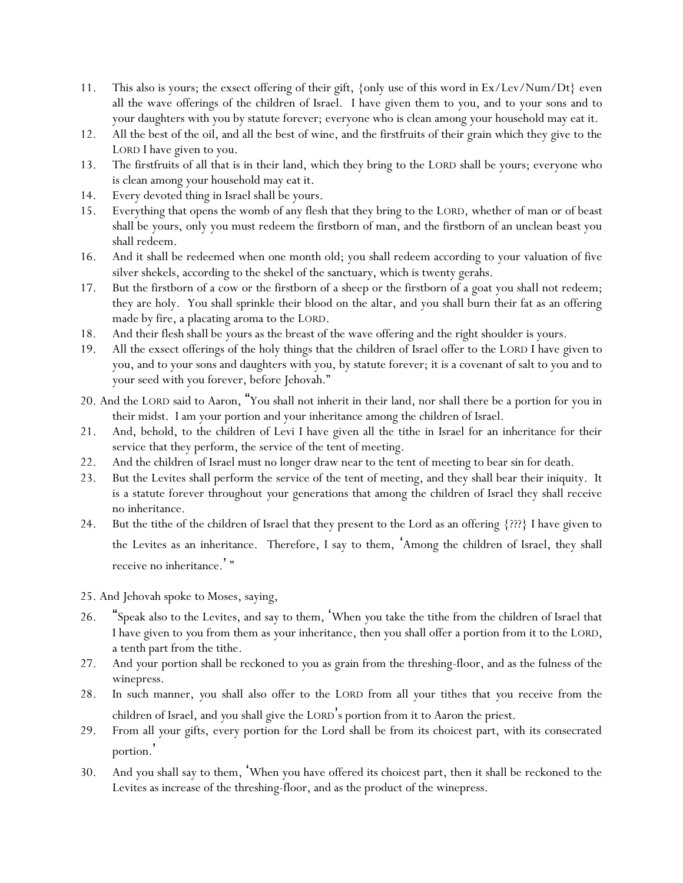11. This also is yours; the exsect offering of their gift, {only use of this word in Ex/Lev/Num/Dt} even all the wave offerings of the children of Israel. I have given them to you, and to your sons and to your daughters with you by statute forever; everyone who is clean among your household may eat it.
12. All the best of the oil, and all the best of wine, and the firstfruits of their grain which they give to the LORD I have given to you.
13. The firstfruits of all that is in their land, which they bring to the LORD shall be yours; everyone who is clean among your household may eat it.
14. Every devoted thing in Israel shall be yours.
15. Everything that opens the womb of any flesh that they bring to the LORD, whether of man or of beast shall be yours, only you must redeem the firstborn of man, and the firstborn of an unclean beast you shall redeem.
16. And it shall be redeemed when one month old; you shall redeem according to your valuation of five silver shekels, according to the shekel of the sanctuary, which is twenty gerahs.
17. But the firstborn of a cow or the firstborn of a sheep or the firstborn of a goat you shall not redeem; they are holy. You shall sprinkle their blood on the altar, and you shall burn their fat as an offering made by fire, a placating aroma to the LORD.
18. And their flesh shall be yours as the breast of the wave offering and the right shoulder is yours.
19. All the exsect offerings of the holy things that the children of Israel offer to the LORD I have given to you, and to your sons and daughters with you, by statute forever; it is a covenant of salt to you and to your seed with you forever, before Jehovah."
20. And the LORD said to Aaron, "You shall not inherit in their land, nor shall there be a portion for you in their midst. I am your portion and your inheritance among the children of Israel.
21. And, behold, to the children of Levi I have given all the tithe in Israel for an inheritance for their service that they perform, the service of the tent of meeting.
22. And the children of Israel must no longer draw near to the tent of meeting to bear sin for death.
23. But the Levites shall perform the service of the tent of meeting, and they shall bear their iniquity. It is a statute forever throughout your generations that among the children of Israel they shall receive no inheritance.
24. But the tithe of the children of Israel that they present to the Lord as an offering {???} I have given to the Levites as an inheritance. Therefore, I say to them, 'Among the children of Israel, they shall receive no inheritance.' "
25. And Jehovah spoke to Moses, saying,
26. "Speak also to the Levites, and say to them, 'When you take the tithe from the children of Israel that I have given to you from them as your inheritance, then you shall offer a portion from it to the LORD, a tenth part from the tithe.
27. And your portion shall be reckoned to you as grain from the threshing-floor, and as the fulness of the winepress.
28. In such manner, you shall also offer to the LORD from all your tithes that you receive from the children of Israel, and you shall give the LORD's portion from it to Aaron the priest.
29. From all your gifts, every portion for the Lord shall be from its choicest part, with its consecrated portion.'
30. And you shall say to them, 'When you have offered its choicest part, then it shall be reckoned to the Levites as increase of the threshing-floor, and as the product of the winepress.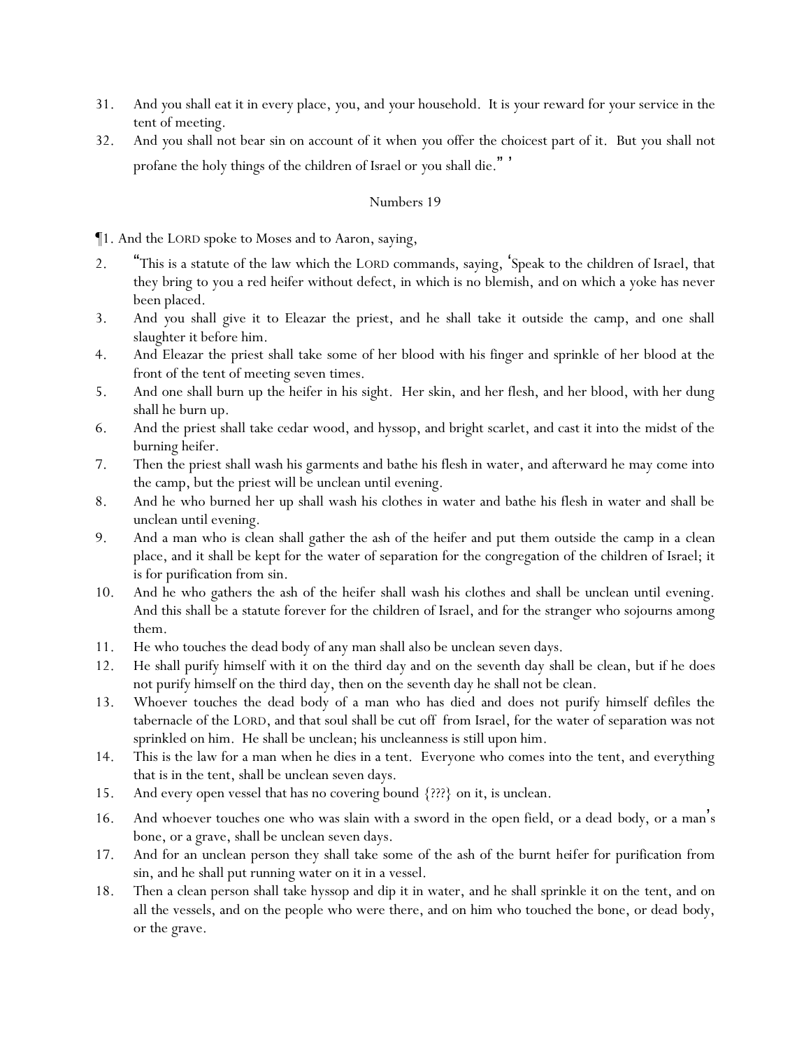31. And you shall eat it in every place, you, and your household. It is your reward for your service in the tent of meeting.
32. And you shall not bear sin on account of it when you offer the choicest part of it. But you shall not profane the holy things of the children of Israel or you shall die." '

Numbers 19

¶1. And the LORD spoke to Moses and to Aaron, saying,

2. "This is a statute of the law which the LORD commands, saying, 'Speak to the children of Israel, that they bring to you a red heifer without defect, in which is no blemish, and on which a yoke has never been placed.
3. And you shall give it to Eleazar the priest, and he shall take it outside the camp, and one shall slaughter it before him.
4. And Eleazar the priest shall take some of her blood with his finger and sprinkle of her blood at the front of the tent of meeting seven times.
5. And one shall burn up the heifer in his sight. Her skin, and her flesh, and her blood, with her dung shall he burn up.
6. And the priest shall take cedar wood, and hyssop, and bright scarlet, and cast it into the midst of the burning heifer.
7. Then the priest shall wash his garments and bathe his flesh in water, and afterward he may come into the camp, but the priest will be unclean until evening.
8. And he who burned her up shall wash his clothes in water and bathe his flesh in water and shall be unclean until evening.
9. And a man who is clean shall gather the ash of the heifer and put them outside the camp in a clean place, and it shall be kept for the water of separation for the congregation of the children of Israel; it is for purification from sin.
10. And he who gathers the ash of the heifer shall wash his clothes and shall be unclean until evening. And this shall be a statute forever for the children of Israel, and for the stranger who sojourns among them.
11. He who touches the dead body of any man shall also be unclean seven days.
12. He shall purify himself with it on the third day and on the seventh day shall be clean, but if he does not purify himself on the third day, then on the seventh day he shall not be clean.
13. Whoever touches the dead body of a man who has died and does not purify himself defiles the tabernacle of the LORD, and that soul shall be cut off from Israel, for the water of separation was not sprinkled on him. He shall be unclean; his uncleanness is still upon him.
14. This is the law for a man when he dies in a tent. Everyone who comes into the tent, and everything that is in the tent, shall be unclean seven days.
15. And every open vessel that has no covering bound {???} on it, is unclean.
16. And whoever touches one who was slain with a sword in the open field, or a dead body, or a man's bone, or a grave, shall be unclean seven days.
17. And for an unclean person they shall take some of the ash of the burnt heifer for purification from sin, and he shall put running water on it in a vessel.
18. Then a clean person shall take hyssop and dip it in water, and he shall sprinkle it on the tent, and on all the vessels, and on the people who were there, and on him who touched the bone, or dead body, or the grave.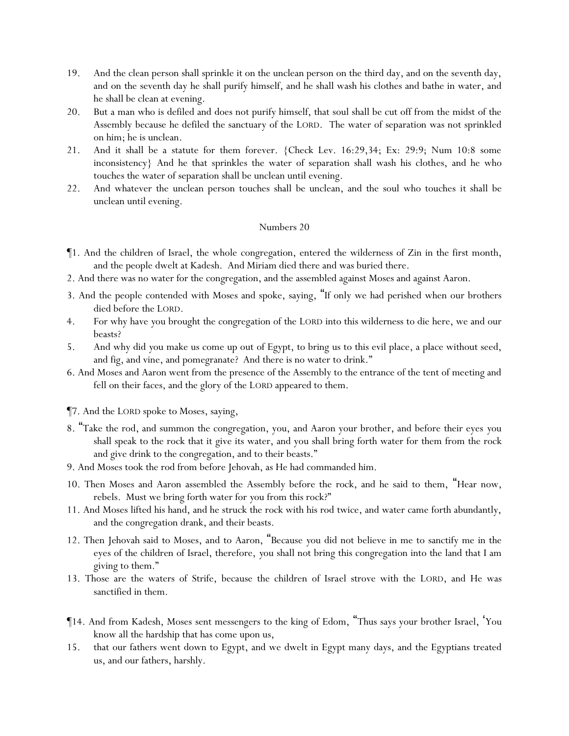19. And the clean person shall sprinkle it on the unclean person on the third day, and on the seventh day, and on the seventh day he shall purify himself, and he shall wash his clothes and bathe in water, and he shall be clean at evening.

20. But a man who is defiled and does not purify himself, that soul shall be cut off from the midst of the Assembly because he defiled the sanctuary of the LORD. The water of separation was not sprinkled on him; he is unclean.

21. And it shall be a statute for them forever. {Check Lev. 16:29,34; Ex: 29:9; Num 10:8 some inconsistency} And he that sprinkles the water of separation shall wash his clothes, and he who touches the water of separation shall be unclean until evening.

22. And whatever the unclean person touches shall be unclean, and the soul who touches it shall be unclean until evening.

## Numbers 20

¶1. And the children of Israel, the whole congregation, entered the wilderness of Zin in the first month, and the people dwelt at Kadesh. And Miriam died there and was buried there.

2. And there was no water for the congregation, and the assembled against Moses and against Aaron.

3. And the people contended with Moses and spoke, saying, "If only we had perished when our brothers died before the LORD.

4. For why have you brought the congregation of the LORD into this wilderness to die here, we and our beasts?

5. And why did you make us come up out of Egypt, to bring us to this evil place, a place without seed, and fig, and vine, and pomegranate? And there is no water to drink."

6. And Moses and Aaron went from the presence of the Assembly to the entrance of the tent of meeting and fell on their faces, and the glory of the LORD appeared to them.

¶7. And the LORD spoke to Moses, saying,

8. "Take the rod, and summon the congregation, you, and Aaron your brother, and before their eyes *you* shall speak to the rock that it give its water, and *you* shall bring forth water for them from the rock and give drink to the congregation, and to their beasts."

9. And Moses took the rod from before Jehovah, as He had commanded him.

10. Then Moses and Aaron assembled the Assembly before the rock, and he said to them, "Hear now, rebels. Must we bring forth water for *you* from this rock?"

11. And Moses lifted his hand, and he struck the rock with his rod twice, and water came forth abundantly, and the congregation drank, and their beasts.

12. Then Jehovah said to Moses, and to Aaron, "Because *you* did not believe in me to sanctify me in the eyes of the children of Israel, therefore, *you* shall not bring this congregation into the land that I am giving to them."

13. Those are the waters of Strife, because the children of Israel strove with the LORD, and He was sanctified in them.

¶14. And from Kadesh, Moses sent messengers to the king of Edom, "Thus says your brother Israel, 'You know all the hardship that has come upon us,

15. that our fathers went down to Egypt, and we dwelt in Egypt many days, and the Egyptians treated us, and our fathers, harshly.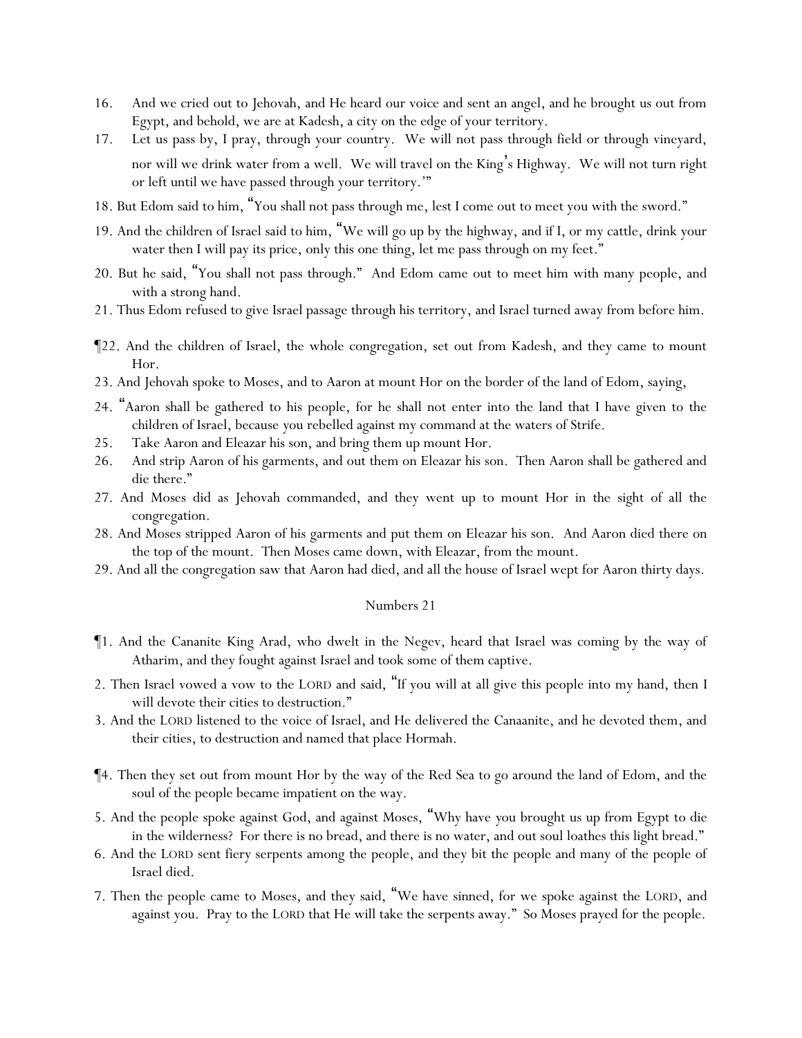16. And we cried out to Jehovah, and He heard our voice and sent an angel, and he brought us out from Egypt, and behold, we are at Kadesh, a city on the edge of your territory.

17. Let us pass by, I pray, through your country. We will not pass through field or through vineyard, nor will we drink water from a well. We will travel on the King's Highway. We will not turn right or left until we have passed through your territory.'"

18. But Edom said to him, "You shall not pass through me, lest I come out to meet you with the sword."

19. And the children of Israel said to him, "We will go up by the highway, and if I, or my cattle, drink your water then I will pay its price, only this one thing, let me pass through on my feet."

20. But he said, "You shall not pass through." And Edom came out to meet him with many people, and with a strong hand.

21. Thus Edom refused to give Israel passage through his territory, and Israel turned away from before him.

¶22. And the children of Israel, the whole congregation, set out from Kadesh, and they came to mount Hor.

23. And Jehovah spoke to Moses, and to Aaron at mount Hor on the border of the land of Edom, saying,

24. "Aaron shall be gathered to his people, for he shall not enter into the land that I have given to the children of Israel, because you rebelled against my command at the waters of Strife.

25. Take Aaron and Eleazar his son, and bring them up mount Hor.

26. And strip Aaron of his garments, and out them on Eleazar his son. Then Aaron shall be gathered and die there."

27. And Moses did as Jehovah commanded, and they went up to mount Hor in the sight of all the congregation.

28. And Moses stripped Aaron of his garments and put them on Eleazar his son. And Aaron died there on the top of the mount. Then Moses came down, with Eleazar, from the mount.

29. And all the congregation saw that Aaron had died, and all the house of Israel wept for Aaron thirty days.

## Numbers 21

¶1. And the Cananite King Arad, who dwelt in the Negev, heard that Israel was coming by the way of Atharim, and they fought against Israel and took some of them captive.

2. Then Israel vowed a vow to the LORD and said, "If you will at all give this people into my hand, then I will devote their cities to destruction."

3. And the LORD listened to the voice of Israel, and He delivered the Canaanite, and he devoted them, and their cities, to destruction and named that place Hormah.

¶4. Then they set out from mount Hor by the way of the Red Sea to go around the land of Edom, and the soul of the people became impatient on the way.

5. And the people spoke against God, and against Moses, "Why have you brought us up from Egypt to die in the wilderness? For there is no bread, and there is no water, and out soul loathes this light bread."

6. And the LORD sent fiery serpents among the people, and they bit the people and many of the people of Israel died.

7. Then the people came to Moses, and they said, "We have sinned, for we spoke against the LORD, and against you. Pray to the LORD that He will take the serpents away." So Moses prayed for the people.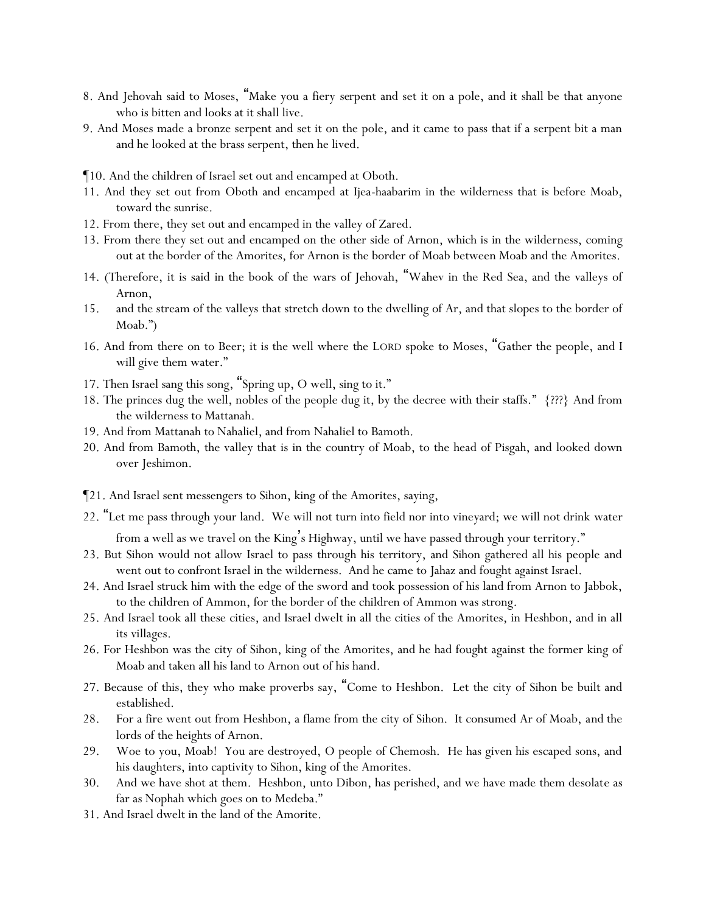8. And Jehovah said to Moses, "Make you a fiery serpent and set it on a pole, and it shall be that anyone who is bitten and looks at it shall live.

9. And Moses made a bronze serpent and set it on the pole, and it came to pass that if a serpent bit a man and he looked at the brass serpent, then he lived.

¶10. And the children of Israel set out and encamped at Oboth.

11. And they set out from Oboth and encamped at Ijea-haabarim in the wilderness that is before Moab, toward the sunrise.

12. From there, they set out and encamped in the valley of Zared.

13. From there they set out and encamped on the other side of Arnon, which is in the wilderness, coming out at the border of the Amorites, for Arnon is the border of Moab between Moab and the Amorites.

14. (Therefore, it is said in the book of the wars of Jehovah, "Wahev in the Red Sea, and the valleys of Arnon,

15. and the stream of the valleys that stretch down to the dwelling of Ar, and that slopes to the border of Moab.")

16. And from there on to Beer; it is the well where the LORD spoke to Moses, "Gather the people, and I will give them water."

17. Then Israel sang this song, "Spring up, O well, sing to it."

18. The princes dug the well, nobles of the people dug it, by the decree with their staffs." {???} And from the wilderness to Mattanah.

19. And from Mattanah to Nahaliel, and from Nahaliel to Bamoth.

20. And from Bamoth, the valley that is in the country of Moab, to the head of Pisgah, and looked down over Jeshimon.

¶21. And Israel sent messengers to Sihon, king of the Amorites, saying,

22. "Let me pass through your land. We will not turn into field nor into vineyard; we will not drink water from a well as we travel on the King's Highway, until we have passed through your territory."

23. But Sihon would not allow Israel to pass through his territory, and Sihon gathered all his people and went out to confront Israel in the wilderness. And he came to Jahaz and fought against Israel.

24. And Israel struck him with the edge of the sword and took possession of his land from Arnon to Jabbok, to the children of Ammon, for the border of the children of Ammon was strong.

25. And Israel took all these cities, and Israel dwelt in all the cities of the Amorites, in Heshbon, and in all its villages.

26. For Heshbon was the city of Sihon, king of the Amorites, and he had fought against the former king of Moab and taken all his land to Arnon out of his hand.

27. Because of this, they who make proverbs say, "Come to Heshbon. Let the city of Sihon be built and established.

28. For a fire went out from Heshbon, a flame from the city of Sihon. It consumed Ar of Moab, and the lords of the heights of Arnon.

29. Woe to you, Moab! You are destroyed, O people of Chemosh. He has given his escaped sons, and his daughters, into captivity to Sihon, king of the Amorites.

30. And we have shot at them. Heshbon, unto Dibon, has perished, and we have made them desolate as far as Nophah which goes on to Medeba."

31. And Israel dwelt in the land of the Amorite.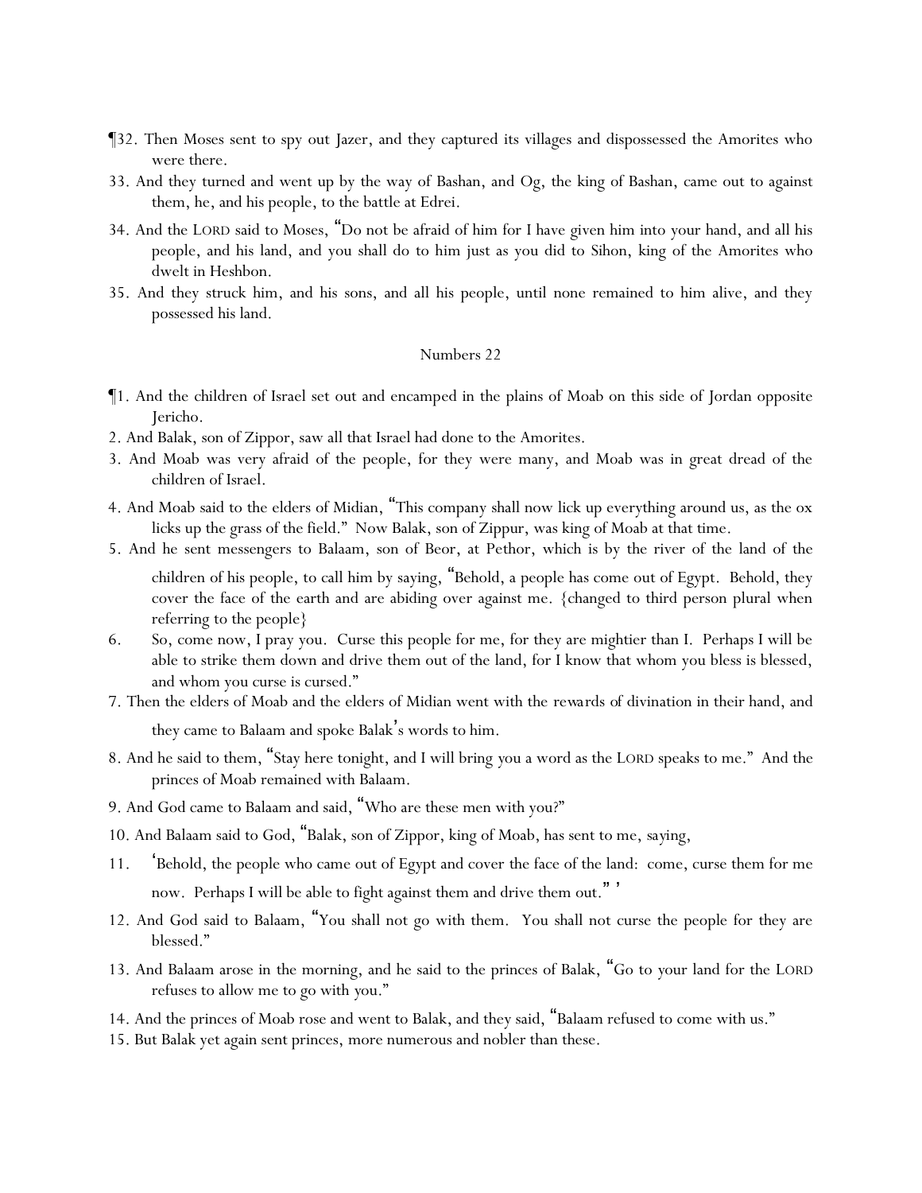¶32. Then Moses sent to spy out Jazer, and they captured its villages and dispossessed the Amorites who were there.

33. And they turned and went up by the way of Bashan, and Og, the king of Bashan, came out to against them, he, and his people, to the battle at Edrei.

34. And the LORD said to Moses, "Do not be afraid of him for I have given him into your hand, and all his people, and his land, and you shall do to him just as you did to Sihon, king of the Amorites who dwelt in Heshbon.

35. And they struck him, and his sons, and all his people, until none remained to him alive, and they possessed his land.

## Numbers 22

¶1. And the children of Israel set out and encamped in the plains of Moab on this side of Jordan opposite Jericho.

2. And Balak, son of Zippor, saw all that Israel had done to the Amorites.

3. And Moab was very afraid of the people, for they were many, and Moab was in great dread of the children of Israel.

4. And Moab said to the elders of Midian, "This company shall now lick up everything around us, as the ox licks up the grass of the field." Now Balak, son of Zippur, was king of Moab at that time.

5. And he sent messengers to Balaam, son of Beor, at Pethor, which is by the river of the land of the children of his people, to call him by saying, "Behold, a people has come out of Egypt. Behold, they cover the face of the earth and are abiding over against me. {changed to third person plural when referring to the people}

6. So, come now, I pray you. Curse this people for me, for they are mightier than I. Perhaps I will be able to strike them down and drive them out of the land, for I know that whom you bless is blessed, and whom you curse is cursed."

7. Then the elders of Moab and the elders of Midian went with the rewards of divination in their hand, and they came to Balaam and spoke Balak's words to him.

8. And he said to them, "Stay here tonight, and I will bring you a word as the LORD speaks to me." And the princes of Moab remained with Balaam.

9. And God came to Balaam and said, "Who are these men with you?"

10. And Balaam said to God, "Balak, son of Zippor, king of Moab, has sent to me, saying,

11. 'Behold, the people who came out of Egypt and cover the face of the land: come, curse them for me now. Perhaps I will be able to fight against them and drive them out." '

12. And God said to Balaam, "You shall not go with them. You shall not curse the people for they are blessed."

13. And Balaam arose in the morning, and he said to the princes of Balak, "Go to your land for the LORD refuses to allow me to go with you."

14. And the princes of Moab rose and went to Balak, and they said, "Balaam refused to come with us."

15. But Balak yet again sent princes, more numerous and nobler than these.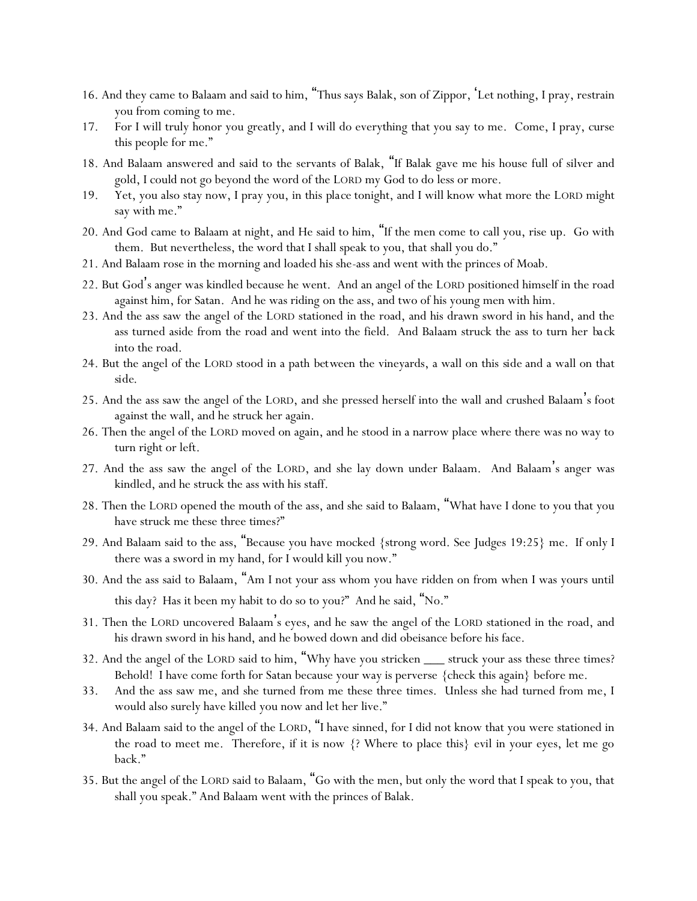16. And they came to Balaam and said to him, "Thus says Balak, son of Zippor, 'Let nothing, I pray, restrain you from coming to me.
17. For I will truly honor you greatly, and I will do everything that you say to me. Come, I pray, curse this people for me."
18. And Balaam answered and said to the servants of Balak, "If Balak gave me his house full of silver and gold, I could not go beyond the word of the LORD my God to do less or more.
19. Yet, you also stay now, I pray you, in this place tonight, and I will know what more the LORD might say with me."
20. And God came to Balaam at night, and He said to him, "If the men come to call you, rise up. Go with them. But nevertheless, the word that I shall speak to you, that shall you do."
21. And Balaam rose in the morning and loaded his she-ass and went with the princes of Moab.
22. But God's anger was kindled because he went. And an angel of the LORD positioned himself in the road against him, for Satan. And he was riding on the ass, and two of his young men with him.
23. And the ass saw the angel of the LORD stationed in the road, and his drawn sword in his hand, and the ass turned aside from the road and went into the field. And Balaam struck the ass to turn her back into the road.
24. But the angel of the LORD stood in a path between the vineyards, a wall on this side and a wall on that side.
25. And the ass saw the angel of the LORD, and she pressed herself into the wall and crushed Balaam's foot against the wall, and he struck her again.
26. Then the angel of the LORD moved on again, and he stood in a narrow place where there was no way to turn right or left.
27. And the ass saw the angel of the LORD, and she lay down under Balaam. And Balaam's anger was kindled, and he struck the ass with his staff.
28. Then the LORD opened the mouth of the ass, and she said to Balaam, "What have I done to you that you have struck me these three times?"
29. And Balaam said to the ass, "Because you have mocked {strong word. See Judges 19:25} me. If only I there was a sword in my hand, for I would kill you now."
30. And the ass said to Balaam, "Am I not your ass whom you have ridden on from when I was yours until this day? Has it been my habit to do so to you?" And he said, "No."
31. Then the LORD uncovered Balaam's eyes, and he saw the angel of the LORD stationed in the road, and his drawn sword in his hand, and he bowed down and did obeisance before his face.
32. And the angel of the LORD said to him, "Why have you stricken ___ struck your ass these three times? Behold! I have come forth for Satan because your way is perverse {check this again} before me.
33. And the ass saw me, and she turned from me these three times. Unless she had turned from me, I would also surely have killed you now and let her live."
34. And Balaam said to the angel of the LORD, "I have sinned, for I did not know that you were stationed in the road to meet me. Therefore, if it is now {? Where to place this} evil in your eyes, let me go back."
35. But the angel of the LORD said to Balaam, "Go with the men, but only the word that I speak to you, that shall you speak." And Balaam went with the princes of Balak.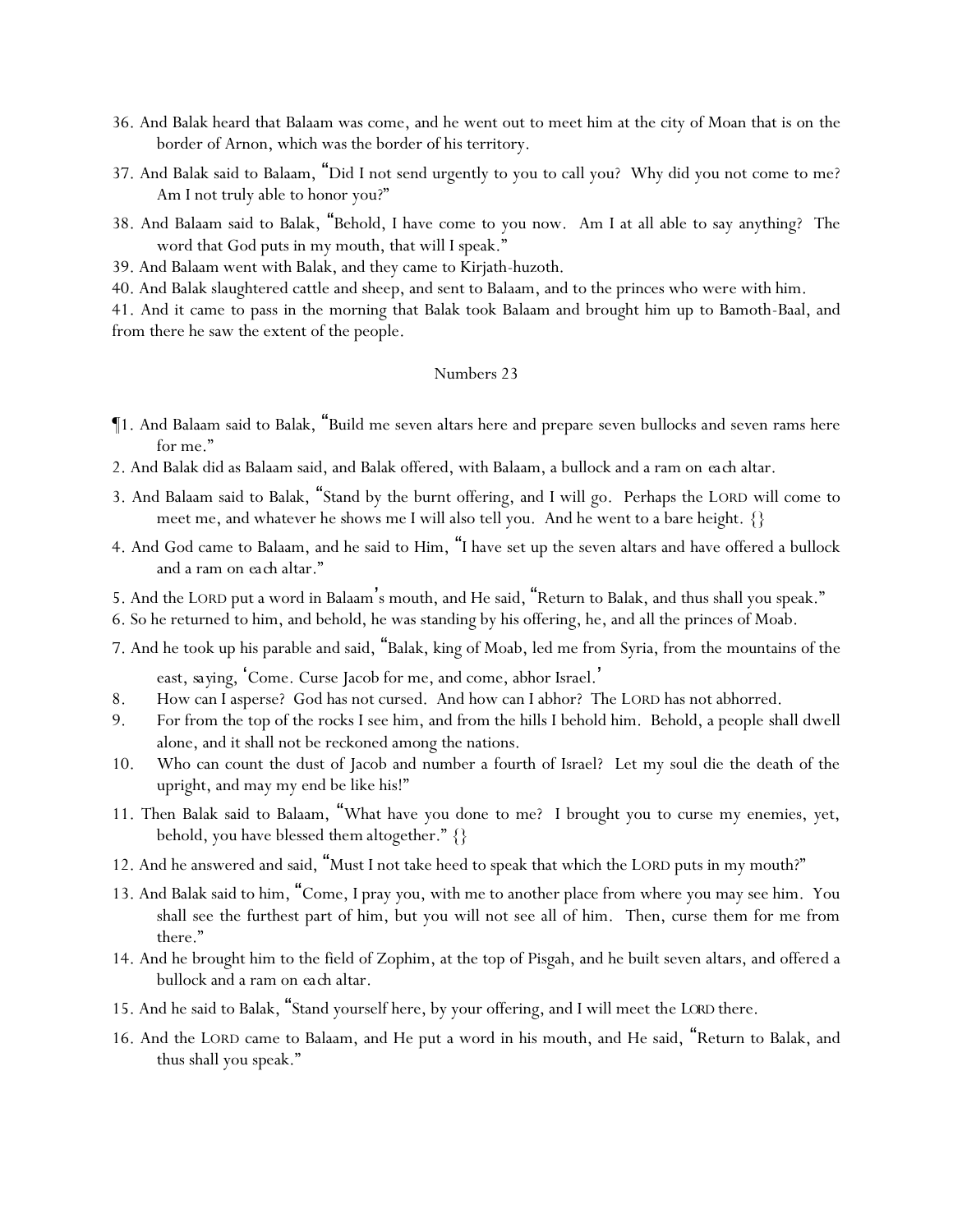36. And Balak heard that Balaam was come, and he went out to meet him at the city of Moan that is on the border of Arnon, which was the border of his territory.

37. And Balak said to Balaam, "Did I not send urgently to you to call you? Why did you not come to me? Am I not truly able to honor you?"

38. And Balaam said to Balak, "Behold, I have come to you now. Am I at all able to say anything? The word that God puts in my mouth, that will I speak."

39. And Balaam went with Balak, and they came to Kirjath-huzoth.

40. And Balak slaughtered cattle and sheep, and sent to Balaam, and to the princes who were with him.

41. And it came to pass in the morning that Balak took Balaam and brought him up to Bamoth-Baal, and from there he saw the extent of the people.

## Numbers 23

¶1. And Balaam said to Balak, "Build me seven altars here and prepare seven bullocks and seven rams here for me."

2. And Balak did as Balaam said, and Balak offered, with Balaam, a bullock and a ram on each altar.

3. And Balaam said to Balak, "Stand by the burnt offering, and I will go. Perhaps the LORD will come to meet me, and whatever he shows me I will also tell you. And he went to a bare height. {}

4. And God came to Balaam, and he said to Him, "I have set up the seven altars and have offered a bullock and a ram on each altar."

5. And the LORD put a word in Balaam's mouth, and He said, "Return to Balak, and thus shall you speak."

6. So he returned to him, and behold, he was standing by his offering, he, and all the princes of Moab.

7. And he took up his parable and said, "Balak, king of Moab, led me from Syria, from the mountains of the east, saying, 'Come. Curse Jacob for me, and come, abhor Israel.'

8. How can I asperse? God has not cursed. And how can I abhor? The LORD has not abhorred.

9. For from the top of the rocks I see him, and from the hills I behold him. Behold, a people shall dwell alone, and it shall not be reckoned among the nations.

10. Who can count the dust of Jacob and number a fourth of Israel? Let my soul die the death of the upright, and may my end be like his!"

11. Then Balak said to Balaam, "What have you done to me? I brought you to curse my enemies, yet, behold, you have blessed them altogether." {}

12. And he answered and said, "Must I not take heed to speak that which the LORD puts in my mouth?"

13. And Balak said to him, "Come, I pray you, with me to another place from where you may see him. You shall see the furthest part of him, but you will not see all of him. Then, curse them for me from there."

14. And he brought him to the field of Zophim, at the top of Pisgah, and he built seven altars, and offered a bullock and a ram on each altar.

15. And he said to Balak, "Stand yourself here, by your offering, and I will meet the LORD there.

16. And the LORD came to Balaam, and He put a word in his mouth, and He said, "Return to Balak, and thus shall you speak."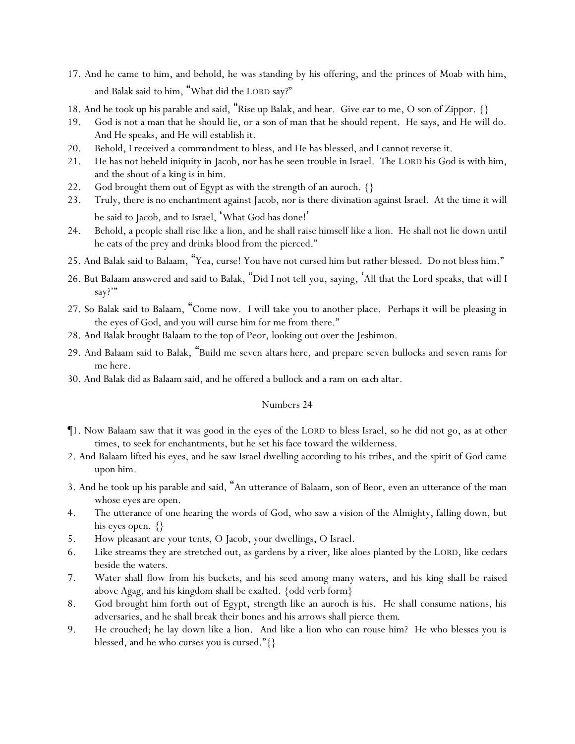17. And he came to him, and behold, he was standing by his offering, and the princes of Moab with him, and Balak said to him, "What did the LORD say?"
18. And he took up his parable and said, "Rise up Balak, and hear. Give ear to me, O son of Zippor. {}
19. God is not a man that he should lie, or a son of man that he should repent. He says, and He will do. And He speaks, and He will establish it.
20. Behold, I received a commandment to bless, and He has blessed, and I cannot reverse it.
21. He has not beheld iniquity in Jacob, nor has he seen trouble in Israel. The LORD his God is with him, and the shout of a king is in him.
22. God brought them out of Egypt as with the strength of an auroch. {}
23. Truly, there is no enchantment against Jacob, nor is there divination against Israel. At the time it will be said to Jacob, and to Israel, 'What God has done!'
24. Behold, a people shall rise like a lion, and he shall raise himself like a lion. He shall not lie down until he eats of the prey and drinks blood from the pierced."
25. And Balak said to Balaam, "Yea, curse! You have not cursed him but rather blessed. Do not bless him."
26. But Balaam answered and said to Balak, "Did I not tell you, saying, 'All that the Lord speaks, that will I say?'"
27. So Balak said to Balaam, "Come now. I will take you to another place. Perhaps it will be pleasing in the eyes of God, and you will curse him for me from there."
28. And Balak brought Balaam to the top of Peor, looking out over the Jeshimon.
29. And Balaam said to Balak, "Build me seven altars here, and prepare seven bullocks and seven rams for me here.
30. And Balak did as Balaam said, and he offered a bullock and a ram on *each* altar.

## Numbers 24

¶1. Now Balaam saw that it was good in the eyes of the LORD to bless Israel, so he did not go, as at other times, to seek for enchantments, but he set his face toward the wilderness.
2. And Balaam lifted his eyes, and he saw Israel dwelling according to his tribes, and the spirit of God came upon him.
3. And he took up his parable and said, "An utterance of Balaam, son of Beor, even an utterance of the man whose eyes are open.
4. The utterance of one hearing the words of God, who saw a vision of the Almighty, falling down, but his eyes open. {}
5. How pleasant are your tents, O Jacob, your dwellings, O Israel.
6. Like streams they are stretched out, as gardens by a river, like aloes planted by the LORD, like cedars beside the waters.
7. Water shall flow from his buckets, and his seed among many waters, and his king shall be raised above Agag, and his kingdom shall be exalted. {odd verb form}
8. God brought him forth out of Egypt, strength like an auroch is his. He shall consume nations, his adversaries, and he shall break their bones and his arrows shall pierce *them*.
9. He crouched; he lay down like a lion. And like a lion who can rouse him? He who blesses you is blessed, and he who curses you is cursed."{}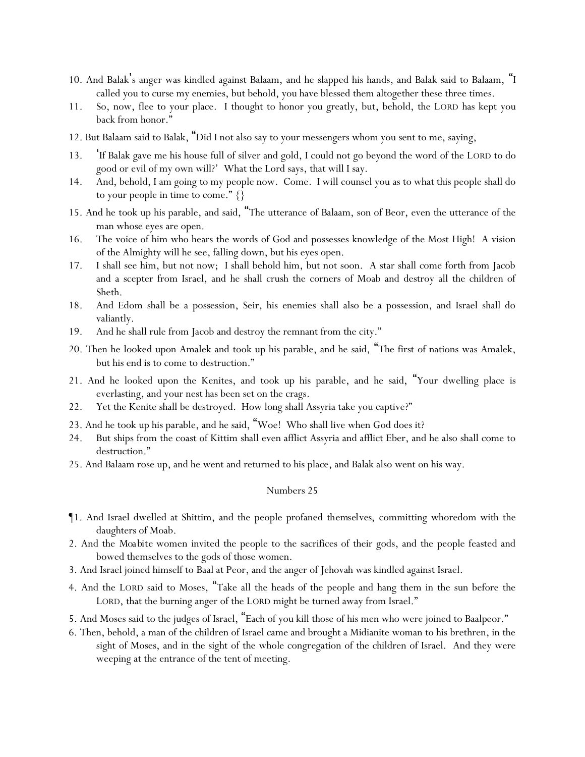10. And Balak's anger was kindled against Balaam, and he slapped his hands, and Balak said to Balaam, "I called you to curse my enemies, but behold, you have blessed them altogether these three times.

11. So, now, flee to your place. I thought to honor you greatly, but, behold, the LORD has kept you back from honor."

12. But Balaam said to Balak, "Did I not also say to your messengers whom you sent to me, saying,

13. 'If Balak gave me his house full of silver and gold, I could not go beyond the word of the LORD to do good or evil of my own will?' What the Lord says, that will I say.

14. And, behold, I am going to my people now. Come. I will counsel you as to what this people shall do to your people in time to come." {}

15. And he took up his parable, and said, "The utterance of Balaam, son of Beor, even the utterance of the man whose eyes are open.

16. The voice of him who hears the words of God and possesses knowledge of the Most High! A vision of the Almighty will he see, falling down, but his eyes open.

17. I shall see him, but not now; I shall behold him, but not soon. A star shall come forth from Jacob and a scepter from Israel, and he shall crush the corners of Moab and destroy all the children of Sheth.

18. And Edom shall be a possession, Seir, his enemies shall also be a possession, and Israel shall do valiantly.

19. And he shall rule from Jacob and destroy the remnant from the city."

20. Then he looked upon Amalek and took up his parable, and he said, "The first of nations was Amalek, but his end is to come to destruction."

21. And he looked upon the Kenites, and took up his parable, and he said, "Your dwelling place is everlasting, and your nest has been set on the crags.

22. Yet the Kenite shall be destroyed. How long shall Assyria take you captive?"

23. And he took up his parable, and he said, "Woe! Who shall live when God does it?

24. But ships from the coast of Kittim shall even afflict Assyria and afflict Eber, and he also shall come to destruction."

25. And Balaam rose up, and he went and returned to his place, and Balak also went on his way.

## Numbers 25

¶1. And Israel dwelled at Shittim, and the people profaned themselves, committing whoredom with the daughters of Moab.

2. And the *Moabite women* invited the people to the sacrifices of their gods, and the people feasted and bowed themselves to the gods of those women.

3. And Israel joined himself to Baal at Peor, and the anger of Jehovah was kindled against Israel.

4. And the LORD said to Moses, "Take all the heads of the people and hang them in the sun before the LORD, that the burning anger of the LORD might be turned away from Israel."

5. And Moses said to the judges of Israel, "Each of you kill those of his men who were joined to Baalpeor."

6. Then, behold, a man of the children of Israel came and brought a Midianite woman to his brethren, in the sight of Moses, and in the sight of the whole congregation of the children of Israel. And they were weeping at the entrance of the tent of meeting.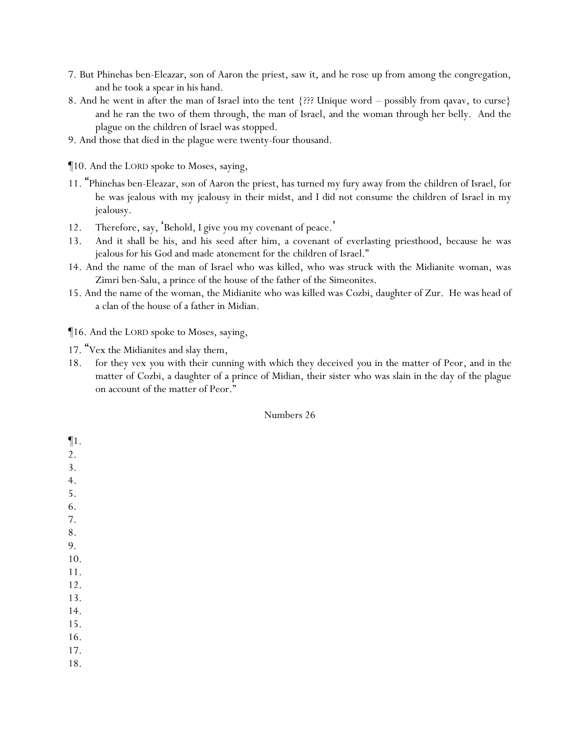7. But Phinehas ben-Eleazar, son of Aaron the priest, saw it, and he rose up from among the congregation, and he took a spear in his hand.

8. And he went in after the man of Israel into the tent {??? Unique word – possibly from qavav, to curse} and he ran the two of them through, the man of Israel, and the woman through her belly. And the plague on the children of Israel was stopped.

9. And those that died in the plague were twenty-four thousand.

¶10. And the LORD spoke to Moses, saying,

11. "Phinehas ben-Eleazar, son of Aaron the priest, has turned my fury away from the children of Israel, for he was jealous with my jealousy in their midst, and I did not consume the children of Israel in my jealousy.

12. Therefore, say, 'Behold, I give you my covenant of peace.'

13. And it shall be his, and his seed after him, a covenant of everlasting priesthood, because he was jealous for his God and made atonement for the children of Israel."

14. And the name of the man of Israel who was killed, who was struck with the Midianite woman, was Zimri ben-Salu, a prince of the house of the father of the Simeonites.

15. And the name of the woman, the Midianite who was killed was Cozbi, daughter of Zur. He was head of a clan of the house of a father in Midian.

¶16. And the LORD spoke to Moses, saying,

17. "Vex the Midianites and slay them,

18. for they vex you with their cunning with which they deceived you in the matter of Peor, and in the matter of Cozbi, a daughter of a prince of Midian, their sister who was slain in the day of the plague on account of the matter of Peor."

## Numbers 26

¶1.

2.

3.

4.

5.

6.

7.

8.

9.

10.

11.

12.

13.

14.

15.

16.

17.

18.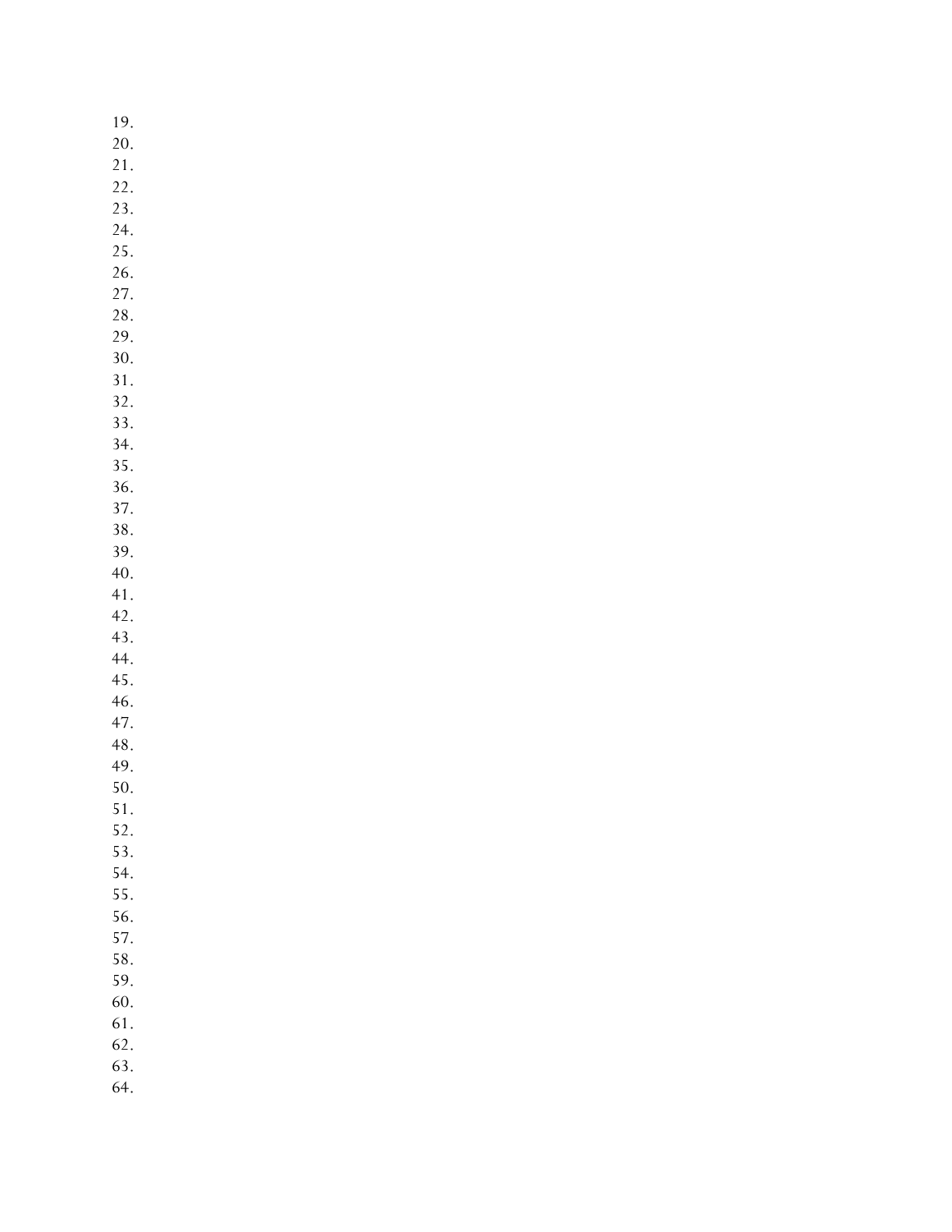19.
20.
21.
22.
23.
24.
25.
26.
27.
28.
29.
30.
31.
32.
33.
34.
35.
36.
37.
38.
39.
40.
41.
42.
43.
44.
45.
46.
47.
48.
49.
50.
51.
52.
53.
54.
55.
56.
57.
58.
59.
60.
61.
62.
63.
64.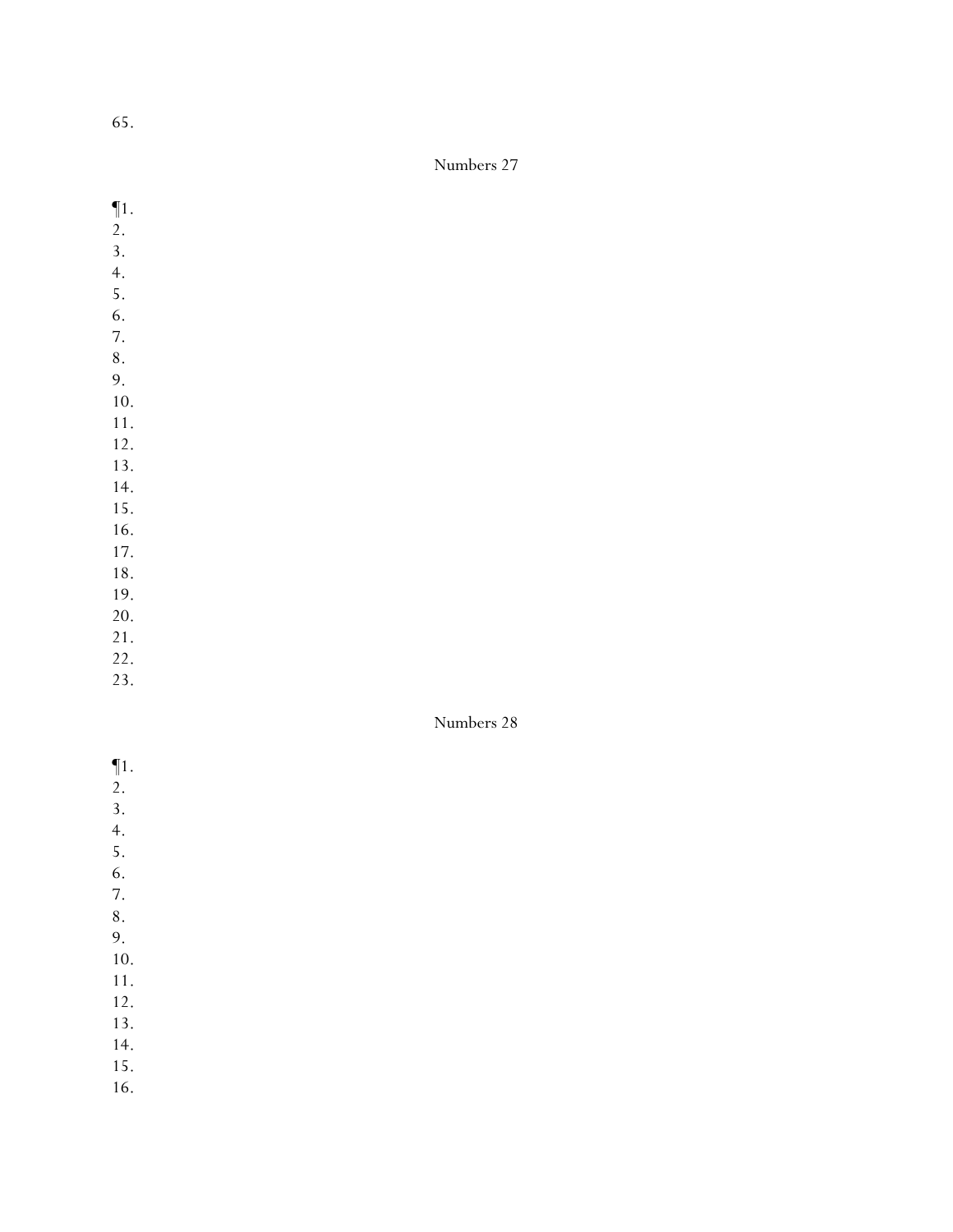65.

## Numbers 27

¶1.
2.
3.
4.
5.
6.
7.
8.
9.
10.
11.
12.
13.
14.
15.
16.
17.
18.
19.
20.
21.
22.
23.

## Numbers 28

¶1.
2.
3.
4.
5.
6.
7.
8.
9.
10.
11.
12.
13.
14.
15.
16.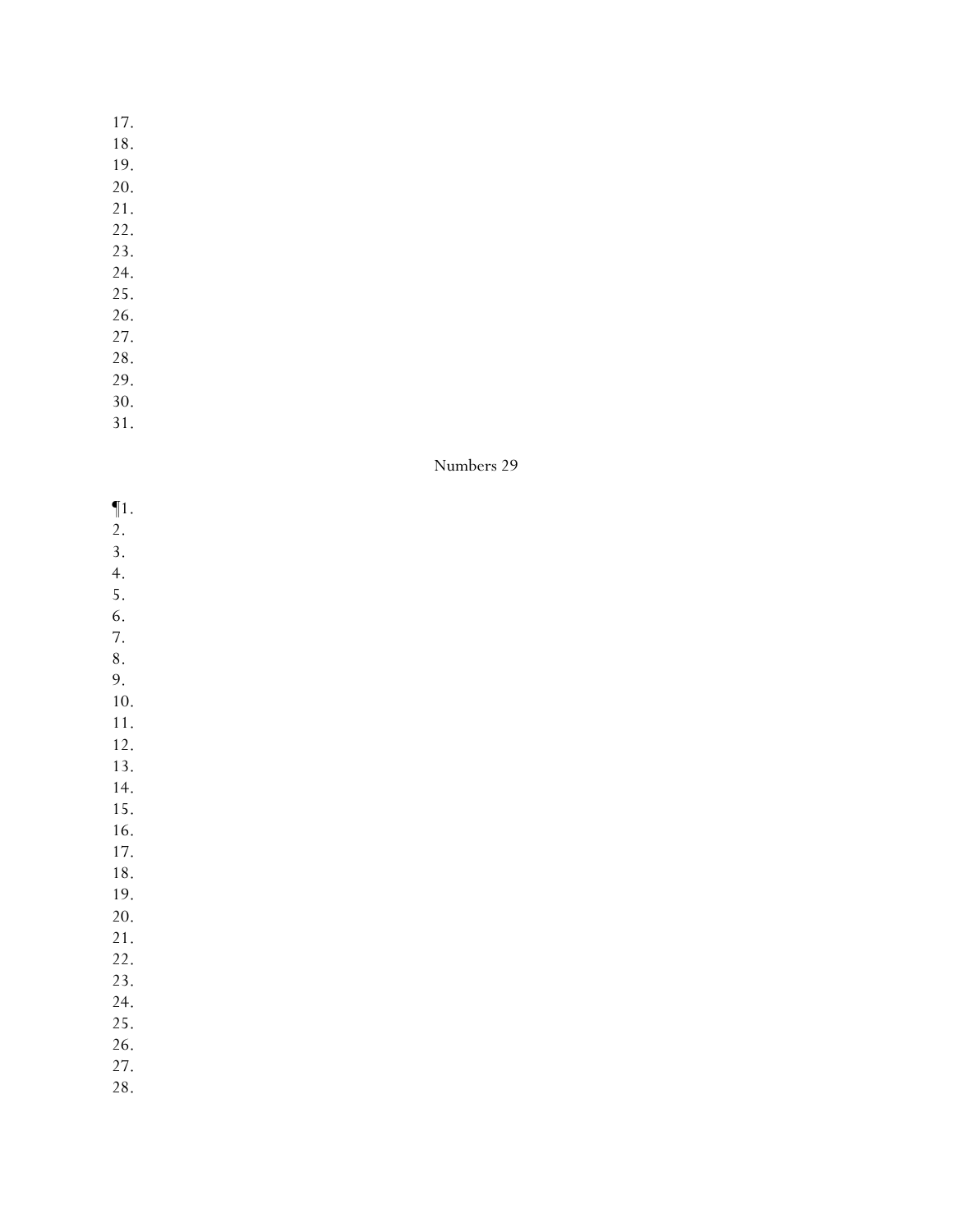17.
18.
19.
20.
21.
22.
23.
24.
25.
26.
27.
28.
29.
30.
31.

Numbers 29

¶1.
2.
3.
4.
5.
6.
7.
8.
9.
10.
11.
12.
13.
14.
15.
16.
17.
18.
19.
20.
21.
22.
23.
24.
25.
26.
27.
28.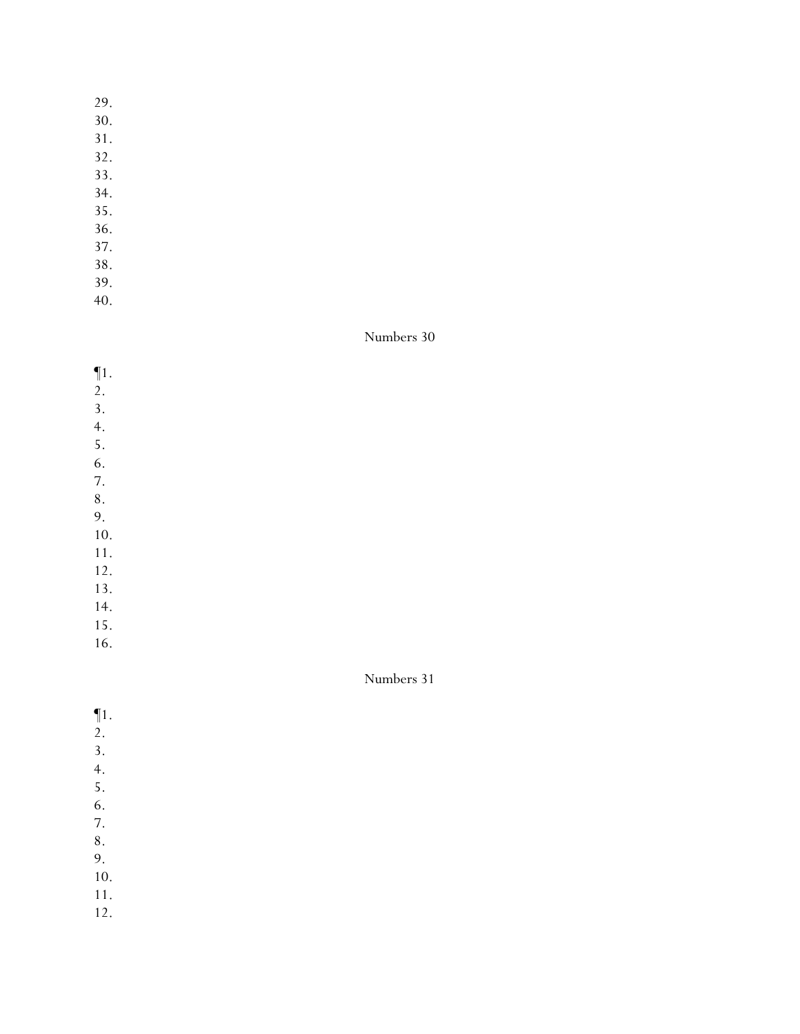29.
30.
31.
32.
33.
34.
35.
36.
37.
38.
39.
40.

## Numbers 30

¶1.
2.
3.
4.
5.
6.
7.
8.
9.
10.
11.
12.
13.
14.
15.
16.

## Numbers 31

¶1.
2.
3.
4.
5.
6.
7.
8.
9.
10.
11.
12.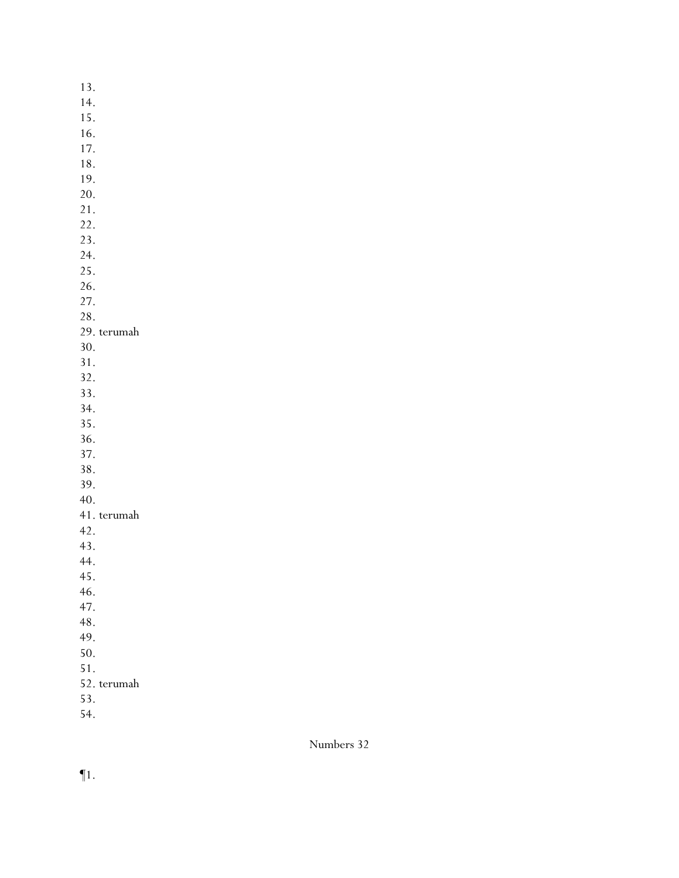13.
14.
15.
16.
17.
18.
19.
20.
21.
22.
23.
24.
25.
26.
27.
28.
29. terumah
30.
31.
32.
33.
34.
35.
36.
37.
38.
39.
40.
41. terumah
42.
43.
44.
45.
46.
47.
48.
49.
50.
51.
52. terumah
53.
54.

## Numbers 32

¶1.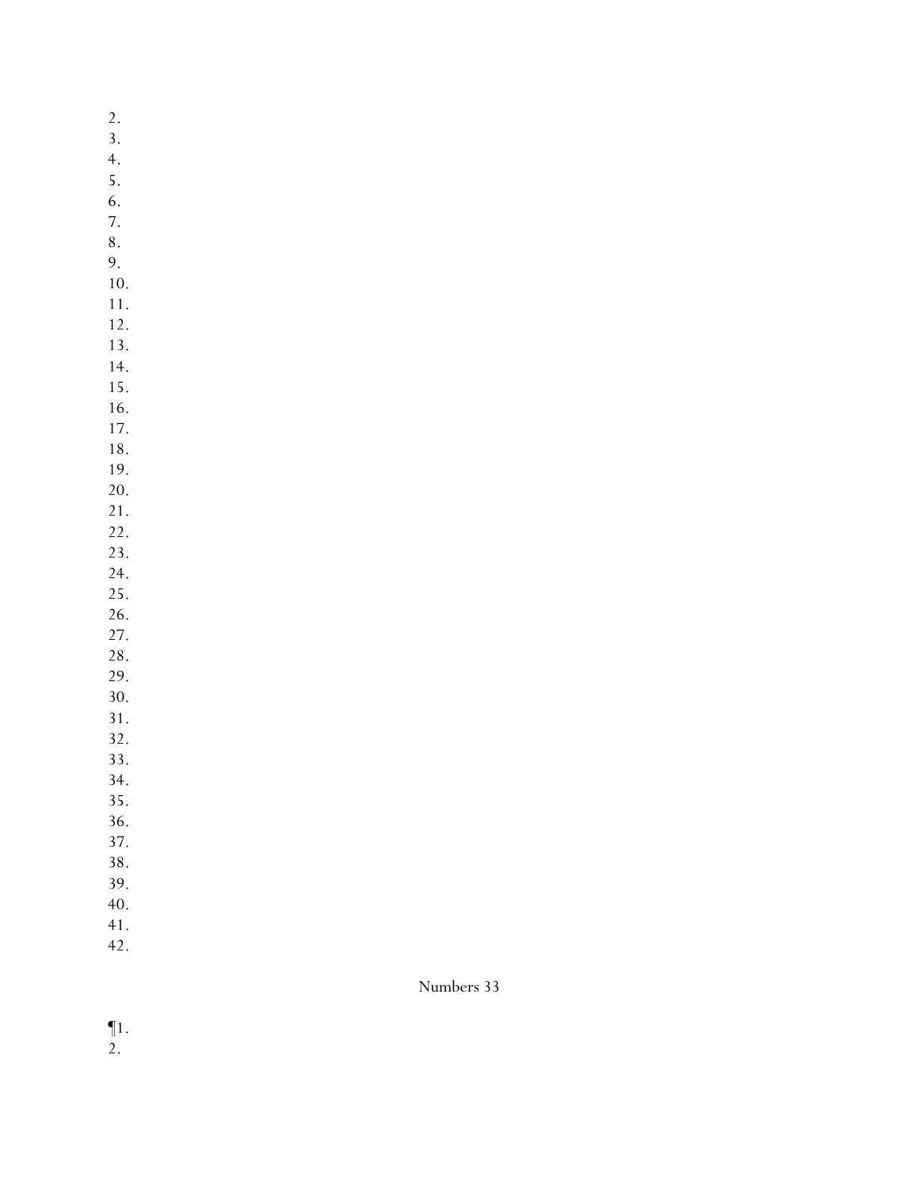2.
3.
4.
5.
6.
7.
8.
9.
10.
11.
12.
13.
14.
15.
16.
17.
18.
19.
20.
21.
22.
23.
24.
25.
26.
27.
28.
29.
30.
31.
32.
33.
34.
35.
36.
37.
38.
39.
40.
41.
42.

## Numbers 33

¶1.
2.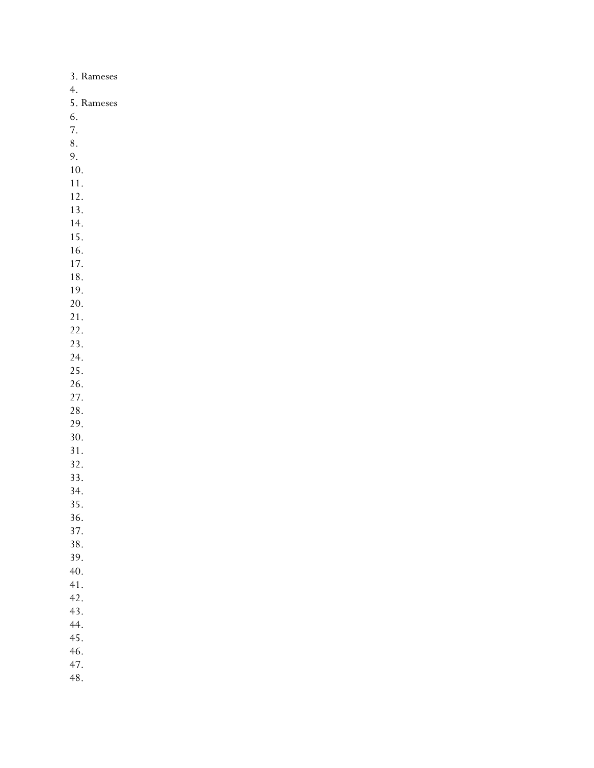3. Rameses
4.
5. Rameses
6.
7.
8.
9.
10.
11.
12.
13.
14.
15.
16.
17.
18.
19.
20.
21.
22.
23.
24.
25.
26.
27.
28.
29.
30.
31.
32.
33.
34.
35.
36.
37.
38.
39.
40.
41.
42.
43.
44.
45.
46.
47.
48.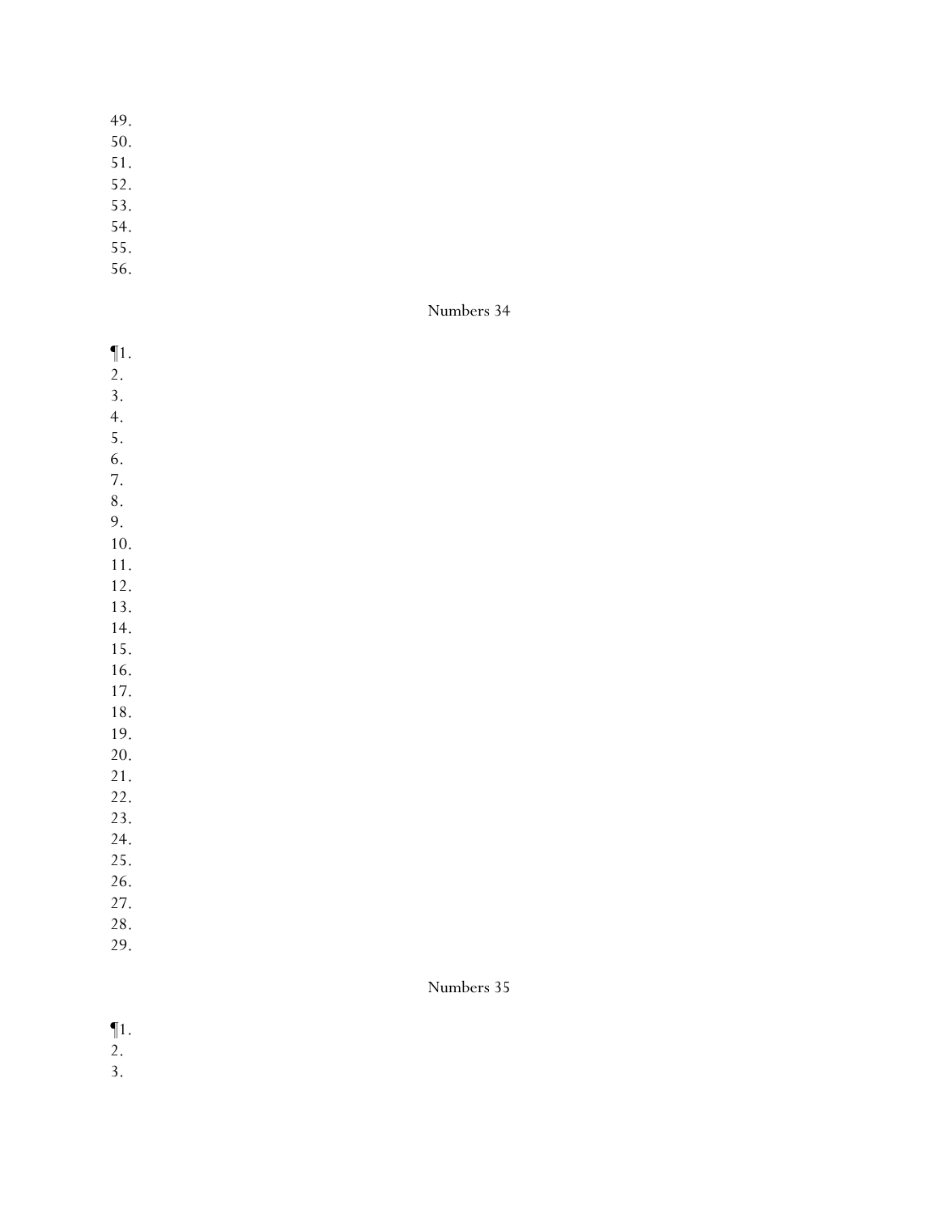49.
50.
51.
52.
53.
54.
55.
56.

## Numbers 34

¶1.
2.
3.
4.
5.
6.
7.
8.
9.
10.
11.
12.
13.
14.
15.
16.
17.
18.
19.
20.
21.
22.
23.
24.
25.
26.
27.
28.
29.

## Numbers 35

¶1.
2.
3.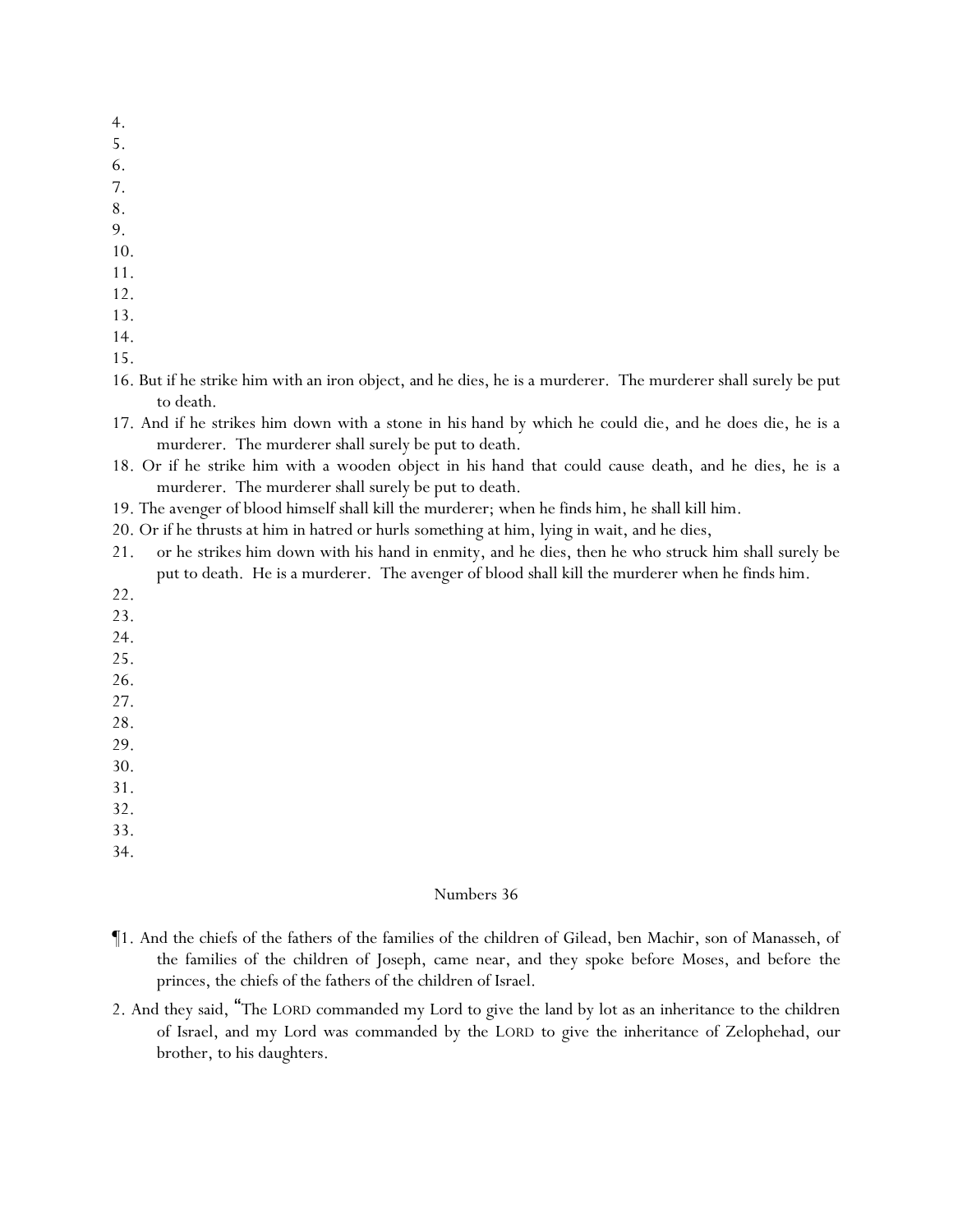4.
5.
6.
7.
8.
9.
10.
11.
12.
13.
14.
15.
16. But if he strike him with an iron object, and he dies, he is a murderer. The murderer shall surely be put to death.
17. And if he strikes him down with a stone in his hand by which he could die, and he does die, he is a murderer. The murderer shall surely be put to death.
18. Or if he strike him with a wooden object in his hand that could cause death, and he dies, he is a murderer. The murderer shall surely be put to death.
19. The avenger of blood himself shall kill the murderer; when he finds him, he shall kill him.
20. Or if he thrusts at him in hatred or hurls something at him, lying in wait, and he dies,
21. or he strikes him down with his hand in enmity, and he dies, then he who struck him shall surely be put to death. He is a murderer. The avenger of blood shall kill the murderer when he finds him.
22.
23.
24.
25.
26.
27.
28.
29.
30.
31.
32.
33.
34.

## Numbers 36

¶1. And the chiefs of the fathers of the families of the children of Gilead, ben Machir, son of Manasseh, of the families of the children of Joseph, came near, and they spoke before Moses, and before the princes, the chiefs of the fathers of the children of Israel.

2. And they said, "The LORD commanded my Lord to give the land by lot as an inheritance to the children of Israel, and my Lord was commanded by the LORD to give the inheritance of Zelophehad, our brother, to his daughters.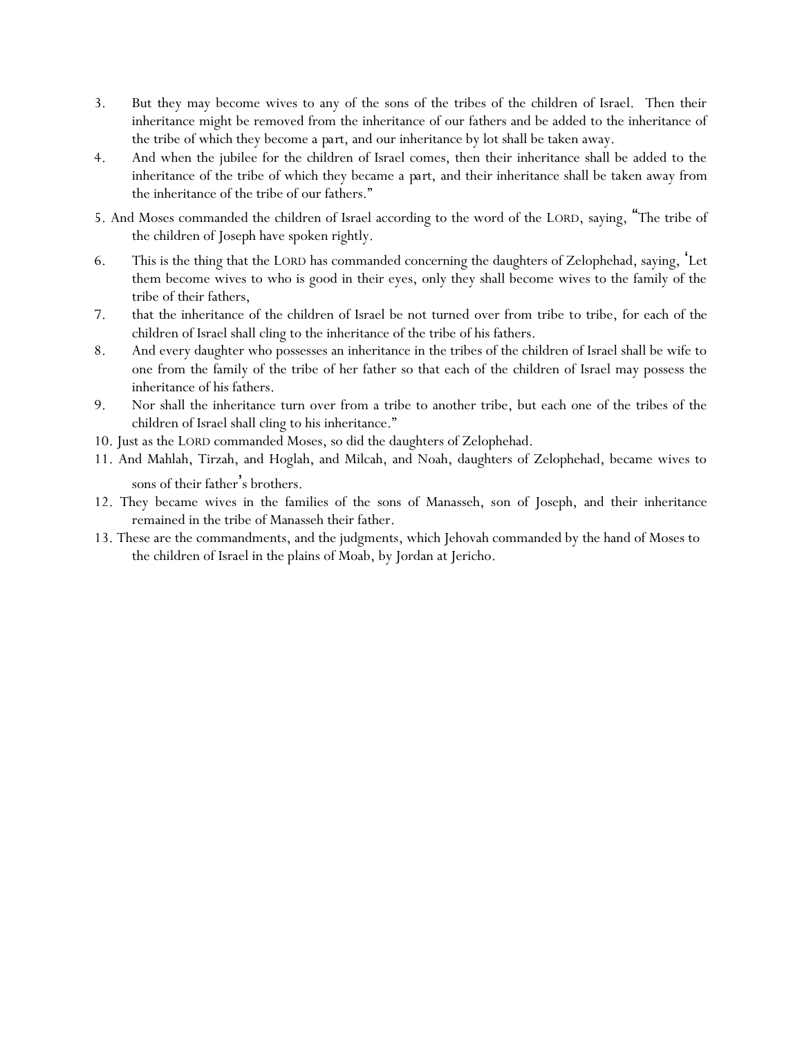3. But they may become wives to any of the sons of the tribes of the children of Israel. Then their inheritance might be removed from the inheritance of our fathers and be added to the inheritance of the tribe of which they become a part, and our inheritance by lot shall be taken away.
4. And when the jubilee for the children of Israel comes, then their inheritance shall be added to the inheritance of the tribe of which they became a part, and their inheritance shall be taken away from the inheritance of the tribe of our fathers."
5. And Moses commanded the children of Israel according to the word of the LORD, saying, "The tribe of the children of Joseph have spoken rightly.
6. This is the thing that the LORD has commanded concerning the daughters of Zelophehad, saying, 'Let them become wives to who is good in their eyes, only they shall become wives to the family of the tribe of their fathers,
7. that the inheritance of the children of Israel be not turned over from tribe to tribe, for each of the children of Israel shall cling to the inheritance of the tribe of his fathers.
8. And every daughter who possesses an inheritance in the tribes of the children of Israel shall be wife to one from the family of the tribe of her father so that each of the children of Israel may possess the inheritance of his fathers.
9. Nor shall the inheritance turn over from a tribe to another tribe, but each one of the tribes of the children of Israel shall cling to his inheritance."
10. Just as the LORD commanded Moses, so did the daughters of Zelophehad.
11. And Mahlah, Tirzah, and Hoglah, and Milcah, and Noah, daughters of Zelophehad, became wives to sons of their father's brothers.
12. They became wives in the families of the sons of Manasseh, son of Joseph, and their inheritance remained in the tribe of Manasseh their father.
13. These are the commandments, and the judgments, which Jehovah commanded by the hand of Moses to the children of Israel in the plains of Moab, by Jordan at Jericho.